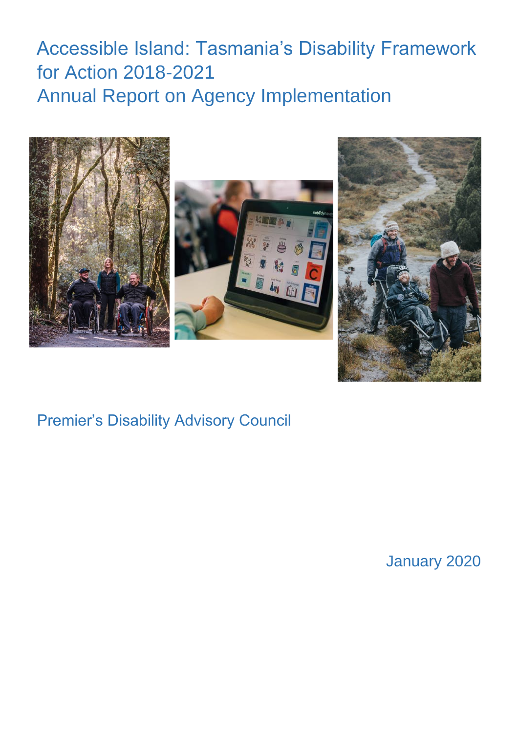# Accessible Island: Tasmania's Disability Framework for Action 2018-2021
# Annual Report on Agency Implementation

Premier's Disability Advisory Council

January 2020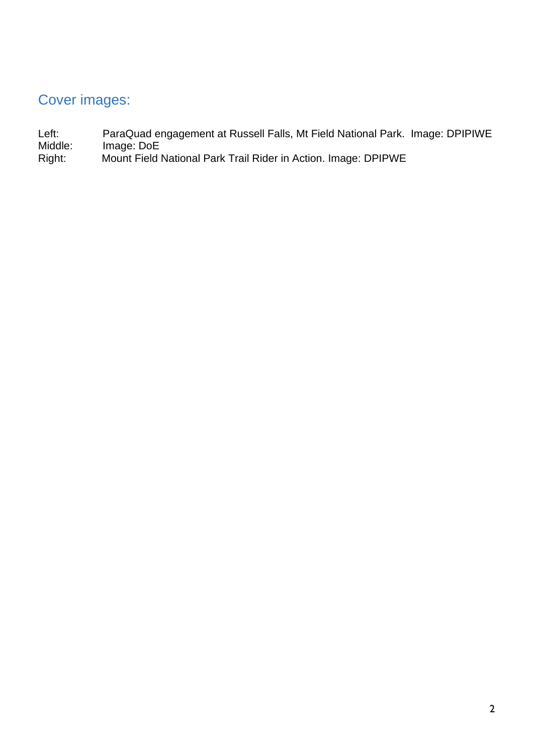## Cover images:

| | |
|---|---|
| Left: | ParaQuad engagement at Russell Falls, Mt Field National Park. Image: DPIPIWE |
| Middle: | Image: DoE |
| Right: | Mount Field National Park Trail Rider in Action. Image: DPIPWE |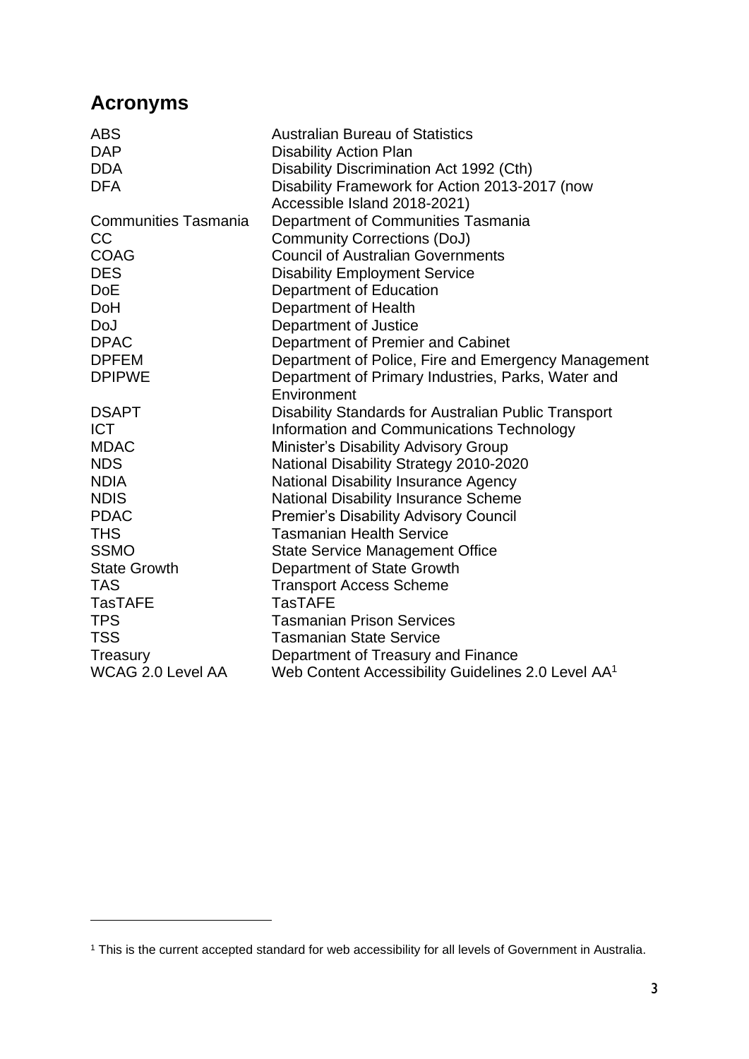## Acronyms

| | |
|---|---|
| ABS | Australian Bureau of Statistics |
| DAP | Disability Action Plan |
| DDA | Disability Discrimination Act 1992 (Cth) |
| DFA | Disability Framework for Action 2013-2017 (now Accessible Island 2018-2021) |
| Communities Tasmania | Department of Communities Tasmania |
| CC | Community Corrections (DoJ) |
| COAG | Council of Australian Governments |
| DES | Disability Employment Service |
| DoE | Department of Education |
| DoH | Department of Health |
| DoJ | Department of Justice |
| DPAC | Department of Premier and Cabinet |
| DPFEM | Department of Police, Fire and Emergency Management |
| DPIPWE | Department of Primary Industries, Parks, Water and Environment |
| DSAPT | Disability Standards for Australian Public Transport |
| ICT | Information and Communications Technology |
| MDAC | Minister's Disability Advisory Group |
| NDS | National Disability Strategy 2010-2020 |
| NDIA | National Disability Insurance Agency |
| NDIS | National Disability Insurance Scheme |
| PDAC | Premier's Disability Advisory Council |
| THS | Tasmanian Health Service |
| SSMO | State Service Management Office |
| State Growth | Department of State Growth |
| TAS | Transport Access Scheme |
| TasTAFE | TasTAFE |
| TPS | Tasmanian Prison Services |
| TSS | Tasmanian State Service |
| Treasury | Department of Treasury and Finance |
| WCAG 2.0 Level AA | Web Content Accessibility Guidelines 2.0 Level AA[1] |

[1] This is the current accepted standard for web accessibility for all levels of Government in Australia.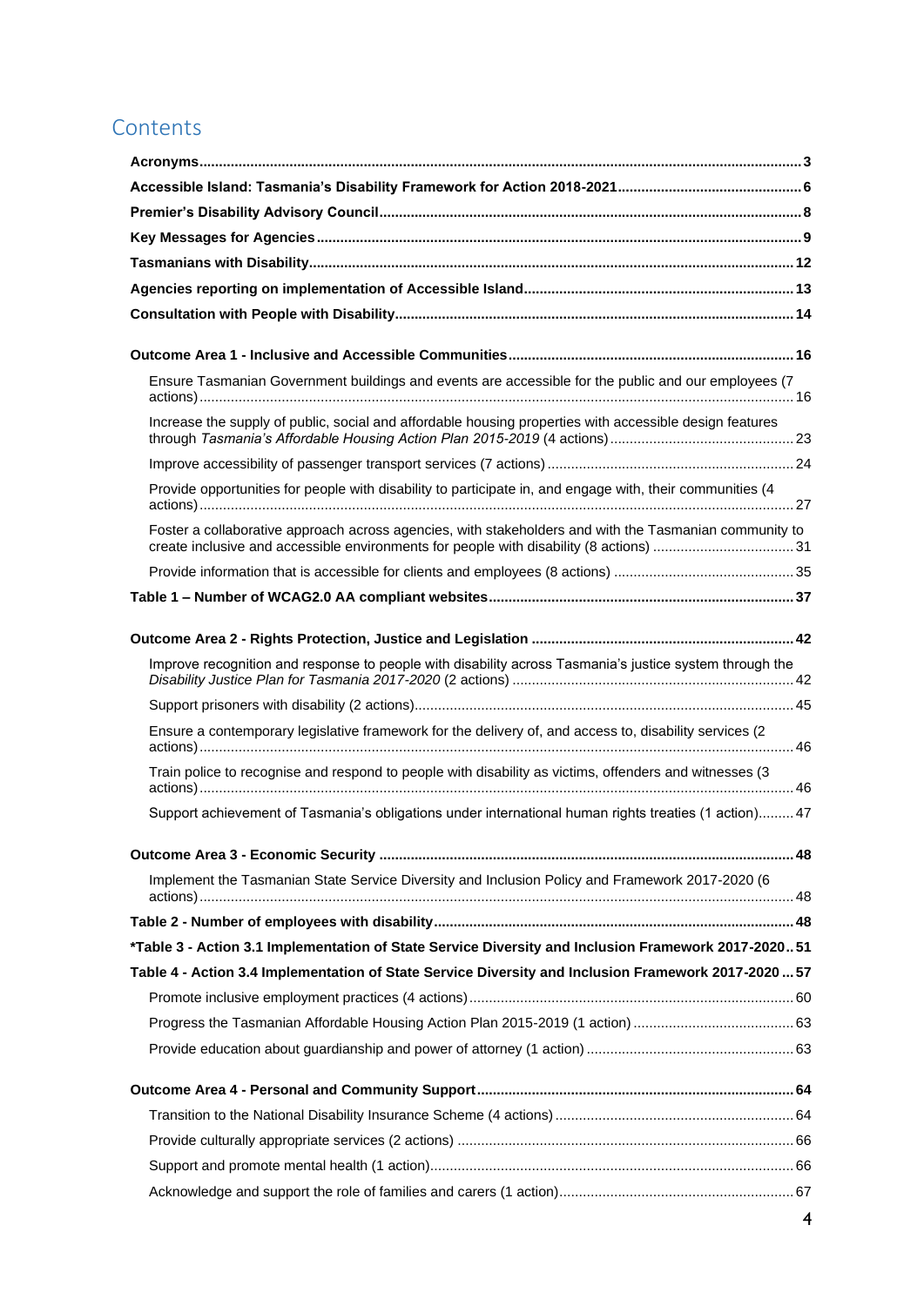# Contents

**Acronyms** .......... 3

**Accessible Island: Tasmania's Disability Framework for Action 2018-2021** .......... 6

**Premier's Disability Advisory Council** .......... 8

**Key Messages for Agencies** .......... 9

**Tasmanians with Disability** .......... 12

**Agencies reporting on implementation of Accessible Island** .......... 13

**Consultation with People with Disability** .......... 14

**Outcome Area 1 - Inclusive and Accessible Communities** .......... 16

- Ensure Tasmanian Government buildings and events are accessible for the public and our employees (7 actions) .......... 16
- Increase the supply of public, social and affordable housing properties with accessible design features through *Tasmania's Affordable Housing Action Plan 2015-2019* (4 actions) .......... 23
- Improve accessibility of passenger transport services (7 actions) .......... 24
- Provide opportunities for people with disability to participate in, and engage with, their communities (4 actions) .......... 27
- Foster a collaborative approach across agencies, with stakeholders and with the Tasmanian community to create inclusive and accessible environments for people with disability (8 actions) .......... 31
- Provide information that is accessible for clients and employees (8 actions) .......... 35

**Table 1 – Number of WCAG2.0 AA compliant websites** .......... 37

**Outcome Area 2 - Rights Protection, Justice and Legislation** .......... 42

- Improve recognition and response to people with disability across Tasmania's justice system through the *Disability Justice Plan for Tasmania 2017-2020* (2 actions) .......... 42
- Support prisoners with disability (2 actions) .......... 45
- Ensure a contemporary legislative framework for the delivery of, and access to, disability services (2 actions) .......... 46
- Train police to recognise and respond to people with disability as victims, offenders and witnesses (3 actions) .......... 46
- Support achievement of Tasmania's obligations under international human rights treaties (1 action) .......... 47

**Outcome Area 3 - Economic Security** .......... 48

- Implement the Tasmanian State Service Diversity and Inclusion Policy and Framework 2017-2020 (6 actions) .......... 48

**Table 2 - Number of employees with disability** .......... 48

**\*Table 3 - Action 3.1 Implementation of State Service Diversity and Inclusion Framework 2017-2020** .......... 51

**Table 4 - Action 3.4 Implementation of State Service Diversity and Inclusion Framework 2017-2020** .......... 57

- Promote inclusive employment practices (4 actions) .......... 60
- Progress the Tasmanian Affordable Housing Action Plan 2015-2019 (1 action) .......... 63
- Provide education about guardianship and power of attorney (1 action) .......... 63

**Outcome Area 4 - Personal and Community Support** .......... 64

- Transition to the National Disability Insurance Scheme (4 actions) .......... 64
- Provide culturally appropriate services (2 actions) .......... 66
- Support and promote mental health (1 action) .......... 66
- Acknowledge and support the role of families and carers (1 action) .......... 67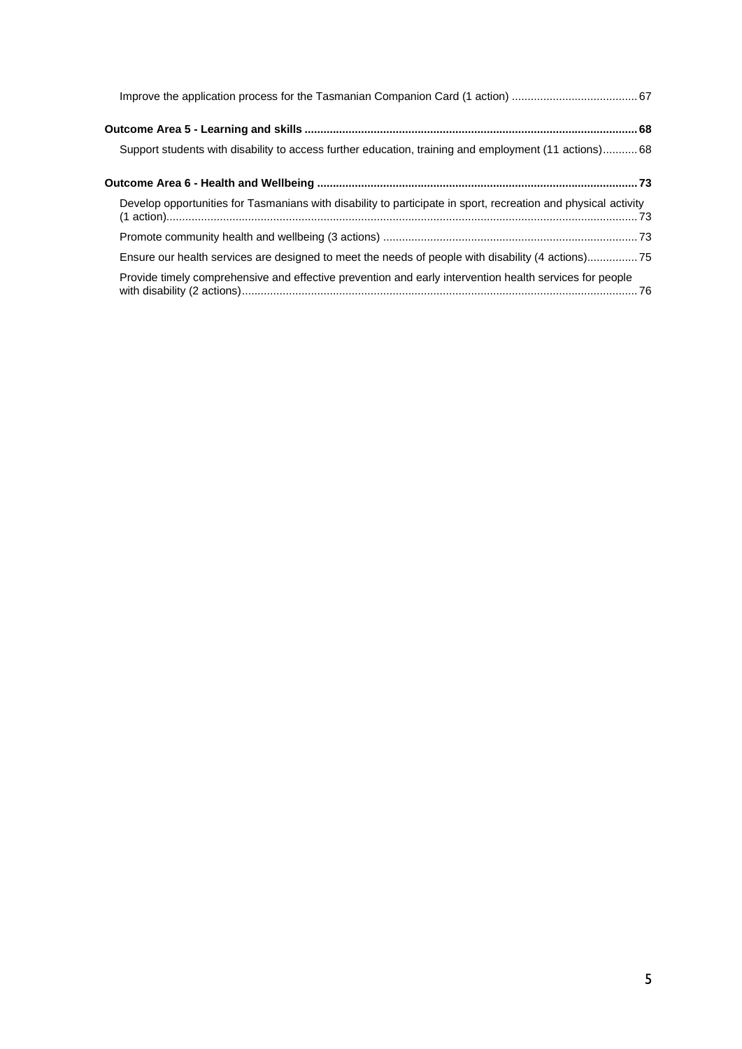Improve the application process for the Tasmanian Companion Card (1 action) ........................................ 67

**Outcome Area 5 - Learning and skills ........................................................................................................ 68**

Support students with disability to access further education, training and employment (11 actions)........... 68

**Outcome Area 6 - Health and Wellbeing ..................................................................................................... 73**

Develop opportunities for Tasmanians with disability to participate in sport, recreation and physical activity (1 action)...................................................................................................................................... 73

Promote community health and wellbeing (3 actions) ................................................................................. 73

Ensure our health services are designed to meet the needs of people with disability (4 actions)................ 75

Provide timely comprehensive and effective prevention and early intervention health services for people with disability (2 actions)............................................................................................................................... 76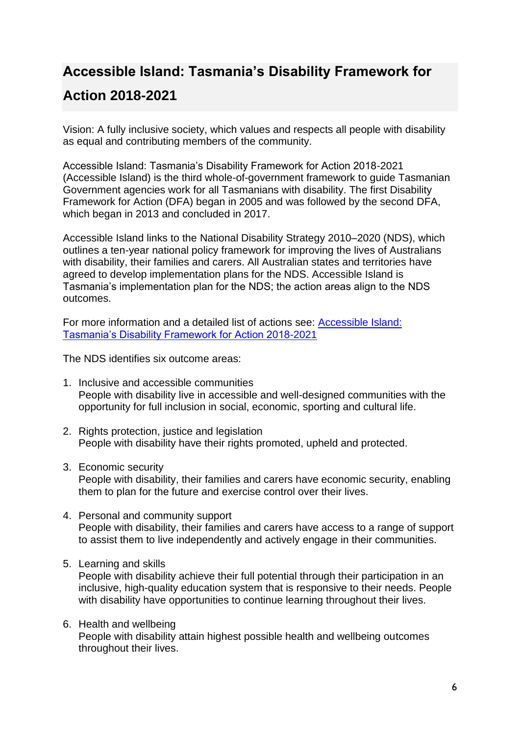## Accessible Island: Tasmania's Disability Framework for Action 2018-2021

Vision: A fully inclusive society, which values and respects all people with disability as equal and contributing members of the community.

Accessible Island: Tasmania's Disability Framework for Action 2018-2021 (Accessible Island) is the third whole-of-government framework to guide Tasmanian Government agencies work for all Tasmanians with disability. The first Disability Framework for Action (DFA) began in 2005 and was followed by the second DFA, which began in 2013 and concluded in 2017.

Accessible Island links to the National Disability Strategy 2010–2020 (NDS), which outlines a ten-year national policy framework for improving the lives of Australians with disability, their families and carers. All Australian states and territories have agreed to develop implementation plans for the NDS. Accessible Island is Tasmania's implementation plan for the NDS; the action areas align to the NDS outcomes.

For more information and a detailed list of actions see: [Accessible Island: Tasmania's Disability Framework for Action 2018-2021]()

The NDS identifies six outcome areas:

1. Inclusive and accessible communities
   People with disability live in accessible and well-designed communities with the opportunity for full inclusion in social, economic, sporting and cultural life.

2. Rights protection, justice and legislation
   People with disability have their rights promoted, upheld and protected.

3. Economic security
   People with disability, their families and carers have economic security, enabling them to plan for the future and exercise control over their lives.

4. Personal and community support
   People with disability, their families and carers have access to a range of support to assist them to live independently and actively engage in their communities.

5. Learning and skills
   People with disability achieve their full potential through their participation in an inclusive, high-quality education system that is responsive to their needs. People with disability have opportunities to continue learning throughout their lives.

6. Health and wellbeing
   People with disability attain highest possible health and wellbeing outcomes throughout their lives.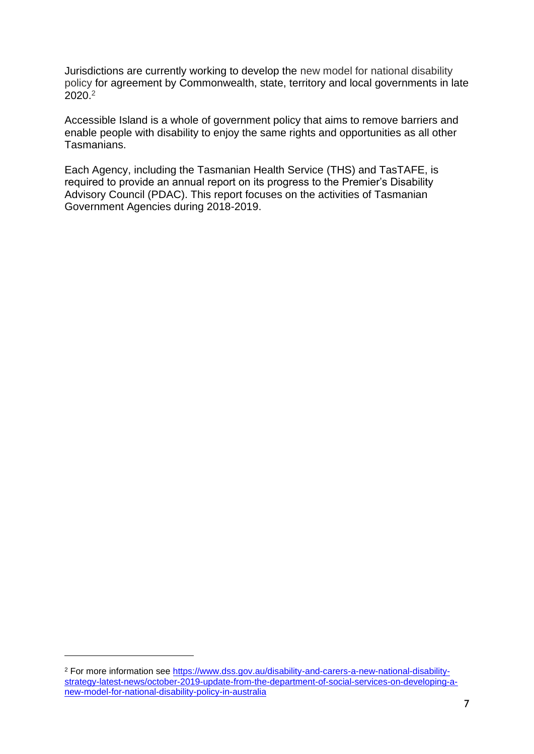Jurisdictions are currently working to develop the new model for national disability policy for agreement by Commonwealth, state, territory and local governments in late 2020.[2]

Accessible Island is a whole of government policy that aims to remove barriers and enable people with disability to enjoy the same rights and opportunities as all other Tasmanians.

Each Agency, including the Tasmanian Health Service (THS) and TasTAFE, is required to provide an annual report on its progress to the Premier's Disability Advisory Council (PDAC). This report focuses on the activities of Tasmanian Government Agencies during 2018-2019.

---

[2] For more information see https://www.dss.gov.au/disability-and-carers-a-new-national-disability-strategy-latest-news/october-2019-update-from-the-department-of-social-services-on-developing-a-new-model-for-national-disability-policy-in-australia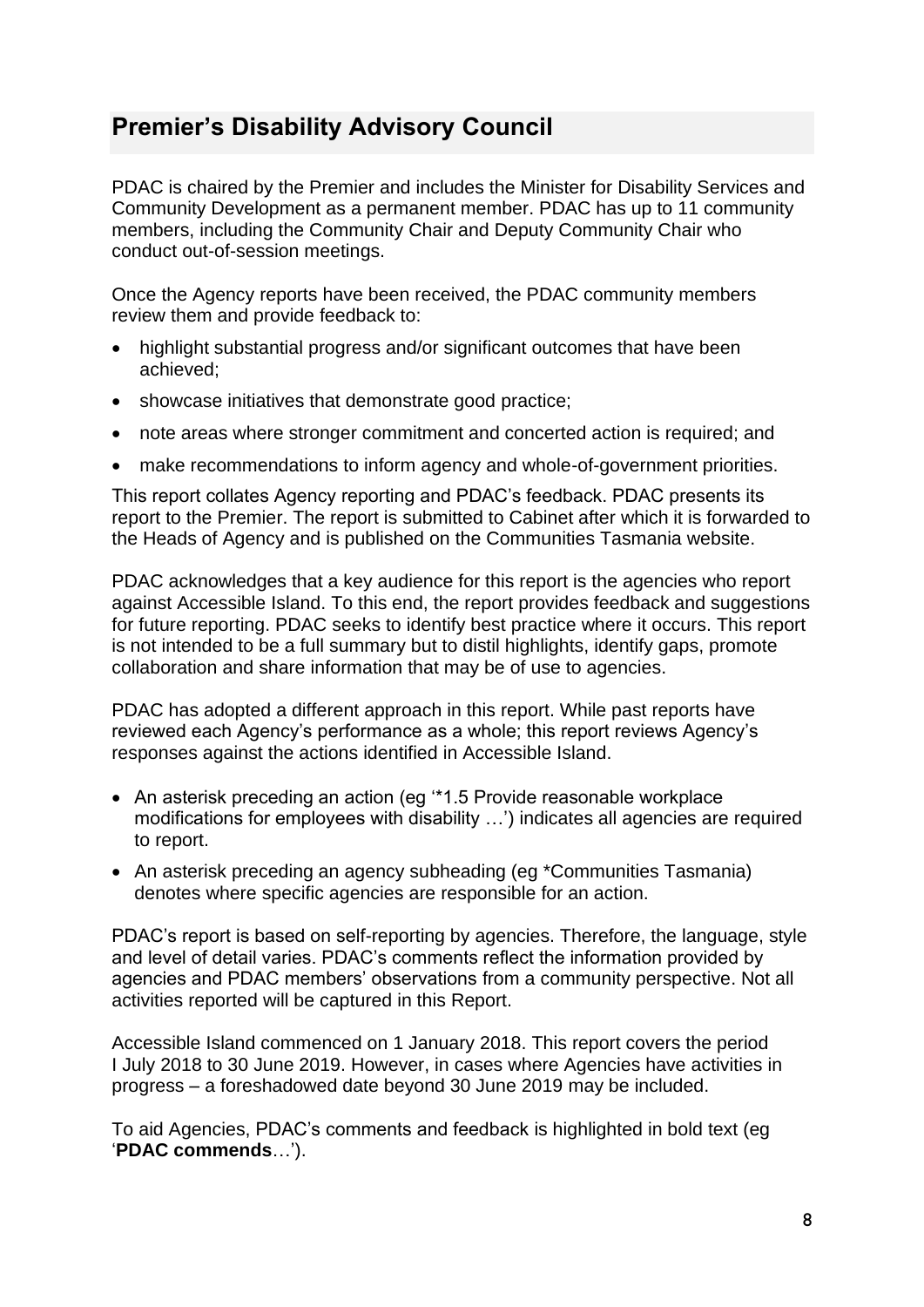## Premier's Disability Advisory Council

PDAC is chaired by the Premier and includes the Minister for Disability Services and Community Development as a permanent member. PDAC has up to 11 community members, including the Community Chair and Deputy Community Chair who conduct out-of-session meetings.

Once the Agency reports have been received, the PDAC community members review them and provide feedback to:

- highlight substantial progress and/or significant outcomes that have been achieved;
- showcase initiatives that demonstrate good practice;
- note areas where stronger commitment and concerted action is required; and
- make recommendations to inform agency and whole-of-government priorities.

This report collates Agency reporting and PDAC's feedback. PDAC presents its report to the Premier. The report is submitted to Cabinet after which it is forwarded to the Heads of Agency and is published on the Communities Tasmania website.

PDAC acknowledges that a key audience for this report is the agencies who report against Accessible Island. To this end, the report provides feedback and suggestions for future reporting. PDAC seeks to identify best practice where it occurs. This report is not intended to be a full summary but to distil highlights, identify gaps, promote collaboration and share information that may be of use to agencies.

PDAC has adopted a different approach in this report. While past reports have reviewed each Agency's performance as a whole; this report reviews Agency's responses against the actions identified in Accessible Island.

- An asterisk preceding an action (eg '*1.5 Provide reasonable workplace modifications for employees with disability …') indicates all agencies are required to report.
- An asterisk preceding an agency subheading (eg *Communities Tasmania) denotes where specific agencies are responsible for an action.

PDAC's report is based on self-reporting by agencies. Therefore, the language, style and level of detail varies. PDAC's comments reflect the information provided by agencies and PDAC members' observations from a community perspective. Not all activities reported will be captured in this Report.

Accessible Island commenced on 1 January 2018. This report covers the period I July 2018 to 30 June 2019. However, in cases where Agencies have activities in progress – a foreshadowed date beyond 30 June 2019 may be included.

To aid Agencies, PDAC's comments and feedback is highlighted in bold text (eg '**PDAC commends**…').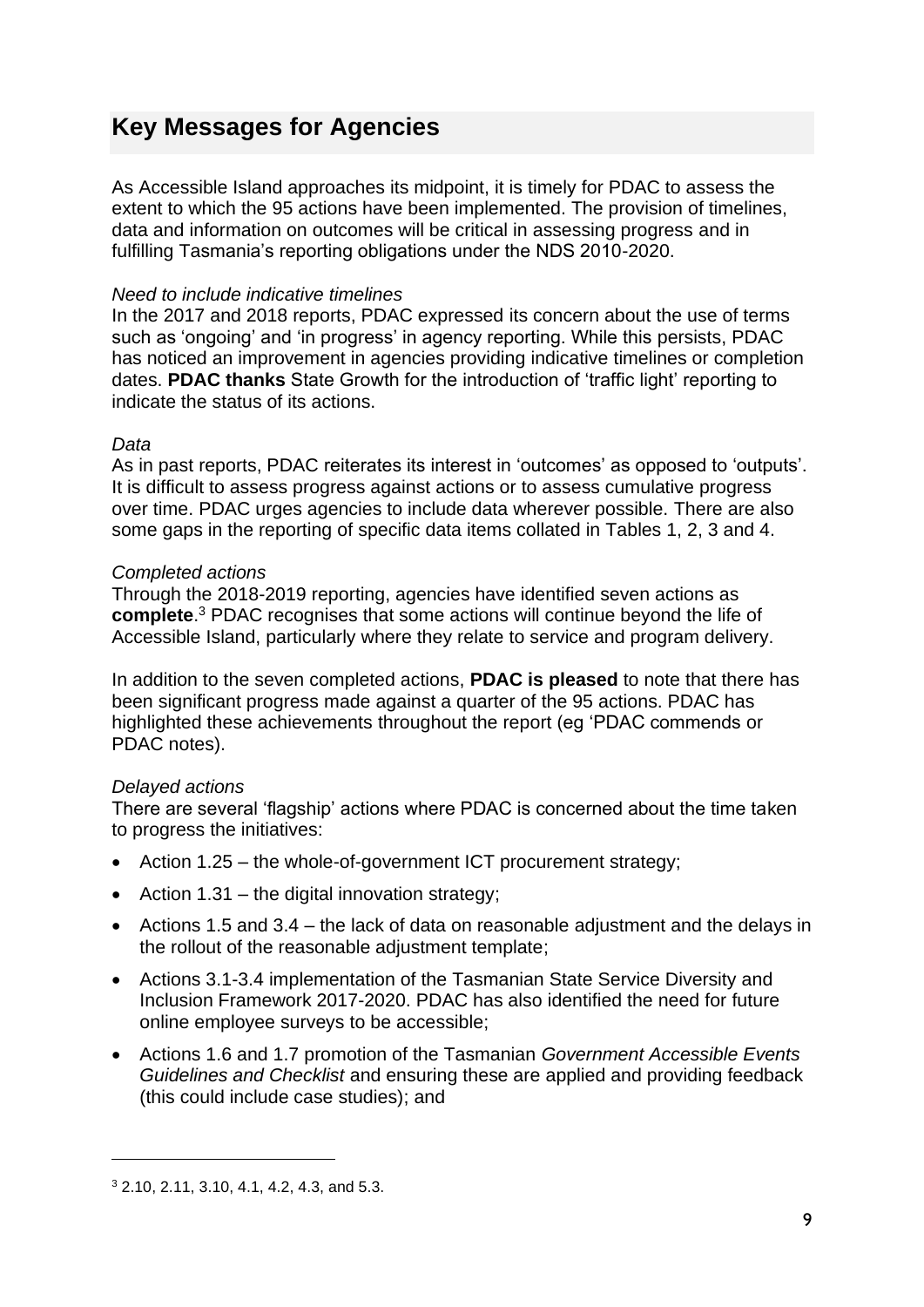## Key Messages for Agencies

As Accessible Island approaches its midpoint, it is timely for PDAC to assess the extent to which the 95 actions have been implemented. The provision of timelines, data and information on outcomes will be critical in assessing progress and in fulfilling Tasmania's reporting obligations under the NDS 2010-2020.

*Need to include indicative timelines*
In the 2017 and 2018 reports, PDAC expressed its concern about the use of terms such as 'ongoing' and 'in progress' in agency reporting. While this persists, PDAC has noticed an improvement in agencies providing indicative timelines or completion dates. **PDAC thanks** State Growth for the introduction of 'traffic light' reporting to indicate the status of its actions.

*Data*
As in past reports, PDAC reiterates its interest in 'outcomes' as opposed to 'outputs'. It is difficult to assess progress against actions or to assess cumulative progress over time. PDAC urges agencies to include data wherever possible. There are also some gaps in the reporting of specific data items collated in Tables 1, 2, 3 and 4.

*Completed actions*
Through the 2018-2019 reporting, agencies have identified seven actions as **complete**.[3] PDAC recognises that some actions will continue beyond the life of Accessible Island, particularly where they relate to service and program delivery.

In addition to the seven completed actions, **PDAC is pleased** to note that there has been significant progress made against a quarter of the 95 actions. PDAC has highlighted these achievements throughout the report (eg 'PDAC commends or PDAC notes).

*Delayed actions*
There are several 'flagship' actions where PDAC is concerned about the time taken to progress the initiatives:

- Action 1.25 – the whole-of-government ICT procurement strategy;
- Action 1.31 – the digital innovation strategy;
- Actions 1.5 and 3.4 – the lack of data on reasonable adjustment and the delays in the rollout of the reasonable adjustment template;
- Actions 3.1-3.4 implementation of the Tasmanian State Service Diversity and Inclusion Framework 2017-2020. PDAC has also identified the need for future online employee surveys to be accessible;
- Actions 1.6 and 1.7 promotion of the Tasmanian *Government Accessible Events Guidelines and Checklist* and ensuring these are applied and providing feedback (this could include case studies); and

[3] 2.10, 2.11, 3.10, 4.1, 4.2, 4.3, and 5.3.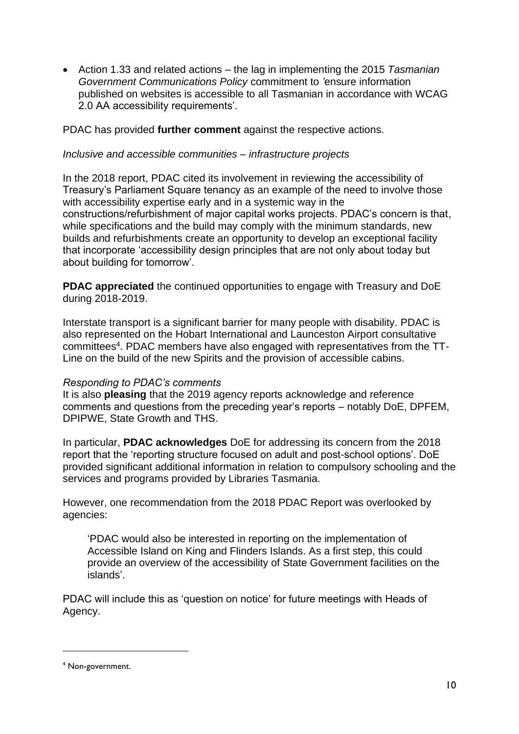- Action 1.33 and related actions – the lag in implementing the 2015 *Tasmanian Government Communications Policy* commitment to *'*ensure information published on websites is accessible to all Tasmanian in accordance with WCAG 2.0 AA accessibility requirements'.

PDAC has provided **further comment** against the respective actions.

*Inclusive and accessible communities – infrastructure projects*

In the 2018 report, PDAC cited its involvement in reviewing the accessibility of Treasury's Parliament Square tenancy as an example of the need to involve those with accessibility expertise early and in a systemic way in the constructions/refurbishment of major capital works projects. PDAC's concern is that, while specifications and the build may comply with the minimum standards, new builds and refurbishments create an opportunity to develop an exceptional facility that incorporate 'accessibility design principles that are not only about today but about building for tomorrow'.

**PDAC appreciated** the continued opportunities to engage with Treasury and DoE during 2018-2019.

Interstate transport is a significant barrier for many people with disability. PDAC is also represented on the Hobart International and Launceston Airport consultative committees[4]. PDAC members have also engaged with representatives from the TT-Line on the build of the new Spirits and the provision of accessible cabins.

*Responding to PDAC's comments*

It is also **pleasing** that the 2019 agency reports acknowledge and reference comments and questions from the preceding year's reports – notably DoE, DPFEM, DPIPWE, State Growth and THS.

In particular, **PDAC acknowledges** DoE for addressing its concern from the 2018 report that the 'reporting structure focused on adult and post-school options'. DoE provided significant additional information in relation to compulsory schooling and the services and programs provided by Libraries Tasmania.

However, one recommendation from the 2018 PDAC Report was overlooked by agencies:

> 'PDAC would also be interested in reporting on the implementation of Accessible Island on King and Flinders Islands. As a first step, this could provide an overview of the accessibility of State Government facilities on the islands'.

PDAC will include this as 'question on notice' for future meetings with Heads of Agency.

[4] Non-government.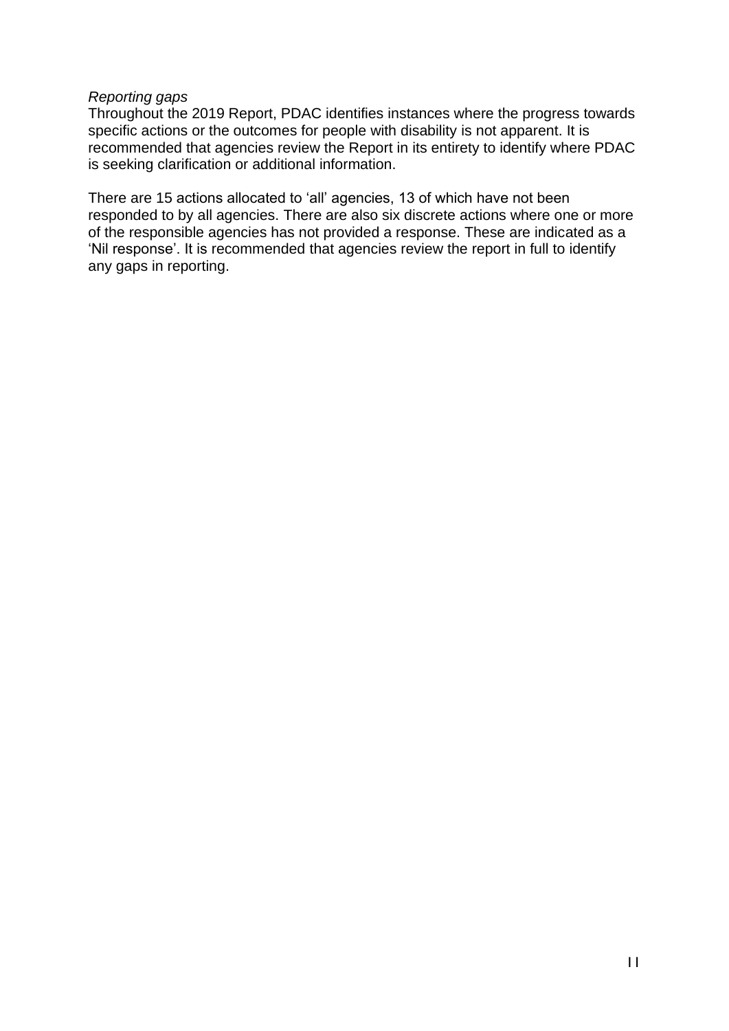*Reporting gaps*

Throughout the 2019 Report, PDAC identifies instances where the progress towards specific actions or the outcomes for people with disability is not apparent. It is recommended that agencies review the Report in its entirety to identify where PDAC is seeking clarification or additional information.

There are 15 actions allocated to 'all' agencies, 13 of which have not been responded to by all agencies. There are also six discrete actions where one or more of the responsible agencies has not provided a response. These are indicated as a 'Nil response'. It is recommended that agencies review the report in full to identify any gaps in reporting.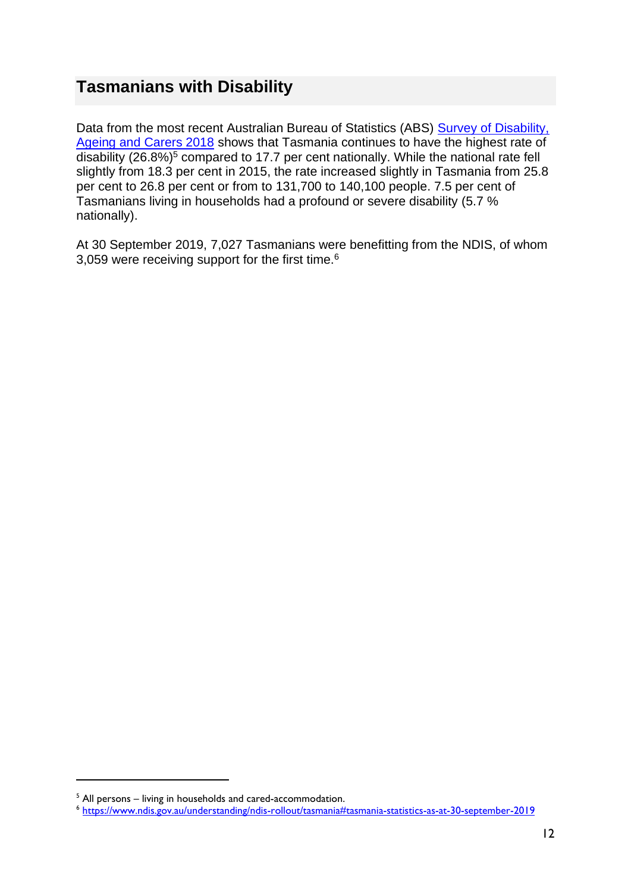## Tasmanians with Disability

Data from the most recent Australian Bureau of Statistics (ABS) [Survey of Disability, Ageing and Carers 2018] shows that Tasmania continues to have the highest rate of disability (26.8%)[5] compared to 17.7 per cent nationally. While the national rate fell slightly from 18.3 per cent in 2015, the rate increased slightly in Tasmania from 25.8 per cent to 26.8 per cent or from to 131,700 to 140,100 people. 7.5 per cent of Tasmanians living in households had a profound or severe disability (5.7 % nationally).

At 30 September 2019, 7,027 Tasmanians were benefitting from the NDIS, of whom 3,059 were receiving support for the first time.[6]

---

[5] All persons – living in households and cared-accommodation.

[6] https://www.ndis.gov.au/understanding/ndis-rollout/tasmania#tasmania-statistics-as-at-30-september-2019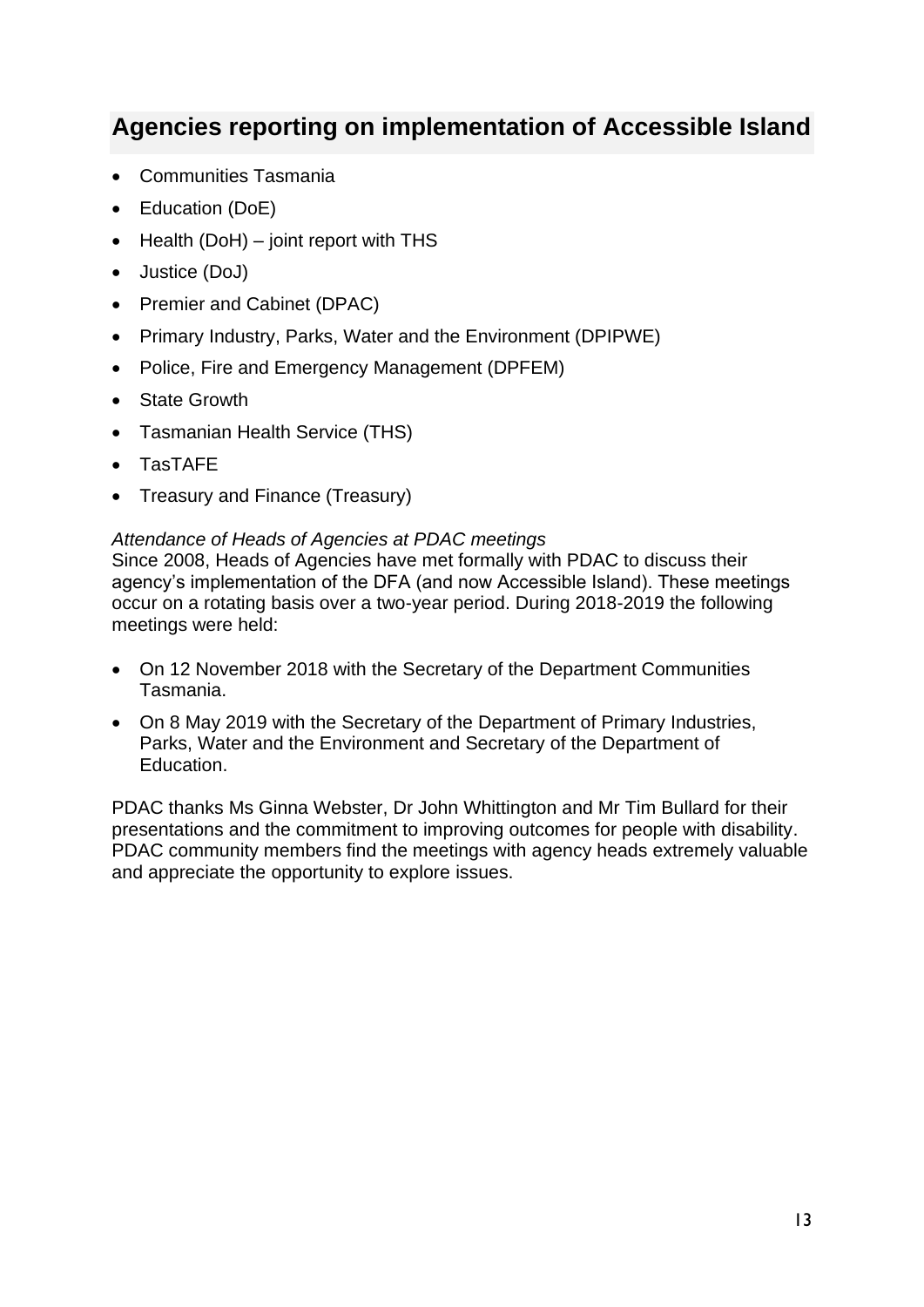## Agencies reporting on implementation of Accessible Island

- Communities Tasmania
- Education (DoE)
- Health (DoH) – joint report with THS
- Justice (DoJ)
- Premier and Cabinet (DPAC)
- Primary Industry, Parks, Water and the Environment (DPIPWE)
- Police, Fire and Emergency Management (DPFEM)
- State Growth
- Tasmanian Health Service (THS)
- TasTAFE
- Treasury and Finance (Treasury)

*Attendance of Heads of Agencies at PDAC meetings*

Since 2008, Heads of Agencies have met formally with PDAC to discuss their agency's implementation of the DFA (and now Accessible Island). These meetings occur on a rotating basis over a two-year period. During 2018-2019 the following meetings were held:

- On 12 November 2018 with the Secretary of the Department Communities Tasmania.
- On 8 May 2019 with the Secretary of the Department of Primary Industries, Parks, Water and the Environment and Secretary of the Department of Education.

PDAC thanks Ms Ginna Webster, Dr John Whittington and Mr Tim Bullard for their presentations and the commitment to improving outcomes for people with disability. PDAC community members find the meetings with agency heads extremely valuable and appreciate the opportunity to explore issues.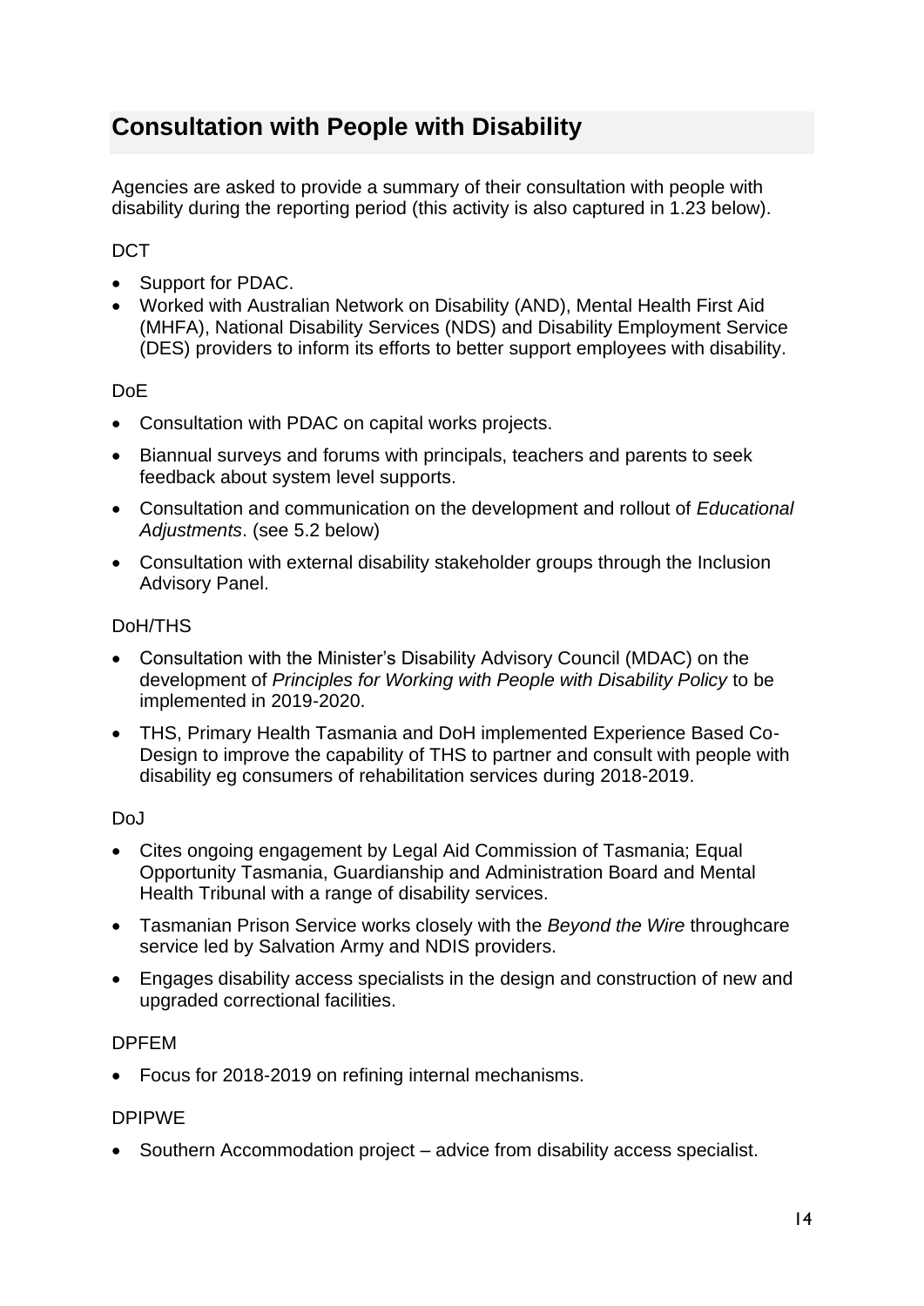## Consultation with People with Disability

Agencies are asked to provide a summary of their consultation with people with disability during the reporting period (this activity is also captured in 1.23 below).

DCT

- Support for PDAC.
- Worked with Australian Network on Disability (AND), Mental Health First Aid (MHFA), National Disability Services (NDS) and Disability Employment Service (DES) providers to inform its efforts to better support employees with disability.

DoE

- Consultation with PDAC on capital works projects.
- Biannual surveys and forums with principals, teachers and parents to seek feedback about system level supports.
- Consultation and communication on the development and rollout of *Educational Adjustments*. (see 5.2 below)
- Consultation with external disability stakeholder groups through the Inclusion Advisory Panel.

DoH/THS

- Consultation with the Minister's Disability Advisory Council (MDAC) on the development of *Principles for Working with People with Disability Policy* to be implemented in 2019-2020.
- THS, Primary Health Tasmania and DoH implemented Experience Based Co-Design to improve the capability of THS to partner and consult with people with disability eg consumers of rehabilitation services during 2018-2019.

DoJ

- Cites ongoing engagement by Legal Aid Commission of Tasmania; Equal Opportunity Tasmania, Guardianship and Administration Board and Mental Health Tribunal with a range of disability services.
- Tasmanian Prison Service works closely with the *Beyond the Wire* throughcare service led by Salvation Army and NDIS providers.
- Engages disability access specialists in the design and construction of new and upgraded correctional facilities.

DPFEM

- Focus for 2018-2019 on refining internal mechanisms.

DPIPWE

- Southern Accommodation project – advice from disability access specialist.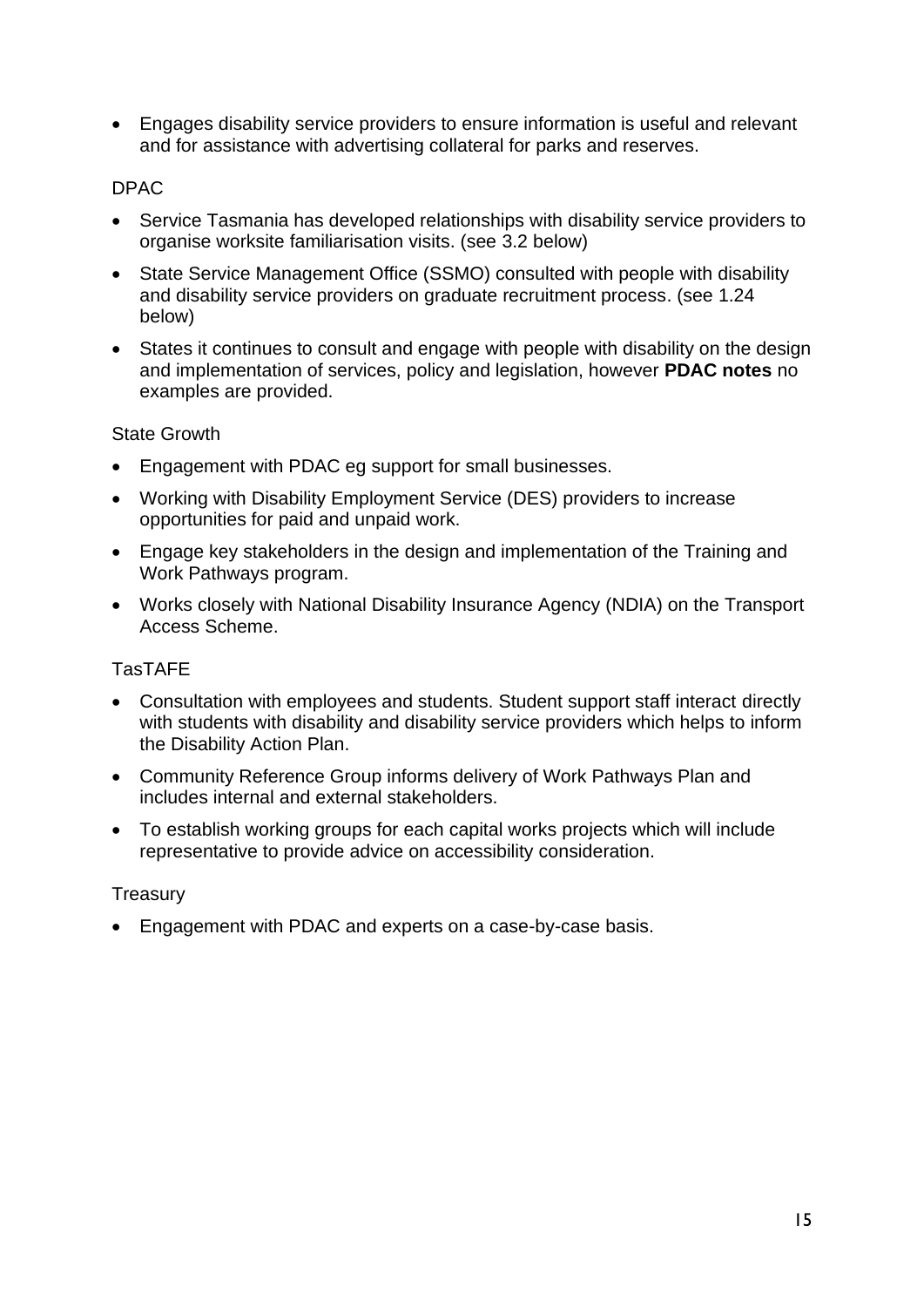- Engages disability service providers to ensure information is useful and relevant and for assistance with advertising collateral for parks and reserves.

DPAC

- Service Tasmania has developed relationships with disability service providers to organise worksite familiarisation visits. (see 3.2 below)
- State Service Management Office (SSMO) consulted with people with disability and disability service providers on graduate recruitment process. (see 1.24 below)
- States it continues to consult and engage with people with disability on the design and implementation of services, policy and legislation, however **PDAC notes** no examples are provided.

State Growth

- Engagement with PDAC eg support for small businesses.
- Working with Disability Employment Service (DES) providers to increase opportunities for paid and unpaid work.
- Engage key stakeholders in the design and implementation of the Training and Work Pathways program.
- Works closely with National Disability Insurance Agency (NDIA) on the Transport Access Scheme.

TasTAFE

- Consultation with employees and students. Student support staff interact directly with students with disability and disability service providers which helps to inform the Disability Action Plan.
- Community Reference Group informs delivery of Work Pathways Plan and includes internal and external stakeholders.
- To establish working groups for each capital works projects which will include representative to provide advice on accessibility consideration.

Treasury

- Engagement with PDAC and experts on a case-by-case basis.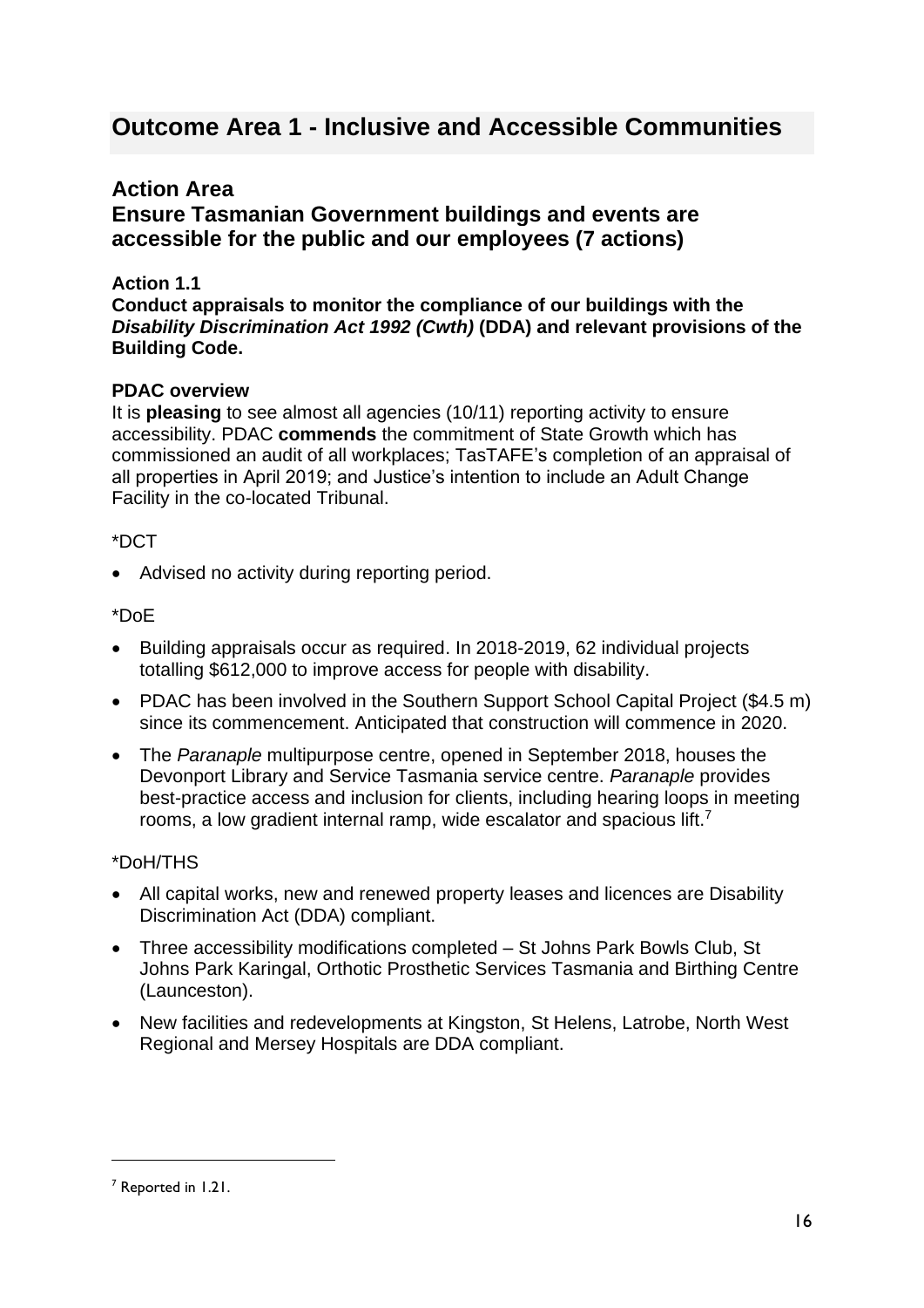# Outcome Area 1 - Inclusive and Accessible Communities

## Action Area

## Ensure Tasmanian Government buildings and events are accessible for the public and our employees (7 actions)

**Action 1.1**

**Conduct appraisals to monitor the compliance of our buildings with the *Disability Discrimination Act 1992 (Cwth)* (DDA) and relevant provisions of the Building Code.**

**PDAC overview**

It is **pleasing** to see almost all agencies (10/11) reporting activity to ensure accessibility. PDAC **commends** the commitment of State Growth which has commissioned an audit of all workplaces; TasTAFE's completion of an appraisal of all properties in April 2019; and Justice's intention to include an Adult Change Facility in the co-located Tribunal.

*DCT

- Advised no activity during reporting period.

*DoE

- Building appraisals occur as required. In 2018-2019, 62 individual projects totalling $612,000 to improve access for people with disability.
- PDAC has been involved in the Southern Support School Capital Project ($4.5 m) since its commencement. Anticipated that construction will commence in 2020.
- The *Paranaple* multipurpose centre, opened in September 2018, houses the Devonport Library and Service Tasmania service centre. *Paranaple* provides best-practice access and inclusion for clients, including hearing loops in meeting rooms, a low gradient internal ramp, wide escalator and spacious lift.[7]

*DoH/THS

- All capital works, new and renewed property leases and licences are Disability Discrimination Act (DDA) compliant.
- Three accessibility modifications completed – St Johns Park Bowls Club, St Johns Park Karingal, Orthotic Prosthetic Services Tasmania and Birthing Centre (Launceston).
- New facilities and redevelopments at Kingston, St Helens, Latrobe, North West Regional and Mersey Hospitals are DDA compliant.

[7] Reported in 1.21.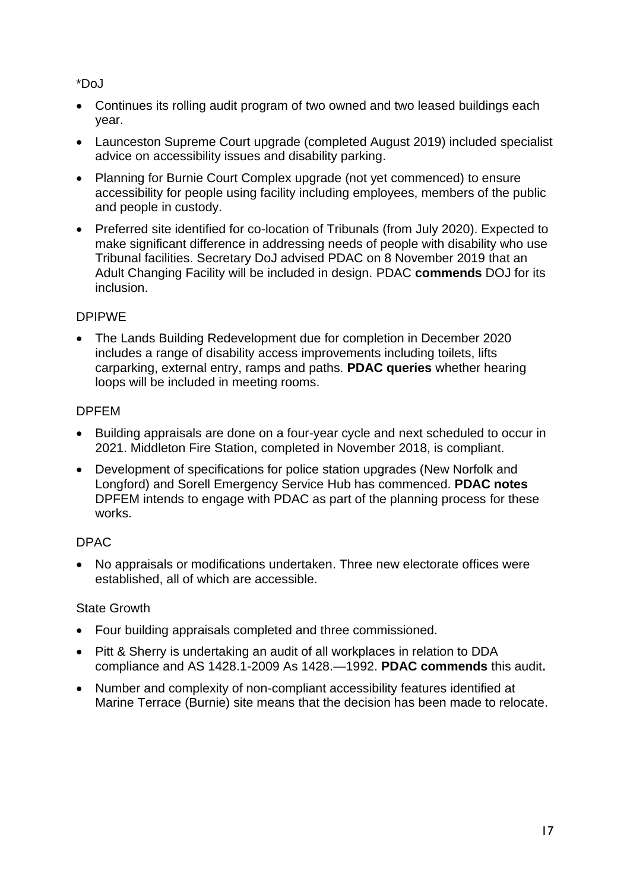*DoJ

- Continues its rolling audit program of two owned and two leased buildings each year.
- Launceston Supreme Court upgrade (completed August 2019) included specialist advice on accessibility issues and disability parking.
- Planning for Burnie Court Complex upgrade (not yet commenced) to ensure accessibility for people using facility including employees, members of the public and people in custody.
- Preferred site identified for co-location of Tribunals (from July 2020). Expected to make significant difference in addressing needs of people with disability who use Tribunal facilities. Secretary DoJ advised PDAC on 8 November 2019 that an Adult Changing Facility will be included in design. PDAC **commends** DOJ for its inclusion.

DPIPWE

- The Lands Building Redevelopment due for completion in December 2020 includes a range of disability access improvements including toilets, lifts carparking, external entry, ramps and paths. **PDAC queries** whether hearing loops will be included in meeting rooms.

DPFEM

- Building appraisals are done on a four-year cycle and next scheduled to occur in 2021. Middleton Fire Station, completed in November 2018, is compliant.
- Development of specifications for police station upgrades (New Norfolk and Longford) and Sorell Emergency Service Hub has commenced. **PDAC notes** DPFEM intends to engage with PDAC as part of the planning process for these works.

DPAC

- No appraisals or modifications undertaken. Three new electorate offices were established, all of which are accessible.

State Growth

- Four building appraisals completed and three commissioned.
- Pitt & Sherry is undertaking an audit of all workplaces in relation to DDA compliance and AS 1428.1-2009 As 1428.—1992. **PDAC commends** this audit**.**
- Number and complexity of non-compliant accessibility features identified at Marine Terrace (Burnie) site means that the decision has been made to relocate.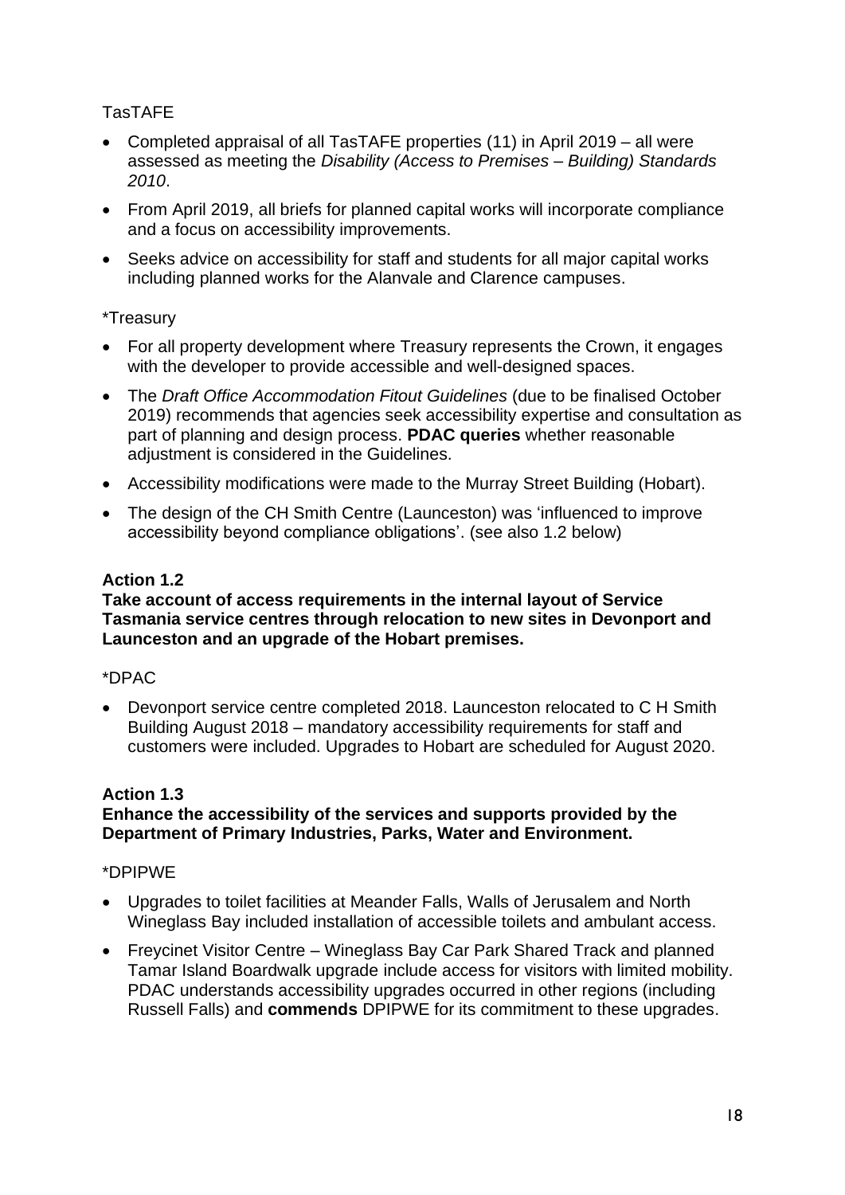TasTAFE

- Completed appraisal of all TasTAFE properties (11) in April 2019 – all were assessed as meeting the *Disability (Access to Premises – Building) Standards 2010*.
- From April 2019, all briefs for planned capital works will incorporate compliance and a focus on accessibility improvements.
- Seeks advice on accessibility for staff and students for all major capital works including planned works for the Alanvale and Clarence campuses.

*Treasury

- For all property development where Treasury represents the Crown, it engages with the developer to provide accessible and well-designed spaces.
- The *Draft Office Accommodation Fitout Guidelines* (due to be finalised October 2019) recommends that agencies seek accessibility expertise and consultation as part of planning and design process. **PDAC queries** whether reasonable adjustment is considered in the Guidelines.
- Accessibility modifications were made to the Murray Street Building (Hobart).
- The design of the CH Smith Centre (Launceston) was 'influenced to improve accessibility beyond compliance obligations'. (see also 1.2 below)

**Action 1.2**

**Take account of access requirements in the internal layout of Service Tasmania service centres through relocation to new sites in Devonport and Launceston and an upgrade of the Hobart premises.**

*DPAC

- Devonport service centre completed 2018. Launceston relocated to C H Smith Building August 2018 – mandatory accessibility requirements for staff and customers were included. Upgrades to Hobart are scheduled for August 2020.

**Action 1.3**

**Enhance the accessibility of the services and supports provided by the Department of Primary Industries, Parks, Water and Environment.**

*DPIPWE

- Upgrades to toilet facilities at Meander Falls, Walls of Jerusalem and North Wineglass Bay included installation of accessible toilets and ambulant access.
- Freycinet Visitor Centre – Wineglass Bay Car Park Shared Track and planned Tamar Island Boardwalk upgrade include access for visitors with limited mobility. PDAC understands accessibility upgrades occurred in other regions (including Russell Falls) and **commends** DPIPWE for its commitment to these upgrades.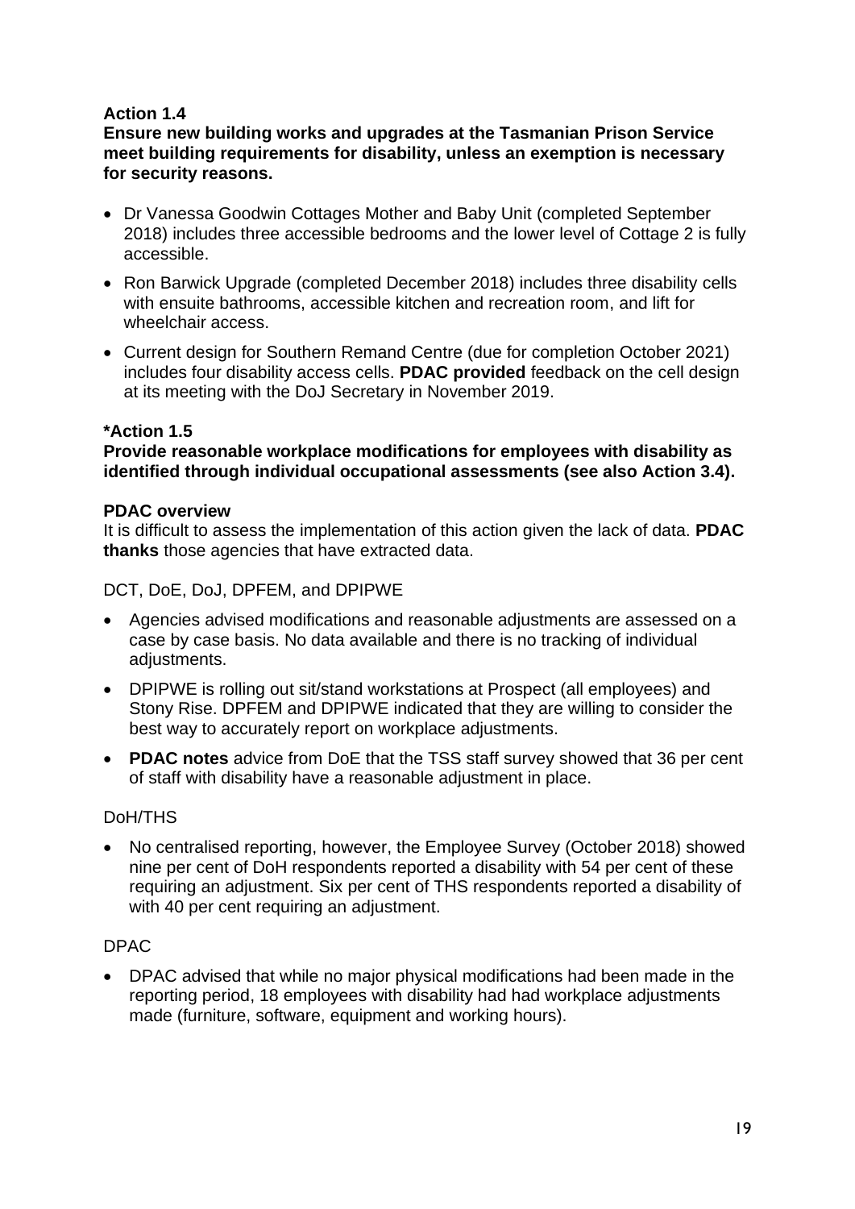**Action 1.4**

**Ensure new building works and upgrades at the Tasmanian Prison Service meet building requirements for disability, unless an exemption is necessary for security reasons.**

- Dr Vanessa Goodwin Cottages Mother and Baby Unit (completed September 2018) includes three accessible bedrooms and the lower level of Cottage 2 is fully accessible.
- Ron Barwick Upgrade (completed December 2018) includes three disability cells with ensuite bathrooms, accessible kitchen and recreation room, and lift for wheelchair access.
- Current design for Southern Remand Centre (due for completion October 2021) includes four disability access cells. **PDAC provided** feedback on the cell design at its meeting with the DoJ Secretary in November 2019.

**\*Action 1.5**

**Provide reasonable workplace modifications for employees with disability as identified through individual occupational assessments (see also Action 3.4).**

**PDAC overview**

It is difficult to assess the implementation of this action given the lack of data. **PDAC thanks** those agencies that have extracted data.

DCT, DoE, DoJ, DPFEM, and DPIPWE

- Agencies advised modifications and reasonable adjustments are assessed on a case by case basis. No data available and there is no tracking of individual adjustments.
- DPIPWE is rolling out sit/stand workstations at Prospect (all employees) and Stony Rise. DPFEM and DPIPWE indicated that they are willing to consider the best way to accurately report on workplace adjustments.
- **PDAC notes** advice from DoE that the TSS staff survey showed that 36 per cent of staff with disability have a reasonable adjustment in place.

DoH/THS

- No centralised reporting, however, the Employee Survey (October 2018) showed nine per cent of DoH respondents reported a disability with 54 per cent of these requiring an adjustment. Six per cent of THS respondents reported a disability of with 40 per cent requiring an adjustment.

DPAC

- DPAC advised that while no major physical modifications had been made in the reporting period, 18 employees with disability had had workplace adjustments made (furniture, software, equipment and working hours).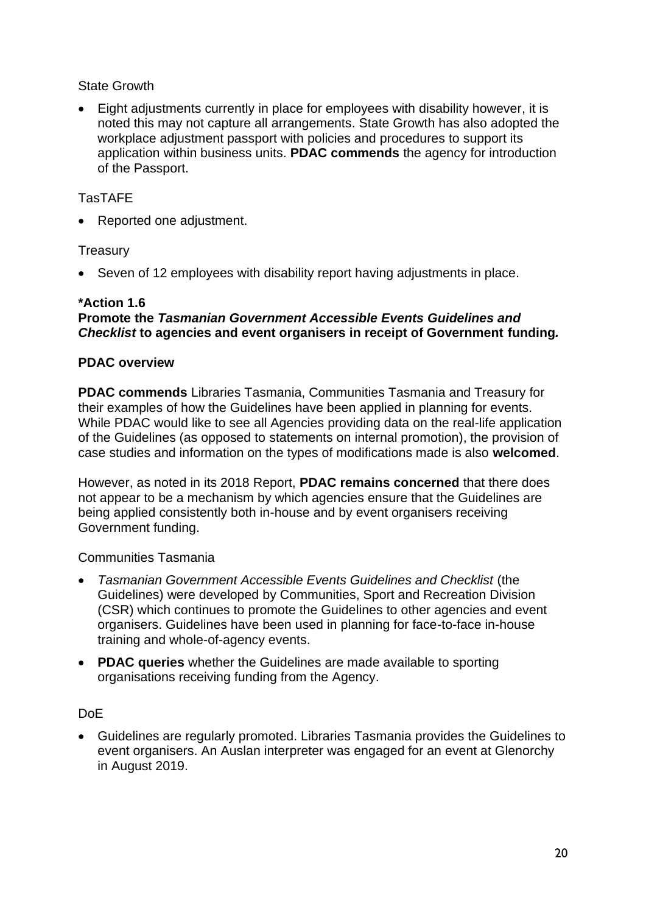State Growth

- Eight adjustments currently in place for employees with disability however, it is noted this may not capture all arrangements. State Growth has also adopted the workplace adjustment passport with policies and procedures to support its application within business units. **PDAC commends** the agency for introduction of the Passport.

TasTAFE

- Reported one adjustment.

Treasury

- Seven of 12 employees with disability report having adjustments in place.

**\*Action 1.6**
**Promote the *Tasmanian Government Accessible Events Guidelines and Checklist* to agencies and event organisers in receipt of Government funding.**

**PDAC overview**

**PDAC commends** Libraries Tasmania, Communities Tasmania and Treasury for their examples of how the Guidelines have been applied in planning for events. While PDAC would like to see all Agencies providing data on the real-life application of the Guidelines (as opposed to statements on internal promotion), the provision of case studies and information on the types of modifications made is also **welcomed**.

However, as noted in its 2018 Report, **PDAC remains concerned** that there does not appear to be a mechanism by which agencies ensure that the Guidelines are being applied consistently both in-house and by event organisers receiving Government funding.

Communities Tasmania

- *Tasmanian Government Accessible Events Guidelines and Checklist* (the Guidelines) were developed by Communities, Sport and Recreation Division (CSR) which continues to promote the Guidelines to other agencies and event organisers. Guidelines have been used in planning for face-to-face in-house training and whole-of-agency events.
- **PDAC queries** whether the Guidelines are made available to sporting organisations receiving funding from the Agency.

DoE

- Guidelines are regularly promoted. Libraries Tasmania provides the Guidelines to event organisers. An Auslan interpreter was engaged for an event at Glenorchy in August 2019.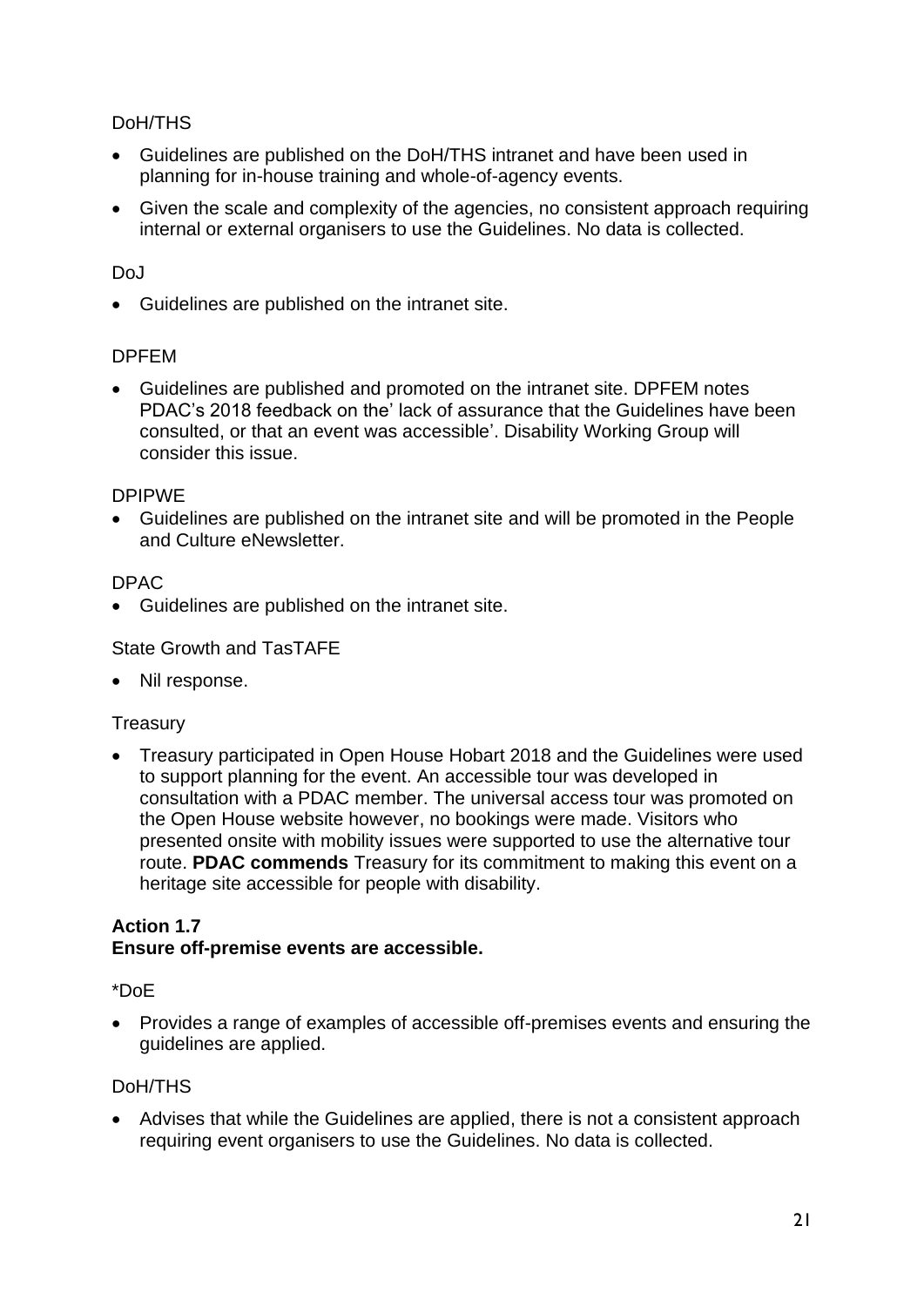DoH/THS

- Guidelines are published on the DoH/THS intranet and have been used in planning for in-house training and whole-of-agency events.
- Given the scale and complexity of the agencies, no consistent approach requiring internal or external organisers to use the Guidelines. No data is collected.

DoJ

- Guidelines are published on the intranet site.

DPFEM

- Guidelines are published and promoted on the intranet site. DPFEM notes PDAC's 2018 feedback on the' lack of assurance that the Guidelines have been consulted, or that an event was accessible'. Disability Working Group will consider this issue.

DPIPWE

- Guidelines are published on the intranet site and will be promoted in the People and Culture eNewsletter.

DPAC

- Guidelines are published on the intranet site.

State Growth and TasTAFE

- Nil response.

Treasury

- Treasury participated in Open House Hobart 2018 and the Guidelines were used to support planning for the event. An accessible tour was developed in consultation with a PDAC member. The universal access tour was promoted on the Open House website however, no bookings were made. Visitors who presented onsite with mobility issues were supported to use the alternative tour route. **PDAC commends** Treasury for its commitment to making this event on a heritage site accessible for people with disability.

**Action 1.7**
**Ensure off-premise events are accessible.**

*DoE

- Provides a range of examples of accessible off-premises events and ensuring the guidelines are applied.

DoH/THS

- Advises that while the Guidelines are applied, there is not a consistent approach requiring event organisers to use the Guidelines. No data is collected.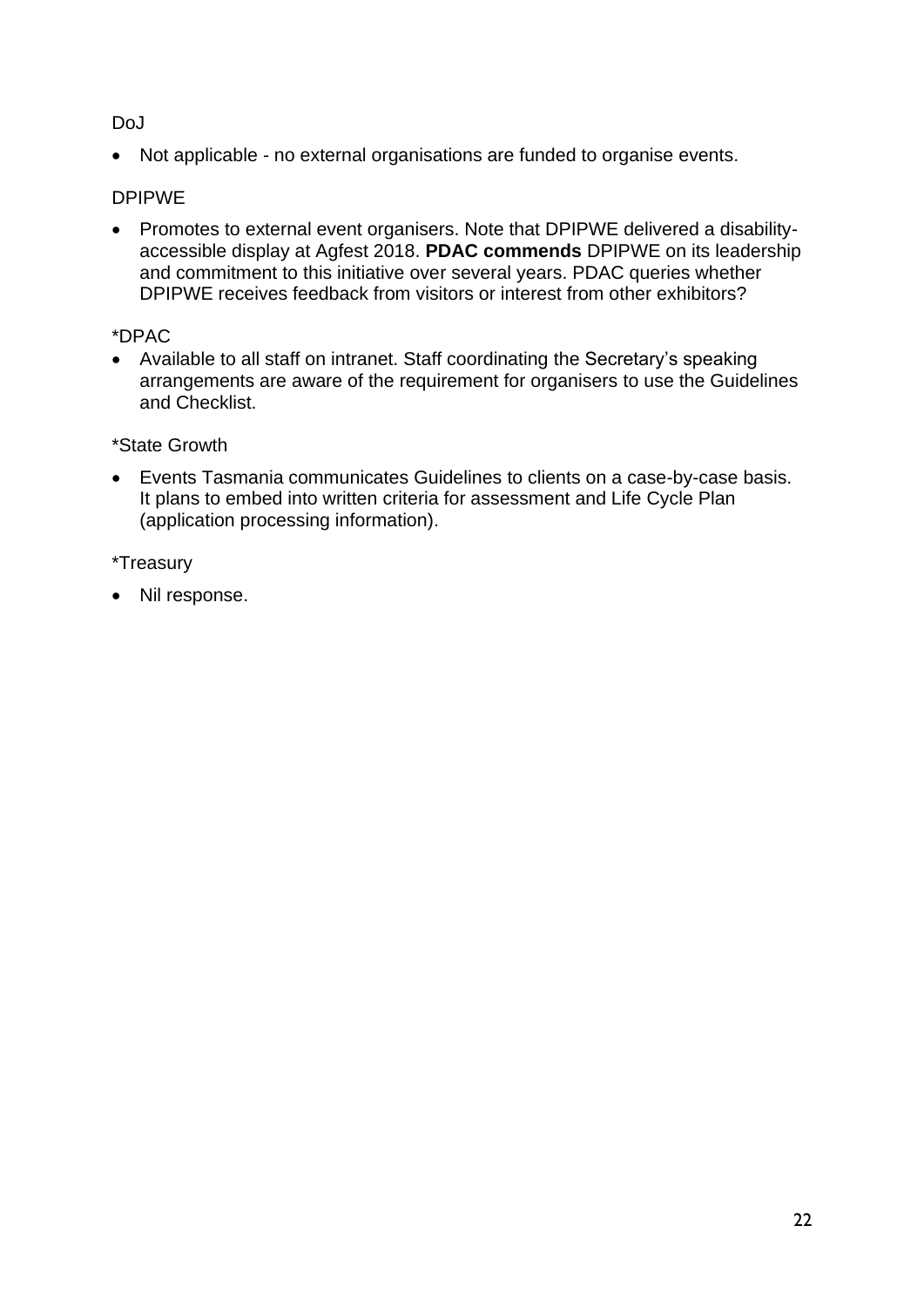DoJ

- Not applicable - no external organisations are funded to organise events.

DPIPWE

- Promotes to external event organisers. Note that DPIPWE delivered a disability-accessible display at Agfest 2018. **PDAC commends** DPIPWE on its leadership and commitment to this initiative over several years. PDAC queries whether DPIPWE receives feedback from visitors or interest from other exhibitors?

*DPAC

- Available to all staff on intranet. Staff coordinating the Secretary's speaking arrangements are aware of the requirement for organisers to use the Guidelines and Checklist.

*State Growth

- Events Tasmania communicates Guidelines to clients on a case-by-case basis. It plans to embed into written criteria for assessment and Life Cycle Plan (application processing information).

*Treasury

- Nil response.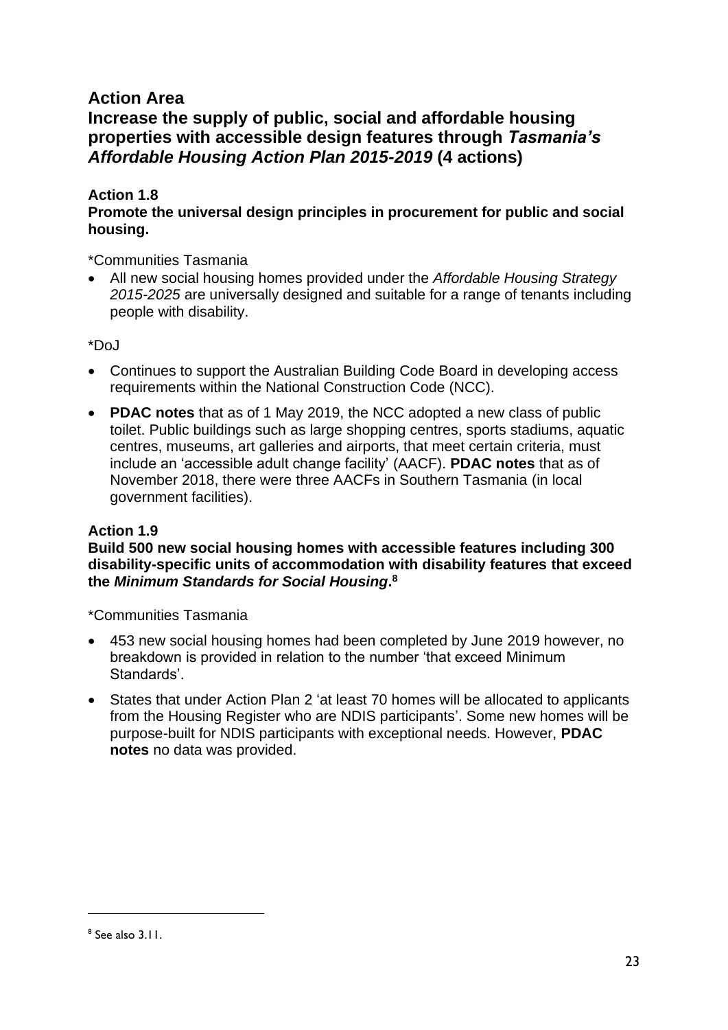## Action Area

## Increase the supply of public, social and affordable housing properties with accessible design features through *Tasmania's Affordable Housing Action Plan 2015-2019* (4 actions)

### Action 1.8

**Promote the universal design principles in procurement for public and social housing.**

*Communities Tasmania

- All new social housing homes provided under the *Affordable Housing Strategy 2015-2025* are universally designed and suitable for a range of tenants including people with disability.

*DoJ

- Continues to support the Australian Building Code Board in developing access requirements within the National Construction Code (NCC).
- **PDAC notes** that as of 1 May 2019, the NCC adopted a new class of public toilet. Public buildings such as large shopping centres, sports stadiums, aquatic centres, museums, art galleries and airports, that meet certain criteria, must include an 'accessible adult change facility' (AACF). **PDAC notes** that as of November 2018, there were three AACFs in Southern Tasmania (in local government facilities).

### Action 1.9

**Build 500 new social housing homes with accessible features including 300 disability-specific units of accommodation with disability features that exceed the *Minimum Standards for Social Housing*.**[8]

*Communities Tasmania

- 453 new social housing homes had been completed by June 2019 however, no breakdown is provided in relation to the number 'that exceed Minimum Standards'.
- States that under Action Plan 2 'at least 70 homes will be allocated to applicants from the Housing Register who are NDIS participants'. Some new homes will be purpose-built for NDIS participants with exceptional needs. However, **PDAC notes** no data was provided.

---

[8] See also 3.11.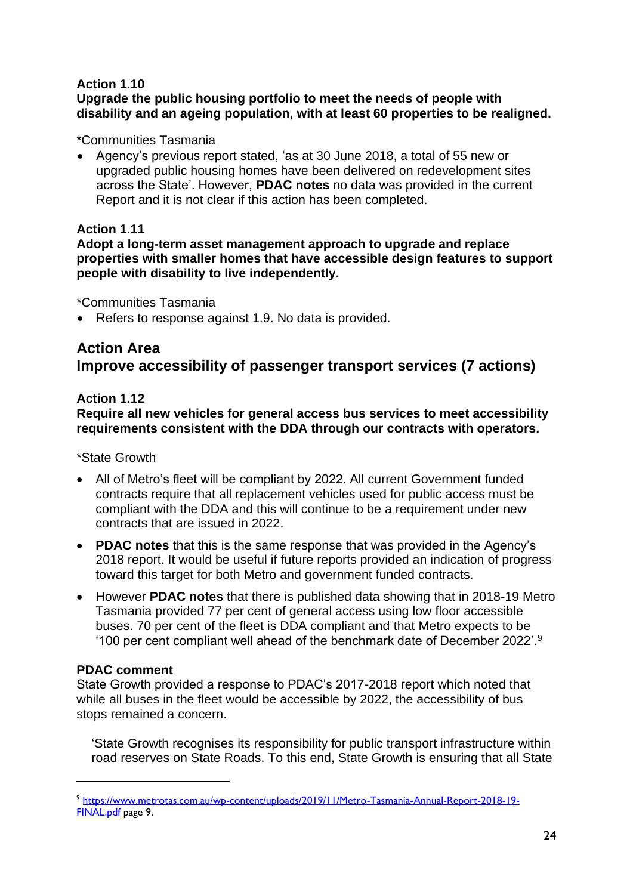### Action 1.10

**Upgrade the public housing portfolio to meet the needs of people with disability and an ageing population, with at least 60 properties to be realigned.**

*Communities Tasmania

- Agency's previous report stated, 'as at 30 June 2018, a total of 55 new or upgraded public housing homes have been delivered on redevelopment sites across the State'. However, **PDAC notes** no data was provided in the current Report and it is not clear if this action has been completed.

### Action 1.11

**Adopt a long-term asset management approach to upgrade and replace properties with smaller homes that have accessible design features to support people with disability to live independently.**

*Communities Tasmania

- Refers to response against 1.9. No data is provided.

## Action Area

## Improve accessibility of passenger transport services (7 actions)

### Action 1.12

**Require all new vehicles for general access bus services to meet accessibility requirements consistent with the DDA through our contracts with operators.**

*State Growth

- All of Metro's fleet will be compliant by 2022. All current Government funded contracts require that all replacement vehicles used for public access must be compliant with the DDA and this will continue to be a requirement under new contracts that are issued in 2022.
- **PDAC notes** that this is the same response that was provided in the Agency's 2018 report. It would be useful if future reports provided an indication of progress toward this target for both Metro and government funded contracts.
- However **PDAC notes** that there is published data showing that in 2018-19 Metro Tasmania provided 77 per cent of general access using low floor accessible buses. 70 per cent of the fleet is DDA compliant and that Metro expects to be '100 per cent compliant well ahead of the benchmark date of December 2022'.[9]

**PDAC comment**

State Growth provided a response to PDAC's 2017-2018 report which noted that while all buses in the fleet would be accessible by 2022, the accessibility of bus stops remained a concern.

> 'State Growth recognises its responsibility for public transport infrastructure within road reserves on State Roads. To this end, State Growth is ensuring that all State

---

[9] https://www.metrotas.com.au/wp-content/uploads/2019/11/Metro-Tasmania-Annual-Report-2018-19-FINAL.pdf page 9.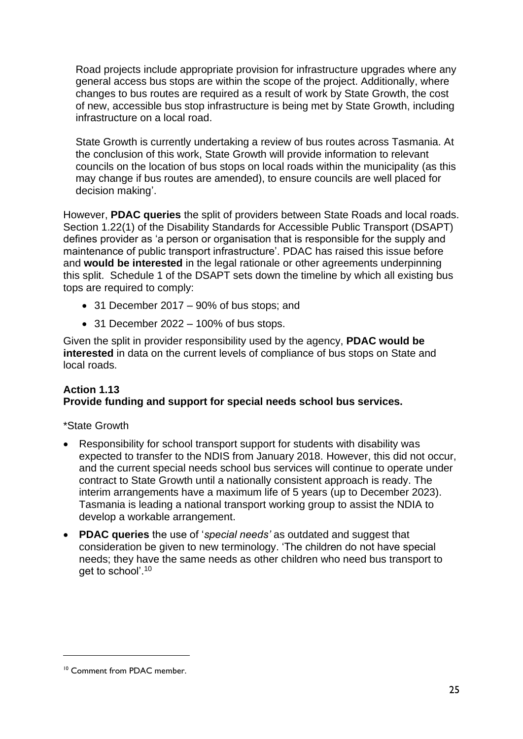Road projects include appropriate provision for infrastructure upgrades where any general access bus stops are within the scope of the project. Additionally, where changes to bus routes are required as a result of work by State Growth, the cost of new, accessible bus stop infrastructure is being met by State Growth, including infrastructure on a local road.

State Growth is currently undertaking a review of bus routes across Tasmania. At the conclusion of this work, State Growth will provide information to relevant councils on the location of bus stops on local roads within the municipality (as this may change if bus routes are amended), to ensure councils are well placed for decision making'.

However, **PDAC queries** the split of providers between State Roads and local roads. Section 1.22(1) of the Disability Standards for Accessible Public Transport (DSAPT) defines provider as 'a person or organisation that is responsible for the supply and maintenance of public transport infrastructure'. PDAC has raised this issue before and **would be interested** in the legal rationale or other agreements underpinning this split. Schedule 1 of the DSAPT sets down the timeline by which all existing bus tops are required to comply:

- 31 December 2017 – 90% of bus stops; and
- 31 December 2022 – 100% of bus stops.

Given the split in provider responsibility used by the agency, **PDAC would be interested** in data on the current levels of compliance of bus stops on State and local roads.

**Action 1.13**
**Provide funding and support for special needs school bus services.**

*State Growth

- Responsibility for school transport support for students with disability was expected to transfer to the NDIS from January 2018. However, this did not occur, and the current special needs school bus services will continue to operate under contract to State Growth until a nationally consistent approach is ready. The interim arrangements have a maximum life of 5 years (up to December 2023). Tasmania is leading a national transport working group to assist the NDIA to develop a workable arrangement.
- **PDAC queries** the use of '*special needs'* as outdated and suggest that consideration be given to new terminology. 'The children do not have special needs; they have the same needs as other children who need bus transport to get to school'.[10]

[10] Comment from PDAC member.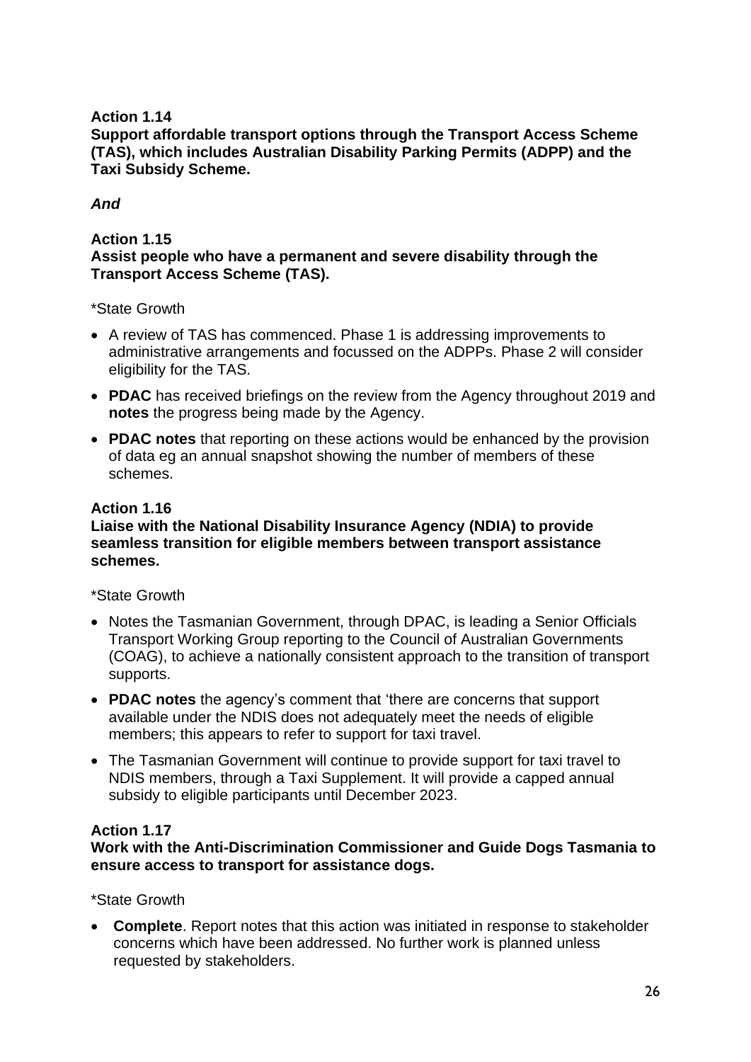**Action 1.14**
**Support affordable transport options through the Transport Access Scheme (TAS), which includes Australian Disability Parking Permits (ADPP) and the Taxi Subsidy Scheme.**

***And***

**Action 1.15**
**Assist people who have a permanent and severe disability through the Transport Access Scheme (TAS).**

*State Growth

- A review of TAS has commenced. Phase 1 is addressing improvements to administrative arrangements and focussed on the ADPPs. Phase 2 will consider eligibility for the TAS.
- **PDAC** has received briefings on the review from the Agency throughout 2019 and **notes** the progress being made by the Agency.
- **PDAC notes** that reporting on these actions would be enhanced by the provision of data eg an annual snapshot showing the number of members of these schemes.

**Action 1.16**
**Liaise with the National Disability Insurance Agency (NDIA) to provide seamless transition for eligible members between transport assistance schemes.**

*State Growth

- Notes the Tasmanian Government, through DPAC, is leading a Senior Officials Transport Working Group reporting to the Council of Australian Governments (COAG), to achieve a nationally consistent approach to the transition of transport supports.
- **PDAC notes** the agency's comment that 'there are concerns that support available under the NDIS does not adequately meet the needs of eligible members; this appears to refer to support for taxi travel.
- The Tasmanian Government will continue to provide support for taxi travel to NDIS members, through a Taxi Supplement. It will provide a capped annual subsidy to eligible participants until December 2023.

**Action 1.17**
**Work with the Anti-Discrimination Commissioner and Guide Dogs Tasmania to ensure access to transport for assistance dogs.**

*State Growth

- **Complete**. Report notes that this action was initiated in response to stakeholder concerns which have been addressed. No further work is planned unless requested by stakeholders.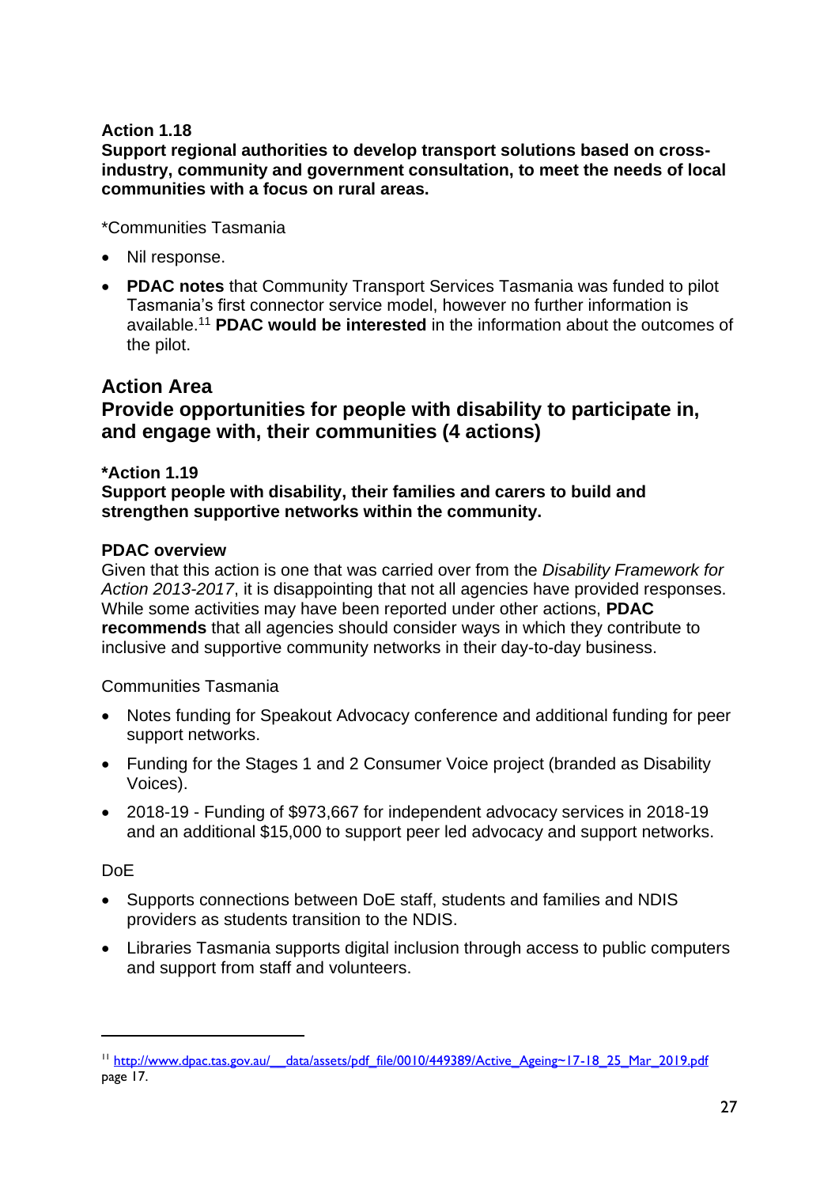**Action 1.18**
**Support regional authorities to develop transport solutions based on cross-industry, community and government consultation, to meet the needs of local communities with a focus on rural areas.**

*Communities Tasmania

- Nil response.
- **PDAC notes** that Community Transport Services Tasmania was funded to pilot Tasmania's first connector service model, however no further information is available.[11] **PDAC would be interested** in the information about the outcomes of the pilot.

## Action Area
## Provide opportunities for people with disability to participate in, and engage with, their communities (4 actions)

**\*Action 1.19**
**Support people with disability, their families and carers to build and strengthen supportive networks within the community.**

**PDAC overview**
Given that this action is one that was carried over from the *Disability Framework for Action 2013-2017*, it is disappointing that not all agencies have provided responses. While some activities may have been reported under other actions, **PDAC recommends** that all agencies should consider ways in which they contribute to inclusive and supportive community networks in their day-to-day business.

Communities Tasmania

- Notes funding for Speakout Advocacy conference and additional funding for peer support networks.
- Funding for the Stages 1 and 2 Consumer Voice project (branded as Disability Voices).
- 2018-19 - Funding of $973,667 for independent advocacy services in 2018-19 and an additional $15,000 to support peer led advocacy and support networks.

DoE

- Supports connections between DoE staff, students and families and NDIS providers as students transition to the NDIS.
- Libraries Tasmania supports digital inclusion through access to public computers and support from staff and volunteers.

---

[11] http://www.dpac.tas.gov.au/__data/assets/pdf_file/0010/449389/Active_Ageing~17-18_25_Mar_2019.pdf page 17.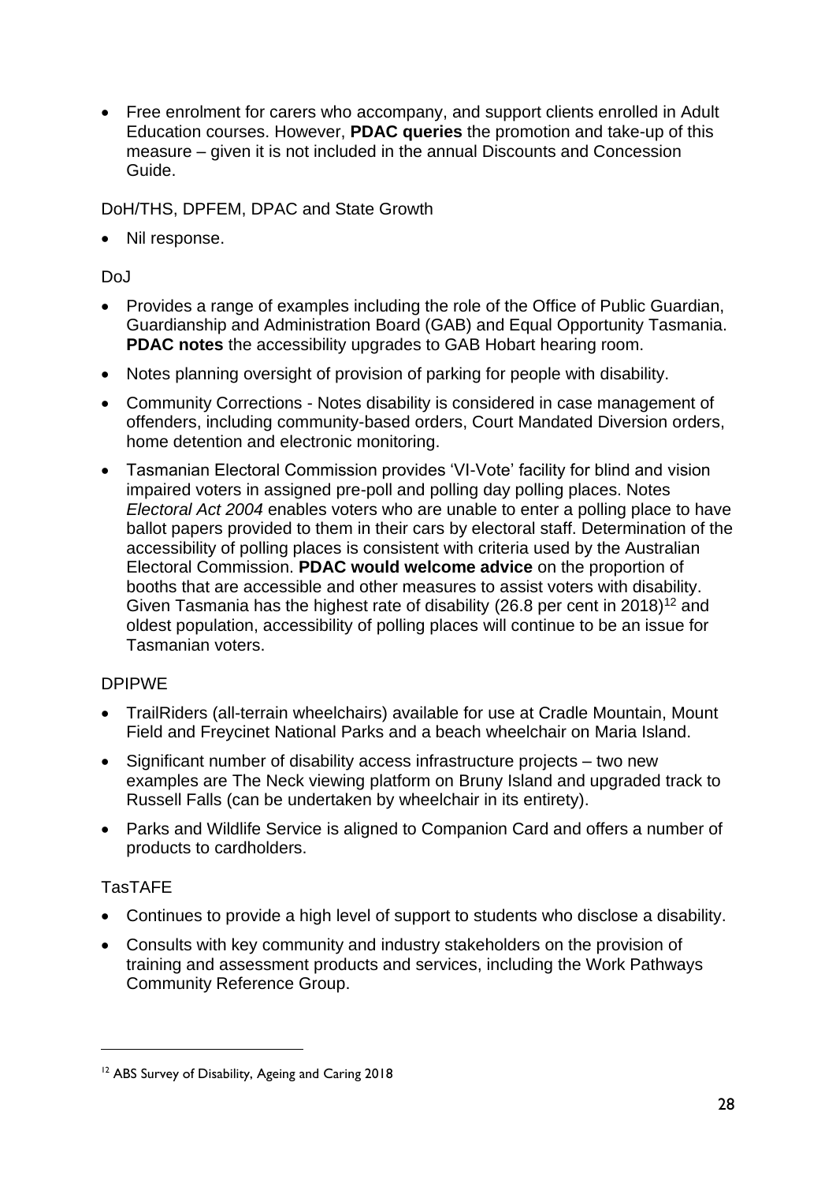- Free enrolment for carers who accompany, and support clients enrolled in Adult Education courses. However, **PDAC queries** the promotion and take-up of this measure – given it is not included in the annual Discounts and Concession Guide.

DoH/THS, DPFEM, DPAC and State Growth

- Nil response.

DoJ

- Provides a range of examples including the role of the Office of Public Guardian, Guardianship and Administration Board (GAB) and Equal Opportunity Tasmania. **PDAC notes** the accessibility upgrades to GAB Hobart hearing room.
- Notes planning oversight of provision of parking for people with disability.
- Community Corrections - Notes disability is considered in case management of offenders, including community-based orders, Court Mandated Diversion orders, home detention and electronic monitoring.
- Tasmanian Electoral Commission provides 'VI-Vote' facility for blind and vision impaired voters in assigned pre-poll and polling day polling places. Notes *Electoral Act 2004* enables voters who are unable to enter a polling place to have ballot papers provided to them in their cars by electoral staff. Determination of the accessibility of polling places is consistent with criteria used by the Australian Electoral Commission. **PDAC would welcome advice** on the proportion of booths that are accessible and other measures to assist voters with disability. Given Tasmania has the highest rate of disability (26.8 per cent in 2018)[12] and oldest population, accessibility of polling places will continue to be an issue for Tasmanian voters.

DPIPWE

- TrailRiders (all-terrain wheelchairs) available for use at Cradle Mountain, Mount Field and Freycinet National Parks and a beach wheelchair on Maria Island.
- Significant number of disability access infrastructure projects – two new examples are The Neck viewing platform on Bruny Island and upgraded track to Russell Falls (can be undertaken by wheelchair in its entirety).
- Parks and Wildlife Service is aligned to Companion Card and offers a number of products to cardholders.

TasTAFE

- Continues to provide a high level of support to students who disclose a disability.
- Consults with key community and industry stakeholders on the provision of training and assessment products and services, including the Work Pathways Community Reference Group.

[12] ABS Survey of Disability, Ageing and Caring 2018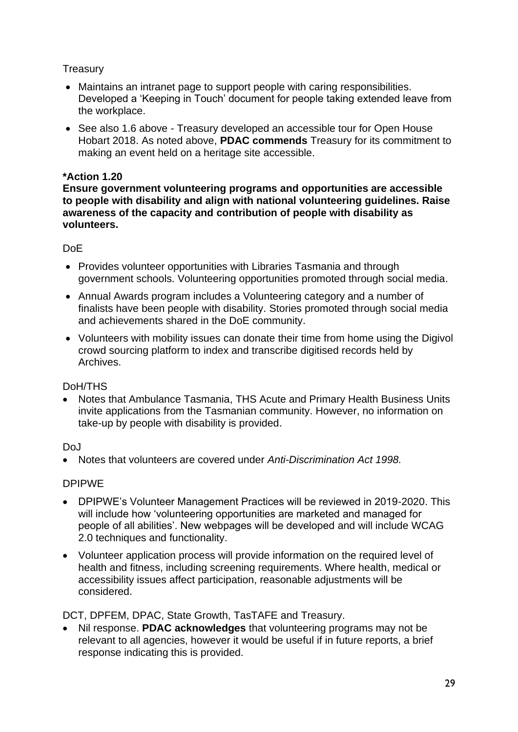Treasury

- Maintains an intranet page to support people with caring responsibilities. Developed a 'Keeping in Touch' document for people taking extended leave from the workplace.
- See also 1.6 above - Treasury developed an accessible tour for Open House Hobart 2018. As noted above, **PDAC commends** Treasury for its commitment to making an event held on a heritage site accessible.

**\*Action 1.20**

**Ensure government volunteering programs and opportunities are accessible to people with disability and align with national volunteering guidelines. Raise awareness of the capacity and contribution of people with disability as volunteers.**

DoE

- Provides volunteer opportunities with Libraries Tasmania and through government schools. Volunteering opportunities promoted through social media.
- Annual Awards program includes a Volunteering category and a number of finalists have been people with disability. Stories promoted through social media and achievements shared in the DoE community.
- Volunteers with mobility issues can donate their time from home using the Digivol crowd sourcing platform to index and transcribe digitised records held by Archives.

DoH/THS

- Notes that Ambulance Tasmania, THS Acute and Primary Health Business Units invite applications from the Tasmanian community. However, no information on take-up by people with disability is provided.

DoJ

- Notes that volunteers are covered under *Anti-Discrimination Act 1998.*

DPIPWE

- DPIPWE's Volunteer Management Practices will be reviewed in 2019-2020. This will include how 'volunteering opportunities are marketed and managed for people of all abilities'. New webpages will be developed and will include WCAG 2.0 techniques and functionality.
- Volunteer application process will provide information on the required level of health and fitness, including screening requirements. Where health, medical or accessibility issues affect participation, reasonable adjustments will be considered.

DCT, DPFEM, DPAC, State Growth, TasTAFE and Treasury.

- Nil response. **PDAC acknowledges** that volunteering programs may not be relevant to all agencies, however it would be useful if in future reports, a brief response indicating this is provided.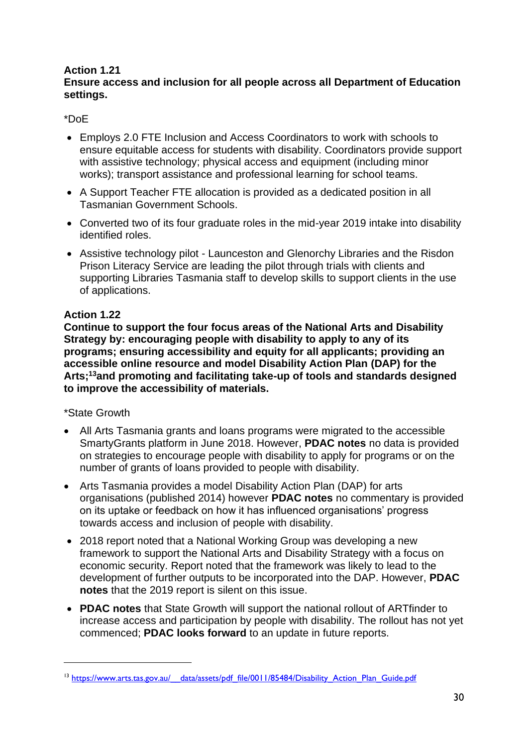**Action 1.21**
**Ensure access and inclusion for all people across all Department of Education settings.**

*DoE

- Employs 2.0 FTE Inclusion and Access Coordinators to work with schools to ensure equitable access for students with disability. Coordinators provide support with assistive technology; physical access and equipment (including minor works); transport assistance and professional learning for school teams.
- A Support Teacher FTE allocation is provided as a dedicated position in all Tasmanian Government Schools.
- Converted two of its four graduate roles in the mid-year 2019 intake into disability identified roles.
- Assistive technology pilot - Launceston and Glenorchy Libraries and the Risdon Prison Literacy Service are leading the pilot through trials with clients and supporting Libraries Tasmania staff to develop skills to support clients in the use of applications.

**Action 1.22**
**Continue to support the four focus areas of the National Arts and Disability Strategy by: encouraging people with disability to apply to any of its programs; ensuring accessibility and equity for all applicants; providing an accessible online resource and model Disability Action Plan (DAP) for the Arts;[13] and promoting and facilitating take-up of tools and standards designed to improve the accessibility of materials.**

*State Growth

- All Arts Tasmania grants and loans programs were migrated to the accessible SmartyGrants platform in June 2018. However, **PDAC notes** no data is provided on strategies to encourage people with disability to apply for programs or on the number of grants of loans provided to people with disability.
- Arts Tasmania provides a model Disability Action Plan (DAP) for arts organisations (published 2014) however **PDAC notes** no commentary is provided on its uptake or feedback on how it has influenced organisations' progress towards access and inclusion of people with disability.
- 2018 report noted that a National Working Group was developing a new framework to support the National Arts and Disability Strategy with a focus on economic security. Report noted that the framework was likely to lead to the development of further outputs to be incorporated into the DAP. However, **PDAC notes** that the 2019 report is silent on this issue.
- **PDAC notes** that State Growth will support the national rollout of ARTfinder to increase access and participation by people with disability. The rollout has not yet commenced; **PDAC looks forward** to an update in future reports.

---

[13] https://www.arts.tas.gov.au/__data/assets/pdf_file/0011/85484/Disability_Action_Plan_Guide.pdf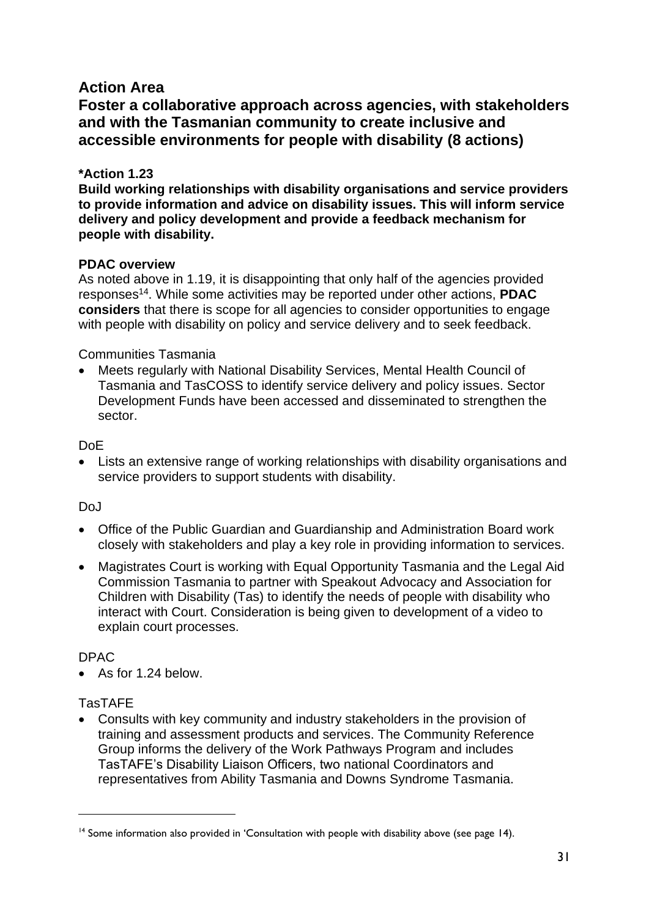## Action Area

## Foster a collaborative approach across agencies, with stakeholders and with the Tasmanian community to create inclusive and accessible environments for people with disability (8 actions)

**\*Action 1.23**

**Build working relationships with disability organisations and service providers to provide information and advice on disability issues. This will inform service delivery and policy development and provide a feedback mechanism for people with disability.**

**PDAC overview**

As noted above in 1.19, it is disappointing that only half of the agencies provided responses[14]. While some activities may be reported under other actions, **PDAC considers** that there is scope for all agencies to consider opportunities to engage with people with disability on policy and service delivery and to seek feedback.

Communities Tasmania

- Meets regularly with National Disability Services, Mental Health Council of Tasmania and TasCOSS to identify service delivery and policy issues. Sector Development Funds have been accessed and disseminated to strengthen the sector.

DoE

- Lists an extensive range of working relationships with disability organisations and service providers to support students with disability.

DoJ

- Office of the Public Guardian and Guardianship and Administration Board work closely with stakeholders and play a key role in providing information to services.
- Magistrates Court is working with Equal Opportunity Tasmania and the Legal Aid Commission Tasmania to partner with Speakout Advocacy and Association for Children with Disability (Tas) to identify the needs of people with disability who interact with Court. Consideration is being given to development of a video to explain court processes.

DPAC

- As for 1.24 below.

TasTAFE

- Consults with key community and industry stakeholders in the provision of training and assessment products and services. The Community Reference Group informs the delivery of the Work Pathways Program and includes TasTAFE's Disability Liaison Officers, two national Coordinators and representatives from Ability Tasmania and Downs Syndrome Tasmania.

[14] Some information also provided in 'Consultation with people with disability above (see page 14).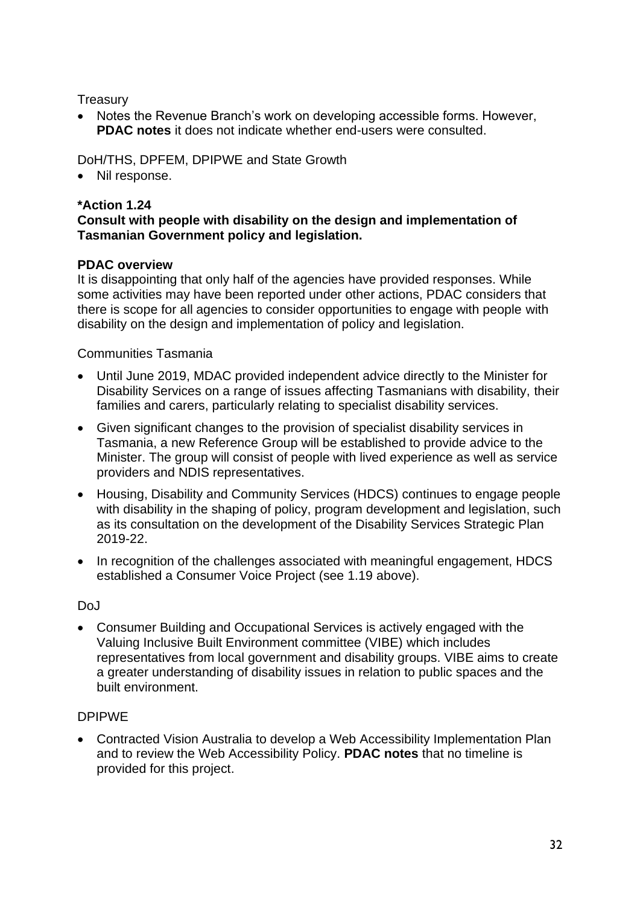Treasury

- Notes the Revenue Branch's work on developing accessible forms. However, **PDAC notes** it does not indicate whether end-users were consulted.

DoH/THS, DPFEM, DPIPWE and State Growth

- Nil response.

**\*Action 1.24**
**Consult with people with disability on the design and implementation of Tasmanian Government policy and legislation.**

**PDAC overview**
It is disappointing that only half of the agencies have provided responses. While some activities may have been reported under other actions, PDAC considers that there is scope for all agencies to consider opportunities to engage with people with disability on the design and implementation of policy and legislation.

Communities Tasmania

- Until June 2019, MDAC provided independent advice directly to the Minister for Disability Services on a range of issues affecting Tasmanians with disability, their families and carers, particularly relating to specialist disability services.
- Given significant changes to the provision of specialist disability services in Tasmania, a new Reference Group will be established to provide advice to the Minister. The group will consist of people with lived experience as well as service providers and NDIS representatives.
- Housing, Disability and Community Services (HDCS) continues to engage people with disability in the shaping of policy, program development and legislation, such as its consultation on the development of the Disability Services Strategic Plan 2019-22.
- In recognition of the challenges associated with meaningful engagement, HDCS established a Consumer Voice Project (see 1.19 above).

DoJ

- Consumer Building and Occupational Services is actively engaged with the Valuing Inclusive Built Environment committee (VIBE) which includes representatives from local government and disability groups. VIBE aims to create a greater understanding of disability issues in relation to public spaces and the built environment.

DPIPWE

- Contracted Vision Australia to develop a Web Accessibility Implementation Plan and to review the Web Accessibility Policy. **PDAC notes** that no timeline is provided for this project.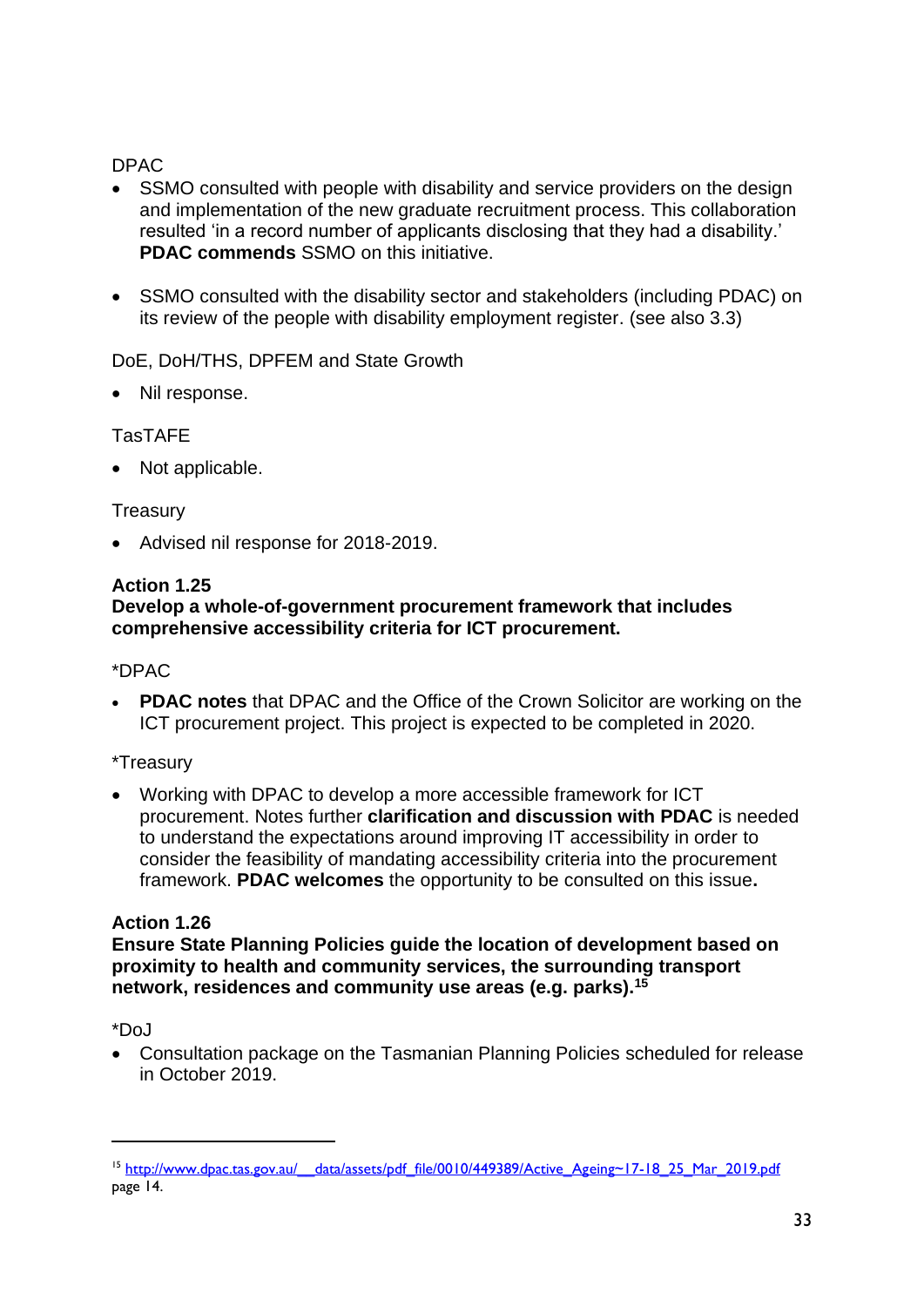DPAC

- SSMO consulted with people with disability and service providers on the design and implementation of the new graduate recruitment process. This collaboration resulted 'in a record number of applicants disclosing that they had a disability.' **PDAC commends** SSMO on this initiative.

- SSMO consulted with the disability sector and stakeholders (including PDAC) on its review of the people with disability employment register. (see also 3.3)

DoE, DoH/THS, DPFEM and State Growth

- Nil response.

TasTAFE

- Not applicable.

Treasury

- Advised nil response for 2018-2019.

**Action 1.25**
**Develop a whole-of-government procurement framework that includes comprehensive accessibility criteria for ICT procurement.**

*DPAC

- **PDAC notes** that DPAC and the Office of the Crown Solicitor are working on the ICT procurement project. This project is expected to be completed in 2020.

*Treasury

- Working with DPAC to develop a more accessible framework for ICT procurement. Notes further **clarification and discussion with PDAC** is needed to understand the expectations around improving IT accessibility in order to consider the feasibility of mandating accessibility criteria into the procurement framework. **PDAC welcomes** the opportunity to be consulted on this issue**.**

**Action 1.26**
**Ensure State Planning Policies guide the location of development based on proximity to health and community services, the surrounding transport network, residences and community use areas (e.g. parks).[15]**

*DoJ

- Consultation package on the Tasmanian Planning Policies scheduled for release in October 2019.

---

[15] http://www.dpac.tas.gov.au/__data/assets/pdf_file/0010/449389/Active_Ageing~17-18_25_Mar_2019.pdf page 14.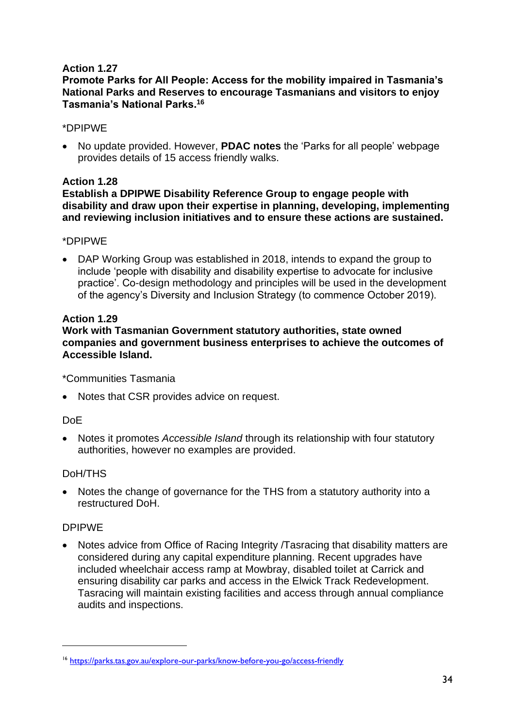### Action 1.27

**Promote Parks for All People: Access for the mobility impaired in Tasmania's National Parks and Reserves to encourage Tasmanians and visitors to enjoy Tasmania's National Parks.[16]**

*DPIPWE

- No update provided. However, **PDAC notes** the 'Parks for all people' webpage provides details of 15 access friendly walks.

### Action 1.28

**Establish a DPIPWE Disability Reference Group to engage people with disability and draw upon their expertise in planning, developing, implementing and reviewing inclusion initiatives and to ensure these actions are sustained.**

*DPIPWE

- DAP Working Group was established in 2018, intends to expand the group to include 'people with disability and disability expertise to advocate for inclusive practice'. Co-design methodology and principles will be used in the development of the agency's Diversity and Inclusion Strategy (to commence October 2019).

### Action 1.29

**Work with Tasmanian Government statutory authorities, state owned companies and government business enterprises to achieve the outcomes of Accessible Island.**

*Communities Tasmania

- Notes that CSR provides advice on request.

DoE

- Notes it promotes *Accessible Island* through its relationship with four statutory authorities, however no examples are provided.

DoH/THS

- Notes the change of governance for the THS from a statutory authority into a restructured DoH.

DPIPWE

- Notes advice from Office of Racing Integrity /Tasracing that disability matters are considered during any capital expenditure planning. Recent upgrades have included wheelchair access ramp at Mowbray, disabled toilet at Carrick and ensuring disability car parks and access in the Elwick Track Redevelopment. Tasracing will maintain existing facilities and access through annual compliance audits and inspections.

---

[16] https://parks.tas.gov.au/explore-our-parks/know-before-you-go/access-friendly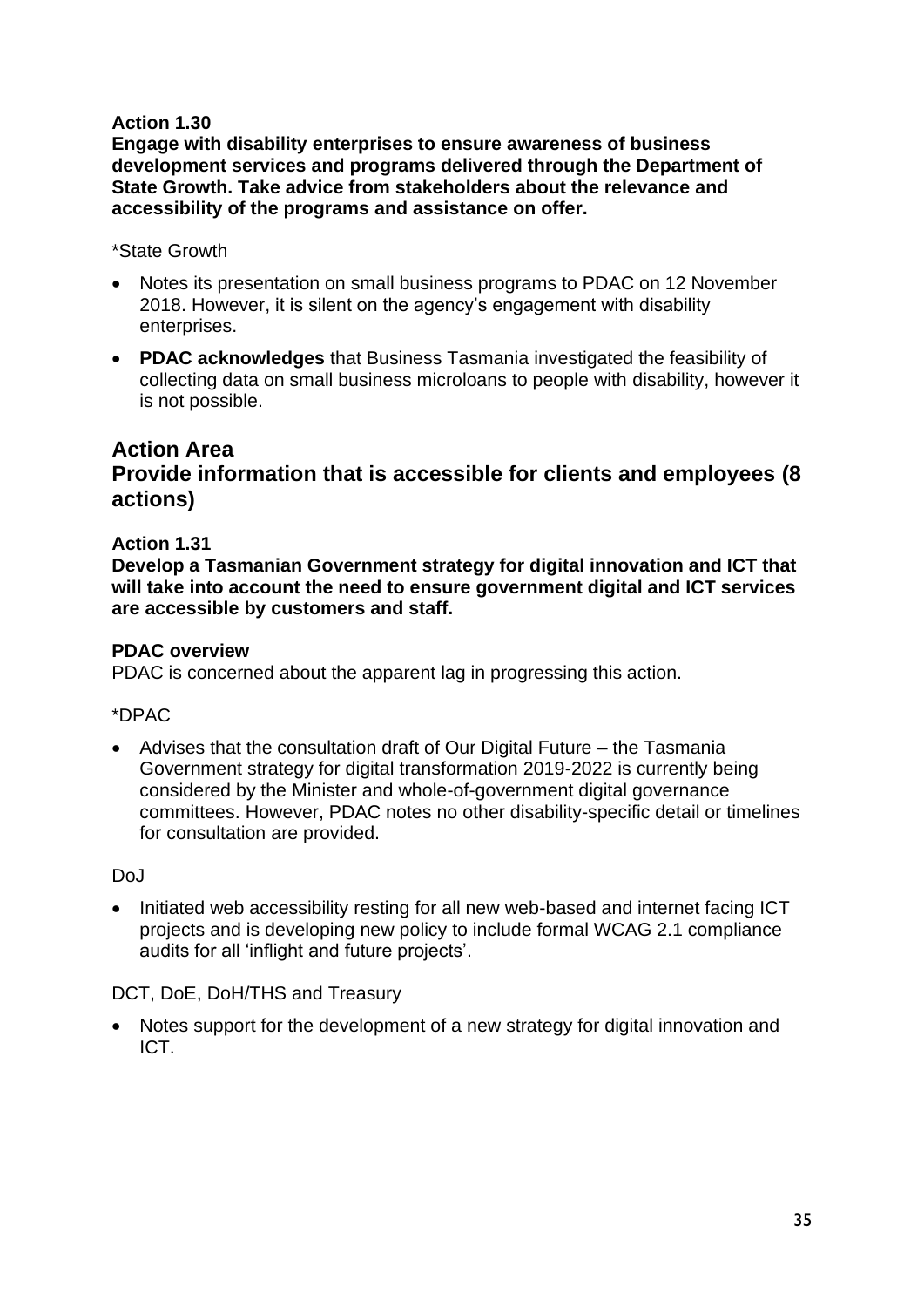**Action 1.30**
**Engage with disability enterprises to ensure awareness of business development services and programs delivered through the Department of State Growth. Take advice from stakeholders about the relevance and accessibility of the programs and assistance on offer.**

*State Growth

- Notes its presentation on small business programs to PDAC on 12 November 2018. However, it is silent on the agency's engagement with disability enterprises.
- **PDAC acknowledges** that Business Tasmania investigated the feasibility of collecting data on small business microloans to people with disability, however it is not possible.

## Action Area
## Provide information that is accessible for clients and employees (8 actions)

**Action 1.31**
**Develop a Tasmanian Government strategy for digital innovation and ICT that will take into account the need to ensure government digital and ICT services are accessible by customers and staff.**

**PDAC overview**
PDAC is concerned about the apparent lag in progressing this action.

*DPAC

- Advises that the consultation draft of Our Digital Future – the Tasmania Government strategy for digital transformation 2019-2022 is currently being considered by the Minister and whole-of-government digital governance committees. However, PDAC notes no other disability-specific detail or timelines for consultation are provided.

DoJ

- Initiated web accessibility resting for all new web-based and internet facing ICT projects and is developing new policy to include formal WCAG 2.1 compliance audits for all 'inflight and future projects'.

DCT, DoE, DoH/THS and Treasury

- Notes support for the development of a new strategy for digital innovation and ICT.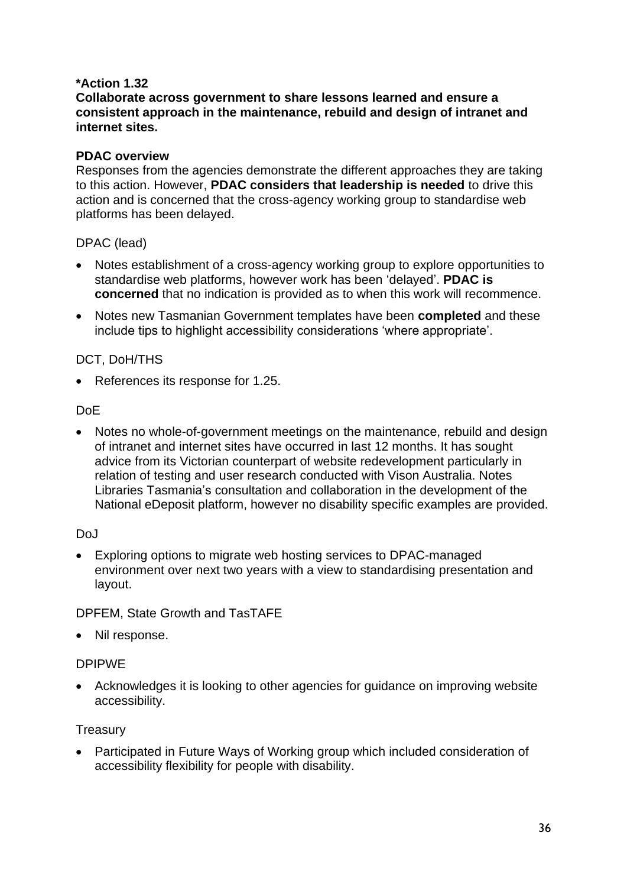**\*Action 1.32**

**Collaborate across government to share lessons learned and ensure a consistent approach in the maintenance, rebuild and design of intranet and internet sites.**

**PDAC overview**

Responses from the agencies demonstrate the different approaches they are taking to this action. However, **PDAC considers that leadership is needed** to drive this action and is concerned that the cross-agency working group to standardise web platforms has been delayed.

DPAC (lead)

- Notes establishment of a cross-agency working group to explore opportunities to standardise web platforms, however work has been 'delayed'. **PDAC is concerned** that no indication is provided as to when this work will recommence.
- Notes new Tasmanian Government templates have been **completed** and these include tips to highlight accessibility considerations 'where appropriate'.

DCT, DoH/THS

- References its response for 1.25.

DoE

- Notes no whole-of-government meetings on the maintenance, rebuild and design of intranet and internet sites have occurred in last 12 months. It has sought advice from its Victorian counterpart of website redevelopment particularly in relation of testing and user research conducted with Vison Australia. Notes Libraries Tasmania's consultation and collaboration in the development of the National eDeposit platform, however no disability specific examples are provided.

DoJ

- Exploring options to migrate web hosting services to DPAC-managed environment over next two years with a view to standardising presentation and layout.

DPFEM, State Growth and TasTAFE

- Nil response.

DPIPWE

- Acknowledges it is looking to other agencies for guidance on improving website accessibility.

Treasury

- Participated in Future Ways of Working group which included consideration of accessibility flexibility for people with disability.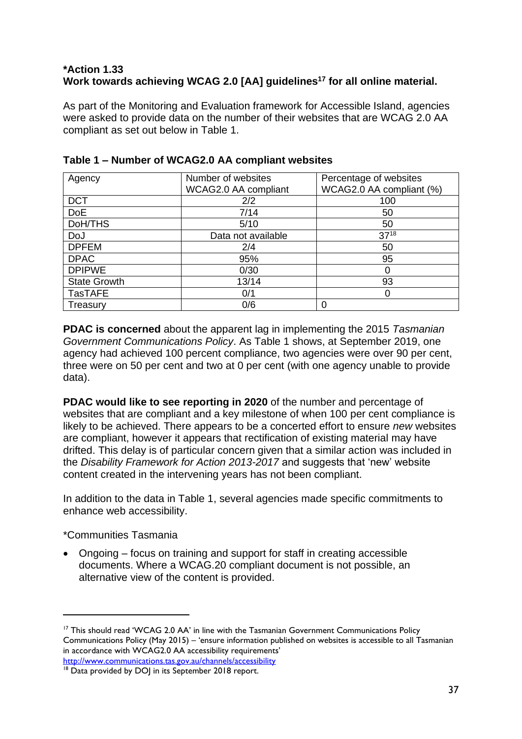**\*Action 1.33**
**Work towards achieving WCAG 2.0 [AA] guidelines[17] for all online material.**

As part of the Monitoring and Evaluation framework for Accessible Island, agencies were asked to provide data on the number of their websites that are WCAG 2.0 AA compliant as set out below in Table 1.

**Table 1 – Number of WCAG2.0 AA compliant websites**

| Agency | Number of websites WCAG2.0 AA compliant | Percentage of websites WCAG2.0 AA compliant (%) |
|---|---|---|
| DCT | 2/2 | 100 |
| DoE | 7/14 | 50 |
| DoH/THS | 5/10 | 50 |
| DoJ | Data not available | 37[18] |
| DPFEM | 2/4 | 50 |
| DPAC | 95% | 95 |
| DPIPWE | 0/30 | 0 |
| State Growth | 13/14 | 93 |
| TasTAFE | 0/1 | 0 |
| Treasury | 0/6 | 0 |

**PDAC is concerned** about the apparent lag in implementing the 2015 *Tasmanian Government Communications Policy*. As Table 1 shows, at September 2019, one agency had achieved 100 percent compliance, two agencies were over 90 per cent, three were on 50 per cent and two at 0 per cent (with one agency unable to provide data).

**PDAC would like to see reporting in 2020** of the number and percentage of websites that are compliant and a key milestone of when 100 per cent compliance is likely to be achieved. There appears to be a concerted effort to ensure *new* websites are compliant, however it appears that rectification of existing material may have drifted. This delay is of particular concern given that a similar action was included in the *Disability Framework for Action 2013-2017* and suggests that 'new' website content created in the intervening years has not been compliant.

In addition to the data in Table 1, several agencies made specific commitments to enhance web accessibility.

*Communities Tasmania

- Ongoing – focus on training and support for staff in creating accessible documents. Where a WCAG.20 compliant document is not possible, an alternative view of the content is provided.

[17] This should read 'WCAG 2.0 AA' in line with the Tasmanian Government Communications Policy Communications Policy (May 2015) – 'ensure information published on websites is accessible to all Tasmanian in accordance with WCAG2.0 AA accessibility requirements' http://www.communications.tas.gov.au/channels/accessibility

[18] Data provided by DOJ in its September 2018 report.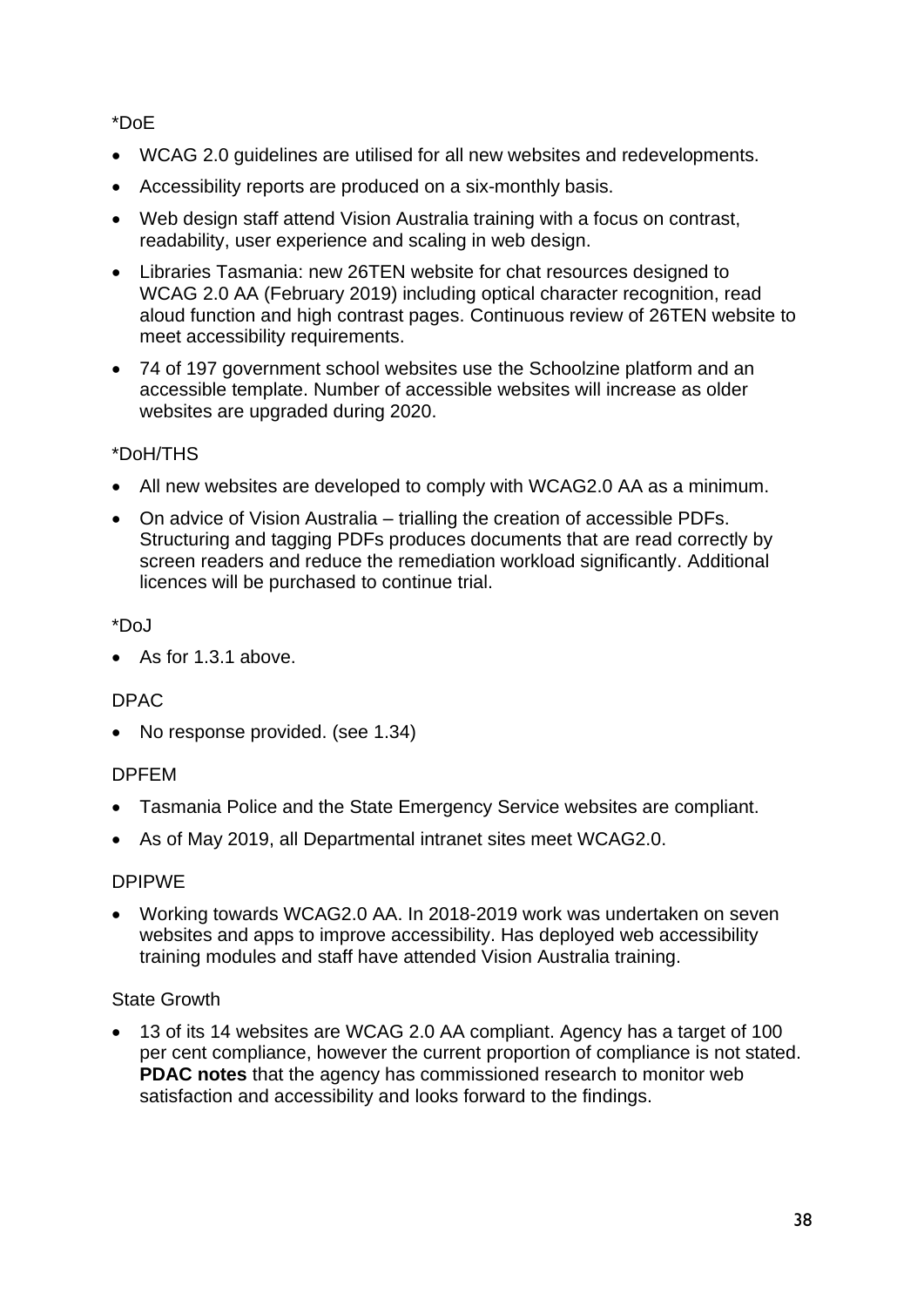*DoE

- WCAG 2.0 guidelines are utilised for all new websites and redevelopments.
- Accessibility reports are produced on a six-monthly basis.
- Web design staff attend Vision Australia training with a focus on contrast, readability, user experience and scaling in web design.
- Libraries Tasmania: new 26TEN website for chat resources designed to WCAG 2.0 AA (February 2019) including optical character recognition, read aloud function and high contrast pages. Continuous review of 26TEN website to meet accessibility requirements.
- 74 of 197 government school websites use the Schoolzine platform and an accessible template. Number of accessible websites will increase as older websites are upgraded during 2020.

*DoH/THS

- All new websites are developed to comply with WCAG2.0 AA as a minimum.
- On advice of Vision Australia – trialling the creation of accessible PDFs. Structuring and tagging PDFs produces documents that are read correctly by screen readers and reduce the remediation workload significantly. Additional licences will be purchased to continue trial.

*DoJ

- As for 1.3.1 above.

DPAC

- No response provided. (see 1.34)

DPFEM

- Tasmania Police and the State Emergency Service websites are compliant.
- As of May 2019, all Departmental intranet sites meet WCAG2.0.

DPIPWE

- Working towards WCAG2.0 AA. In 2018-2019 work was undertaken on seven websites and apps to improve accessibility. Has deployed web accessibility training modules and staff have attended Vision Australia training.

State Growth

- 13 of its 14 websites are WCAG 2.0 AA compliant. Agency has a target of 100 per cent compliance, however the current proportion of compliance is not stated. **PDAC notes** that the agency has commissioned research to monitor web satisfaction and accessibility and looks forward to the findings.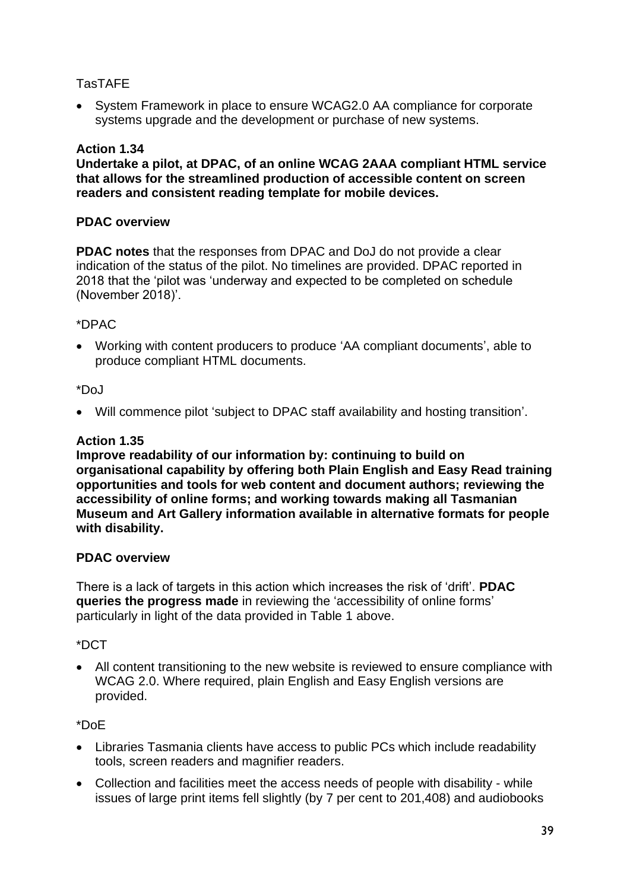TasTAFE

- System Framework in place to ensure WCAG2.0 AA compliance for corporate systems upgrade and the development or purchase of new systems.

**Action 1.34**
**Undertake a pilot, at DPAC, of an online WCAG 2AAA compliant HTML service that allows for the streamlined production of accessible content on screen readers and consistent reading template for mobile devices.**

**PDAC overview**

**PDAC notes** that the responses from DPAC and DoJ do not provide a clear indication of the status of the pilot. No timelines are provided. DPAC reported in 2018 that the 'pilot was 'underway and expected to be completed on schedule (November 2018)'.

*DPAC

- Working with content producers to produce 'AA compliant documents', able to produce compliant HTML documents.

*DoJ

- Will commence pilot 'subject to DPAC staff availability and hosting transition'.

**Action 1.35**
**Improve readability of our information by: continuing to build on organisational capability by offering both Plain English and Easy Read training opportunities and tools for web content and document authors; reviewing the accessibility of online forms; and working towards making all Tasmanian Museum and Art Gallery information available in alternative formats for people with disability.**

**PDAC overview**

There is a lack of targets in this action which increases the risk of 'drift'. **PDAC queries the progress made** in reviewing the 'accessibility of online forms' particularly in light of the data provided in Table 1 above.

*DCT

- All content transitioning to the new website is reviewed to ensure compliance with WCAG 2.0. Where required, plain English and Easy English versions are provided.

*DoE

- Libraries Tasmania clients have access to public PCs which include readability tools, screen readers and magnifier readers.
- Collection and facilities meet the access needs of people with disability - while issues of large print items fell slightly (by 7 per cent to 201,408) and audiobooks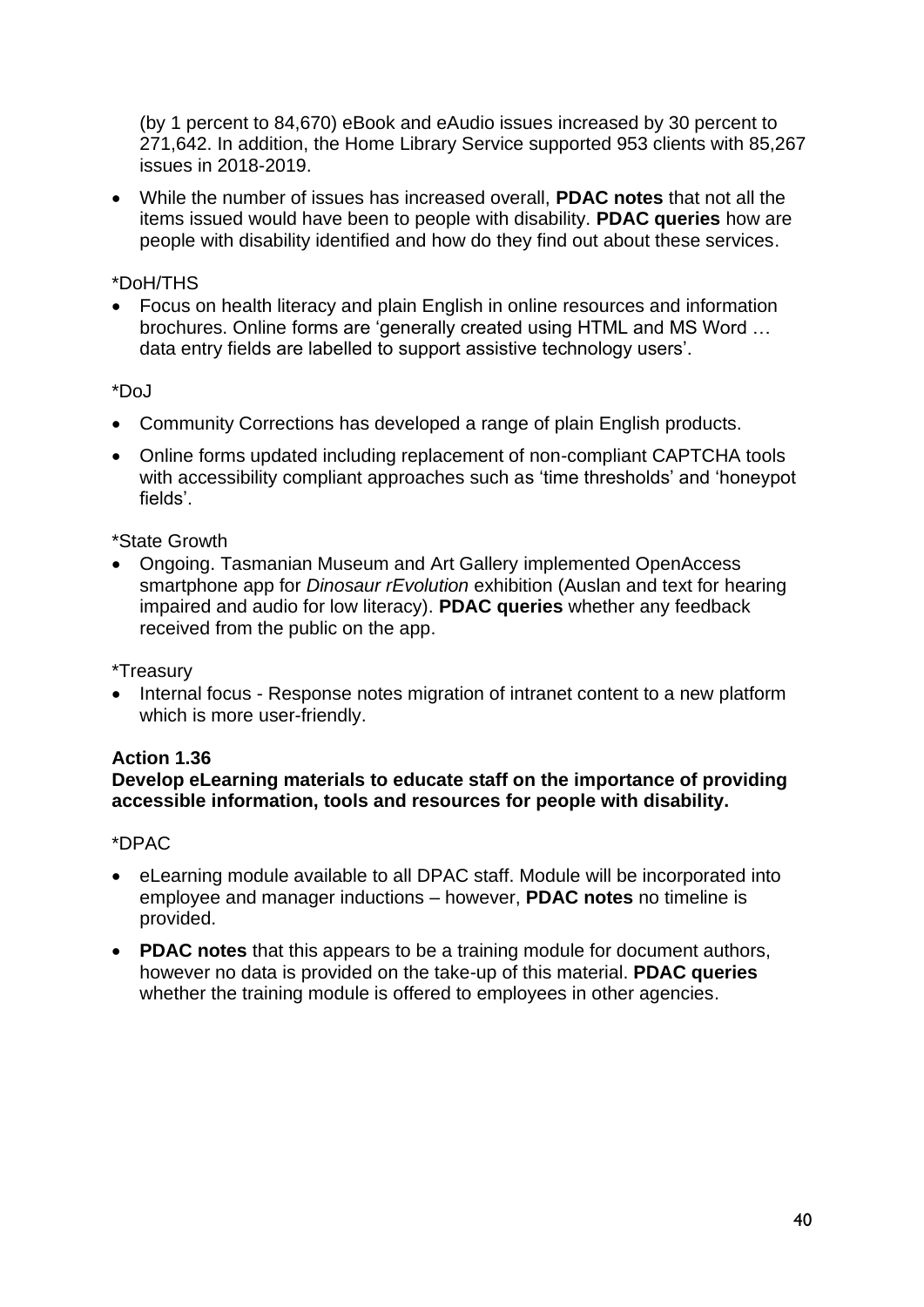(by 1 percent to 84,670) eBook and eAudio issues increased by 30 percent to 271,642. In addition, the Home Library Service supported 953 clients with 85,267 issues in 2018-2019.

- While the number of issues has increased overall, **PDAC notes** that not all the items issued would have been to people with disability. **PDAC queries** how are people with disability identified and how do they find out about these services.

*DoH/THS

- Focus on health literacy and plain English in online resources and information brochures. Online forms are 'generally created using HTML and MS Word … data entry fields are labelled to support assistive technology users'.

*DoJ

- Community Corrections has developed a range of plain English products.
- Online forms updated including replacement of non-compliant CAPTCHA tools with accessibility compliant approaches such as 'time thresholds' and 'honeypot fields'.

*State Growth

- Ongoing. Tasmanian Museum and Art Gallery implemented OpenAccess smartphone app for *Dinosaur rEvolution* exhibition (Auslan and text for hearing impaired and audio for low literacy). **PDAC queries** whether any feedback received from the public on the app.

*Treasury

- Internal focus - Response notes migration of intranet content to a new platform which is more user-friendly.

**Action 1.36**
**Develop eLearning materials to educate staff on the importance of providing accessible information, tools and resources for people with disability.**

*DPAC

- eLearning module available to all DPAC staff. Module will be incorporated into employee and manager inductions – however, **PDAC notes** no timeline is provided.
- **PDAC notes** that this appears to be a training module for document authors, however no data is provided on the take-up of this material. **PDAC queries** whether the training module is offered to employees in other agencies.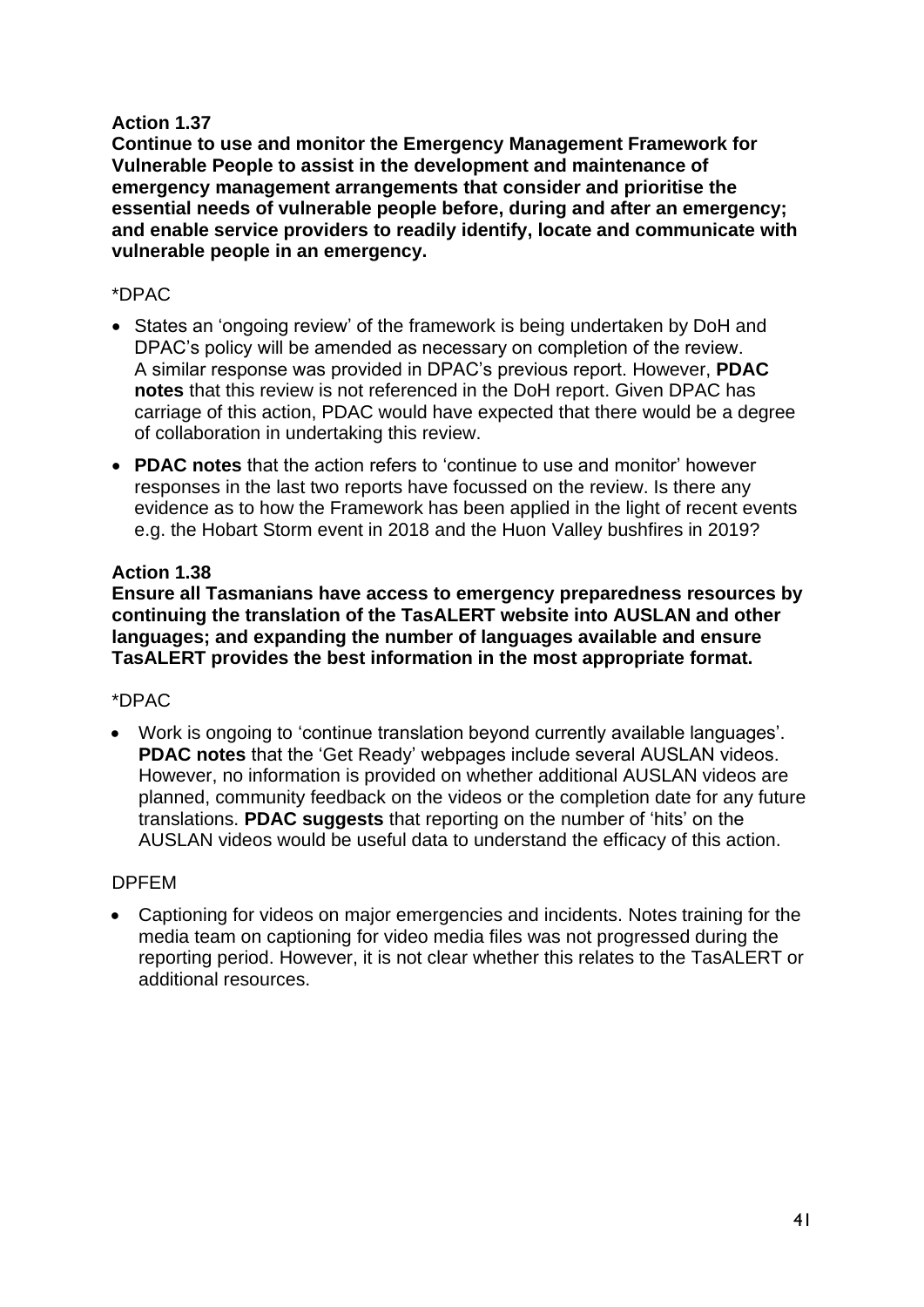**Action 1.37**
**Continue to use and monitor the Emergency Management Framework for Vulnerable People to assist in the development and maintenance of emergency management arrangements that consider and prioritise the essential needs of vulnerable people before, during and after an emergency; and enable service providers to readily identify, locate and communicate with vulnerable people in an emergency.**

*DPAC

- States an 'ongoing review' of the framework is being undertaken by DoH and DPAC's policy will be amended as necessary on completion of the review. A similar response was provided in DPAC's previous report. However, **PDAC notes** that this review is not referenced in the DoH report. Given DPAC has carriage of this action, PDAC would have expected that there would be a degree of collaboration in undertaking this review.
- **PDAC notes** that the action refers to 'continue to use and monitor' however responses in the last two reports have focussed on the review. Is there any evidence as to how the Framework has been applied in the light of recent events e.g. the Hobart Storm event in 2018 and the Huon Valley bushfires in 2019?

**Action 1.38**
**Ensure all Tasmanians have access to emergency preparedness resources by continuing the translation of the TasALERT website into AUSLAN and other languages; and expanding the number of languages available and ensure TasALERT provides the best information in the most appropriate format.**

*DPAC

- Work is ongoing to 'continue translation beyond currently available languages'. **PDAC notes** that the 'Get Ready' webpages include several AUSLAN videos. However, no information is provided on whether additional AUSLAN videos are planned, community feedback on the videos or the completion date for any future translations. **PDAC suggests** that reporting on the number of 'hits' on the AUSLAN videos would be useful data to understand the efficacy of this action.

DPFEM

- Captioning for videos on major emergencies and incidents. Notes training for the media team on captioning for video media files was not progressed during the reporting period. However, it is not clear whether this relates to the TasALERT or additional resources.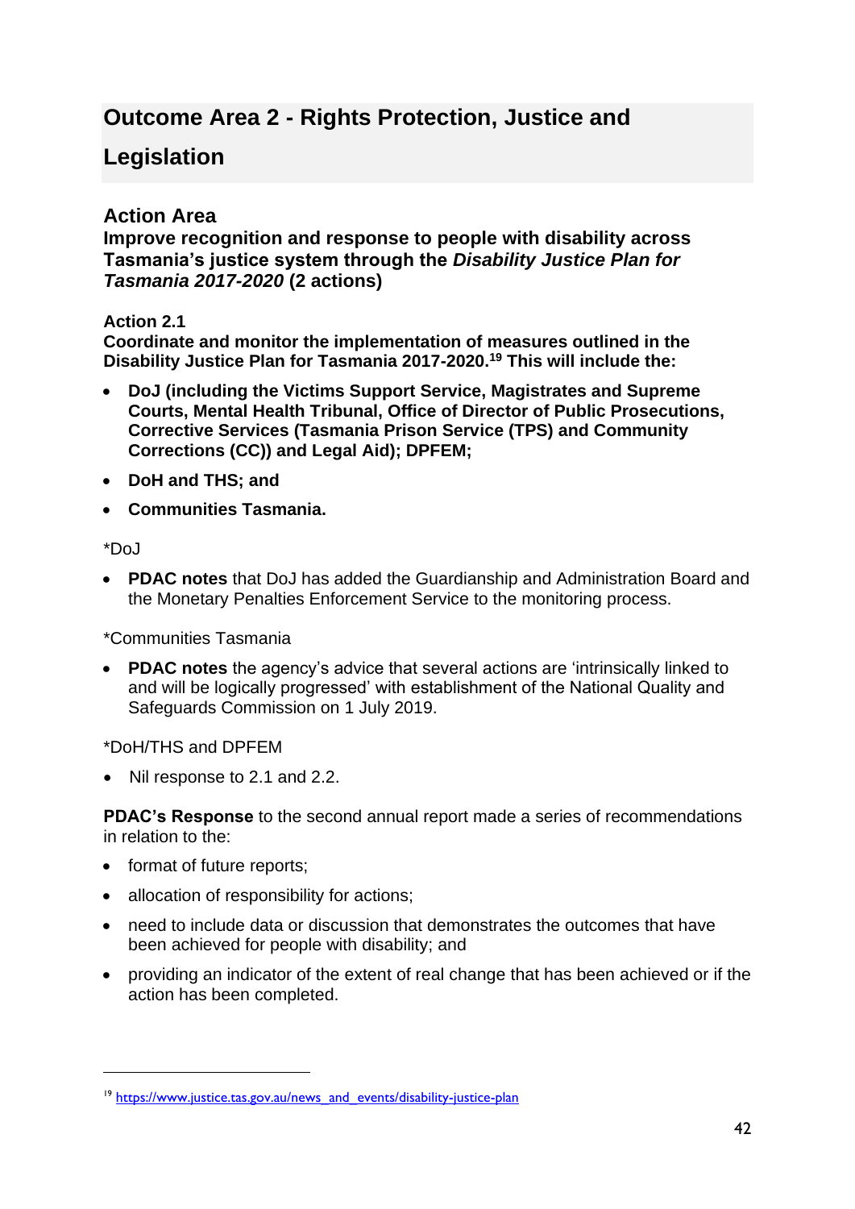## Outcome Area 2 - Rights Protection, Justice and Legislation

### Action Area

**Improve recognition and response to people with disability across Tasmania's justice system through the *Disability Justice Plan for Tasmania 2017-2020* (2 actions)**

**Action 2.1**

**Coordinate and monitor the implementation of measures outlined in the Disability Justice Plan for Tasmania 2017-2020.[19] This will include the:**

- **DoJ (including the Victims Support Service, Magistrates and Supreme Courts, Mental Health Tribunal, Office of Director of Public Prosecutions, Corrective Services (Tasmania Prison Service (TPS) and Community Corrections (CC)) and Legal Aid); DPFEM;**
- **DoH and THS; and**
- **Communities Tasmania.**

*DoJ

- **PDAC notes** that DoJ has added the Guardianship and Administration Board and the Monetary Penalties Enforcement Service to the monitoring process.

*Communities Tasmania

- **PDAC notes** the agency's advice that several actions are 'intrinsically linked to and will be logically progressed' with establishment of the National Quality and Safeguards Commission on 1 July 2019.

*DoH/THS and DPFEM

- Nil response to 2.1 and 2.2.

**PDAC's Response** to the second annual report made a series of recommendations in relation to the:

- format of future reports;
- allocation of responsibility for actions;
- need to include data or discussion that demonstrates the outcomes that have been achieved for people with disability; and
- providing an indicator of the extent of real change that has been achieved or if the action has been completed.

---

[19] https://www.justice.tas.gov.au/news_and_events/disability-justice-plan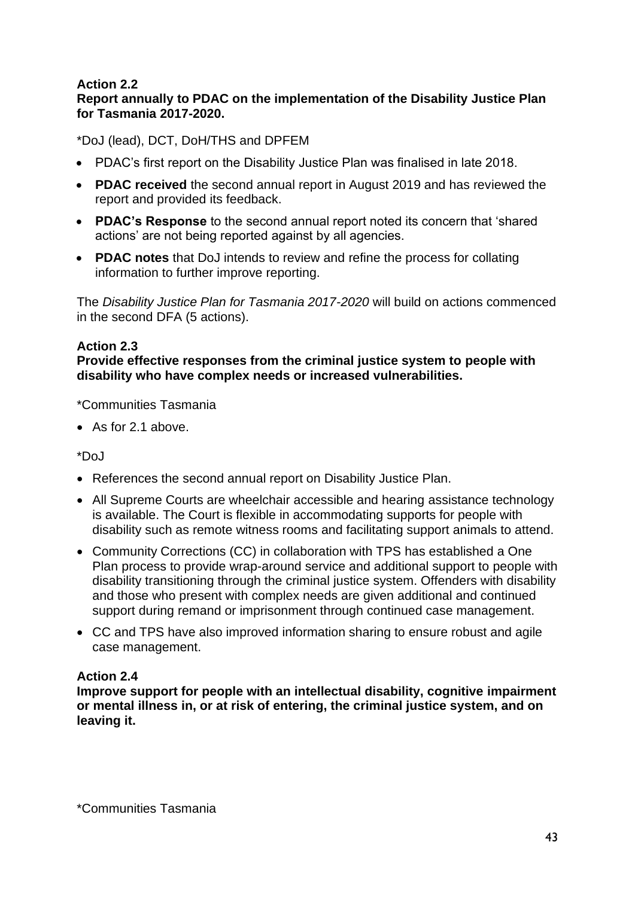**Action 2.2**
**Report annually to PDAC on the implementation of the Disability Justice Plan for Tasmania 2017-2020.**

*DoJ (lead), DCT, DoH/THS and DPFEM

- PDAC's first report on the Disability Justice Plan was finalised in late 2018.
- **PDAC received** the second annual report in August 2019 and has reviewed the report and provided its feedback.
- **PDAC's Response** to the second annual report noted its concern that 'shared actions' are not being reported against by all agencies.
- **PDAC notes** that DoJ intends to review and refine the process for collating information to further improve reporting.

The *Disability Justice Plan for Tasmania 2017-2020* will build on actions commenced in the second DFA (5 actions).

**Action 2.3**
**Provide effective responses from the criminal justice system to people with disability who have complex needs or increased vulnerabilities.**

*Communities Tasmania

- As for 2.1 above.

*DoJ

- References the second annual report on Disability Justice Plan.
- All Supreme Courts are wheelchair accessible and hearing assistance technology is available. The Court is flexible in accommodating supports for people with disability such as remote witness rooms and facilitating support animals to attend.
- Community Corrections (CC) in collaboration with TPS has established a One Plan process to provide wrap-around service and additional support to people with disability transitioning through the criminal justice system. Offenders with disability and those who present with complex needs are given additional and continued support during remand or imprisonment through continued case management.
- CC and TPS have also improved information sharing to ensure robust and agile case management.

**Action 2.4**
**Improve support for people with an intellectual disability, cognitive impairment or mental illness in, or at risk of entering, the criminal justice system, and on leaving it.**

*Communities Tasmania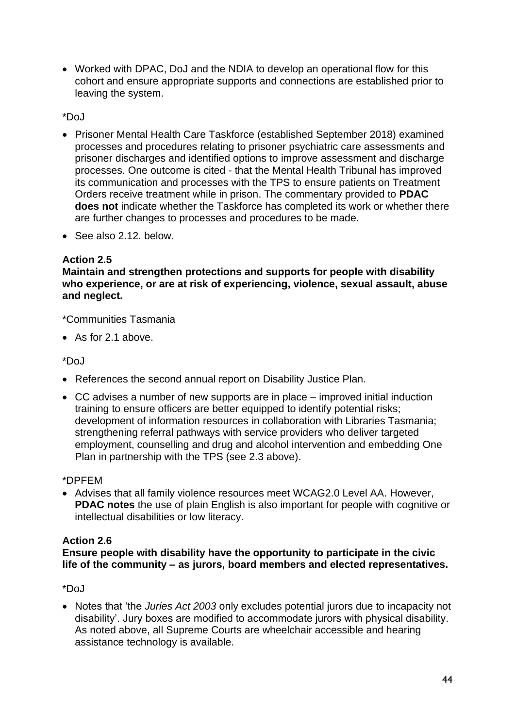- Worked with DPAC, DoJ and the NDIA to develop an operational flow for this cohort and ensure appropriate supports and connections are established prior to leaving the system.

*DoJ

- Prisoner Mental Health Care Taskforce (established September 2018) examined processes and procedures relating to prisoner psychiatric care assessments and prisoner discharges and identified options to improve assessment and discharge processes. One outcome is cited - that the Mental Health Tribunal has improved its communication and processes with the TPS to ensure patients on Treatment Orders receive treatment while in prison. The commentary provided to **PDAC does not** indicate whether the Taskforce has completed its work or whether there are further changes to processes and procedures to be made.
- See also 2.12. below.

**Action 2.5**
**Maintain and strengthen protections and supports for people with disability who experience, or are at risk of experiencing, violence, sexual assault, abuse and neglect.**

*Communities Tasmania

- As for 2.1 above.

*DoJ

- References the second annual report on Disability Justice Plan.
- CC advises a number of new supports are in place – improved initial induction training to ensure officers are better equipped to identify potential risks; development of information resources in collaboration with Libraries Tasmania; strengthening referral pathways with service providers who deliver targeted employment, counselling and drug and alcohol intervention and embedding One Plan in partnership with the TPS (see 2.3 above).

*DPFEM

- Advises that all family violence resources meet WCAG2.0 Level AA. However, **PDAC notes** the use of plain English is also important for people with cognitive or intellectual disabilities or low literacy.

**Action 2.6**
**Ensure people with disability have the opportunity to participate in the civic life of the community – as jurors, board members and elected representatives.**

*DoJ

- Notes that 'the *Juries Act 2003* only excludes potential jurors due to incapacity not disability'. Jury boxes are modified to accommodate jurors with physical disability. As noted above, all Supreme Courts are wheelchair accessible and hearing assistance technology is available.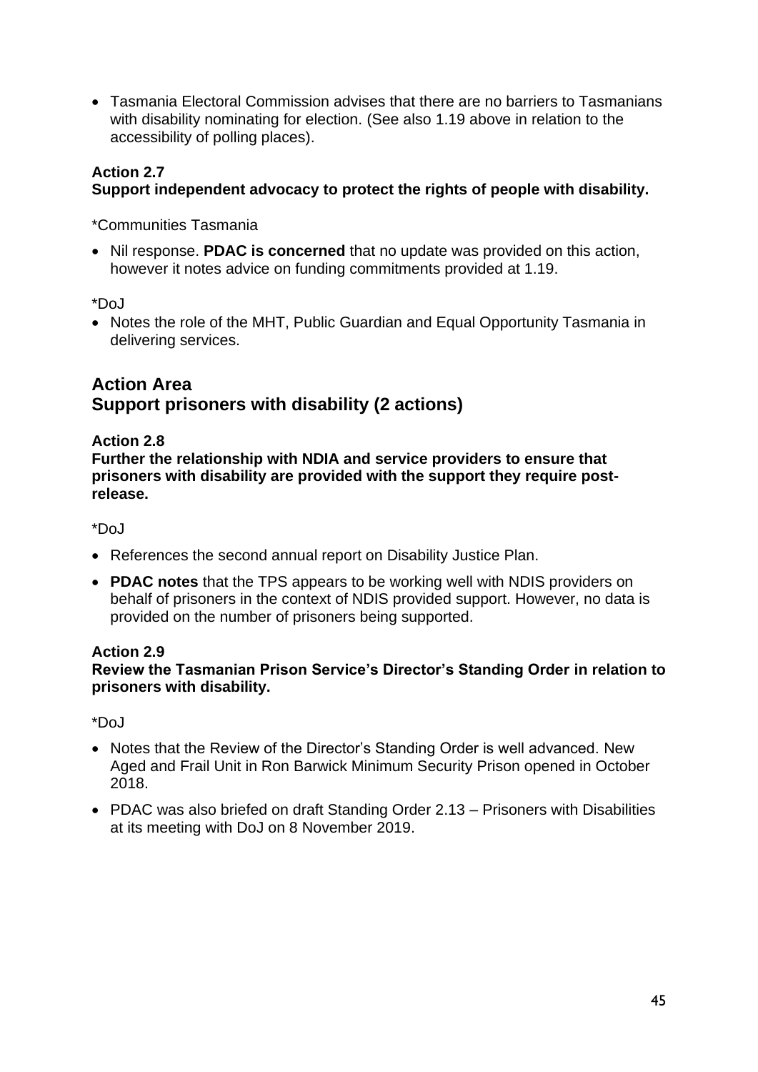- Tasmania Electoral Commission advises that there are no barriers to Tasmanians with disability nominating for election. (See also 1.19 above in relation to the accessibility of polling places).

**Action 2.7**
**Support independent advocacy to protect the rights of people with disability.**

*Communities Tasmania

- Nil response. **PDAC is concerned** that no update was provided on this action, however it notes advice on funding commitments provided at 1.19.

*DoJ

- Notes the role of the MHT, Public Guardian and Equal Opportunity Tasmania in delivering services.

## Action Area
## Support prisoners with disability (2 actions)

**Action 2.8**
**Further the relationship with NDIA and service providers to ensure that prisoners with disability are provided with the support they require post-release.**

*DoJ

- References the second annual report on Disability Justice Plan.
- **PDAC notes** that the TPS appears to be working well with NDIS providers on behalf of prisoners in the context of NDIS provided support. However, no data is provided on the number of prisoners being supported.

**Action 2.9**
**Review the Tasmanian Prison Service's Director's Standing Order in relation to prisoners with disability.**

*DoJ

- Notes that the Review of the Director's Standing Order is well advanced. New Aged and Frail Unit in Ron Barwick Minimum Security Prison opened in October 2018.
- PDAC was also briefed on draft Standing Order 2.13 – Prisoners with Disabilities at its meeting with DoJ on 8 November 2019.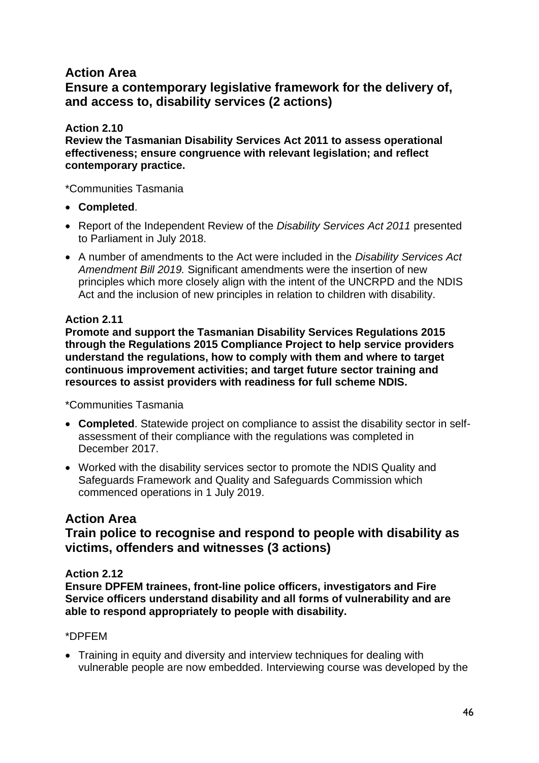## Action Area
## Ensure a contemporary legislative framework for the delivery of, and access to, disability services (2 actions)

### Action 2.10
**Review the Tasmanian Disability Services Act 2011 to assess operational effectiveness; ensure congruence with relevant legislation; and reflect contemporary practice.**

*Communities Tasmania

- **Completed**.
- Report of the Independent Review of the *Disability Services Act 2011* presented to Parliament in July 2018.
- A number of amendments to the Act were included in the *Disability Services Act Amendment Bill 2019.* Significant amendments were the insertion of new principles which more closely align with the intent of the UNCRPD and the NDIS Act and the inclusion of new principles in relation to children with disability.

### Action 2.11
**Promote and support the Tasmanian Disability Services Regulations 2015 through the Regulations 2015 Compliance Project to help service providers understand the regulations, how to comply with them and where to target continuous improvement activities; and target future sector training and resources to assist providers with readiness for full scheme NDIS.**

*Communities Tasmania

- **Completed**. Statewide project on compliance to assist the disability sector in self-assessment of their compliance with the regulations was completed in December 2017.
- Worked with the disability services sector to promote the NDIS Quality and Safeguards Framework and Quality and Safeguards Commission which commenced operations in 1 July 2019.

## Action Area
## Train police to recognise and respond to people with disability as victims, offenders and witnesses (3 actions)

### Action 2.12
**Ensure DPFEM trainees, front-line police officers, investigators and Fire Service officers understand disability and all forms of vulnerability and are able to respond appropriately to people with disability.**

*DPFEM

- Training in equity and diversity and interview techniques for dealing with vulnerable people are now embedded. Interviewing course was developed by the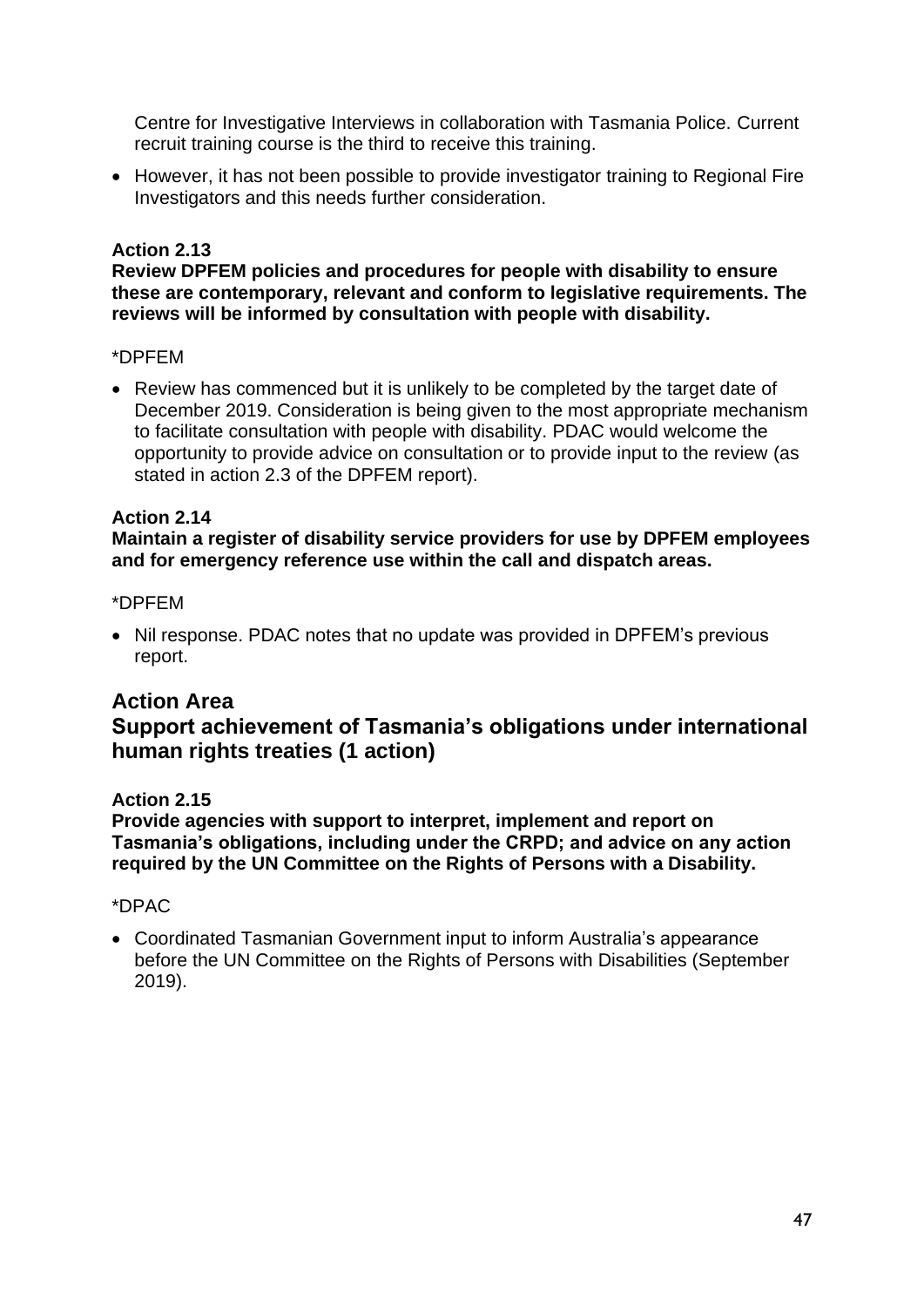Centre for Investigative Interviews in collaboration with Tasmania Police. Current recruit training course is the third to receive this training.

- However, it has not been possible to provide investigator training to Regional Fire Investigators and this needs further consideration.

**Action 2.13**
**Review DPFEM policies and procedures for people with disability to ensure these are contemporary, relevant and conform to legislative requirements. The reviews will be informed by consultation with people with disability.**

*DPFEM

- Review has commenced but it is unlikely to be completed by the target date of December 2019. Consideration is being given to the most appropriate mechanism to facilitate consultation with people with disability. PDAC would welcome the opportunity to provide advice on consultation or to provide input to the review (as stated in action 2.3 of the DPFEM report).

**Action 2.14**
**Maintain a register of disability service providers for use by DPFEM employees and for emergency reference use within the call and dispatch areas.**

*DPFEM

- Nil response. PDAC notes that no update was provided in DPFEM's previous report.

## Action Area
## Support achievement of Tasmania's obligations under international human rights treaties (1 action)

**Action 2.15**
**Provide agencies with support to interpret, implement and report on Tasmania's obligations, including under the CRPD; and advice on any action required by the UN Committee on the Rights of Persons with a Disability.**

*DPAC

- Coordinated Tasmanian Government input to inform Australia's appearance before the UN Committee on the Rights of Persons with Disabilities (September 2019).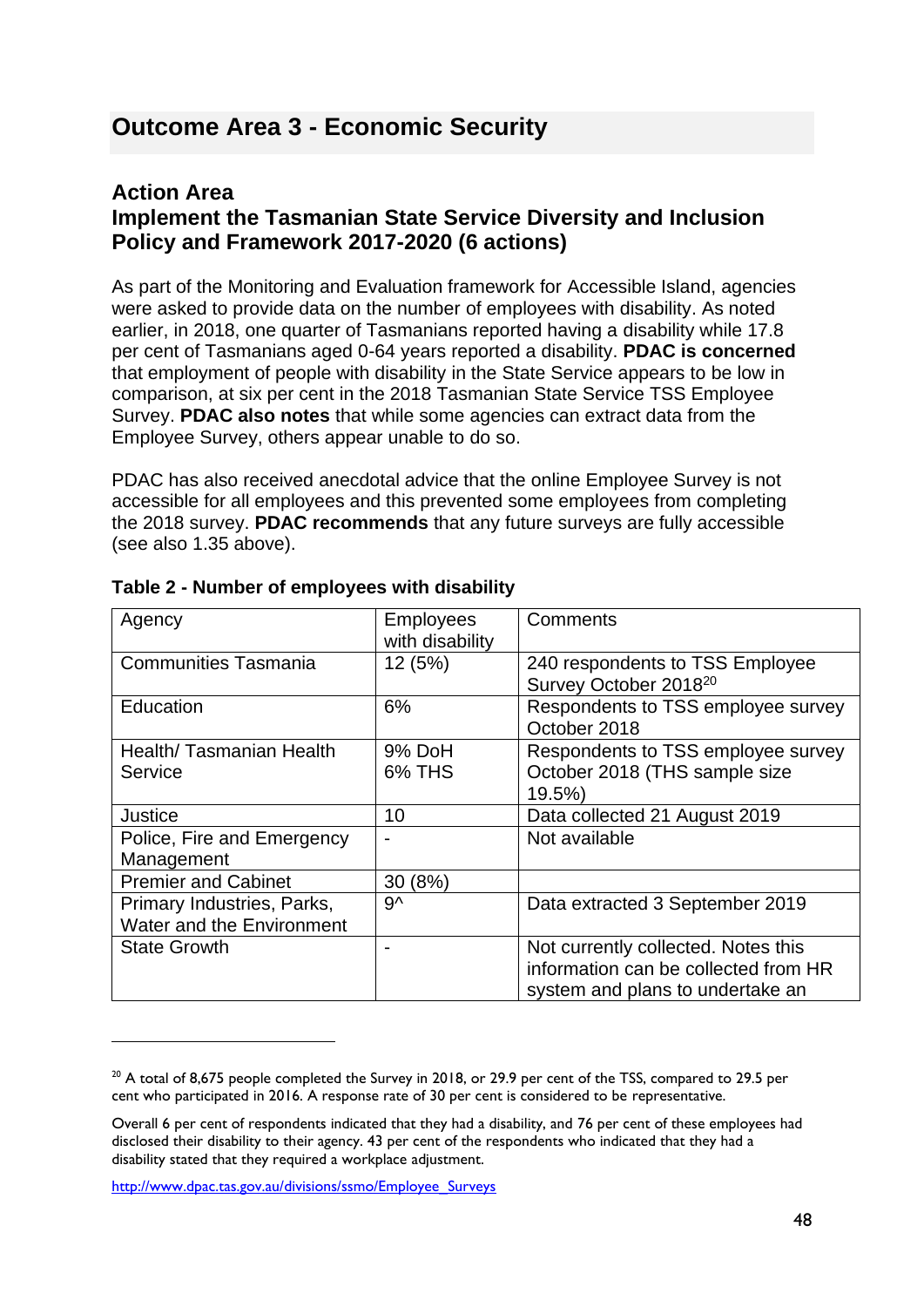## Outcome Area 3 - Economic Security

### Action Area
### Implement the Tasmanian State Service Diversity and Inclusion Policy and Framework 2017-2020 (6 actions)

As part of the Monitoring and Evaluation framework for Accessible Island, agencies were asked to provide data on the number of employees with disability. As noted earlier, in 2018, one quarter of Tasmanians reported having a disability while 17.8 per cent of Tasmanians aged 0-64 years reported a disability. **PDAC is concerned** that employment of people with disability in the State Service appears to be low in comparison, at six per cent in the 2018 Tasmanian State Service TSS Employee Survey. **PDAC also notes** that while some agencies can extract data from the Employee Survey, others appear unable to do so.

PDAC has also received anecdotal advice that the online Employee Survey is not accessible for all employees and this prevented some employees from completing the 2018 survey. **PDAC recommends** that any future surveys are fully accessible (see also 1.35 above).

**Table 2 - Number of employees with disability**

| Agency | Employees with disability | Comments |
|---|---|---|
| Communities Tasmania | 12 (5%) | 240 respondents to TSS Employee Survey October 2018[20] |
| Education | 6% | Respondents to TSS employee survey October 2018 |
| Health/ Tasmanian Health Service | 9% DoH<br>6% THS | Respondents to TSS employee survey October 2018 (THS sample size 19.5%) |
| Justice | 10 | Data collected 21 August 2019 |
| Police, Fire and Emergency Management | - | Not available |
| Premier and Cabinet | 30 (8%) | |
| Primary Industries, Parks, Water and the Environment | 9^ | Data extracted 3 September 2019 |
| State Growth | - | Not currently collected. Notes this information can be collected from HR system and plans to undertake an |

[20] A total of 8,675 people completed the Survey in 2018, or 29.9 per cent of the TSS, compared to 29.5 per cent who participated in 2016. A response rate of 30 per cent is considered to be representative.

Overall 6 per cent of respondents indicated that they had a disability, and 76 per cent of these employees had disclosed their disability to their agency. 43 per cent of the respondents who indicated that they had a disability stated that they required a workplace adjustment.

http://www.dpac.tas.gov.au/divisions/ssmo/Employee_Surveys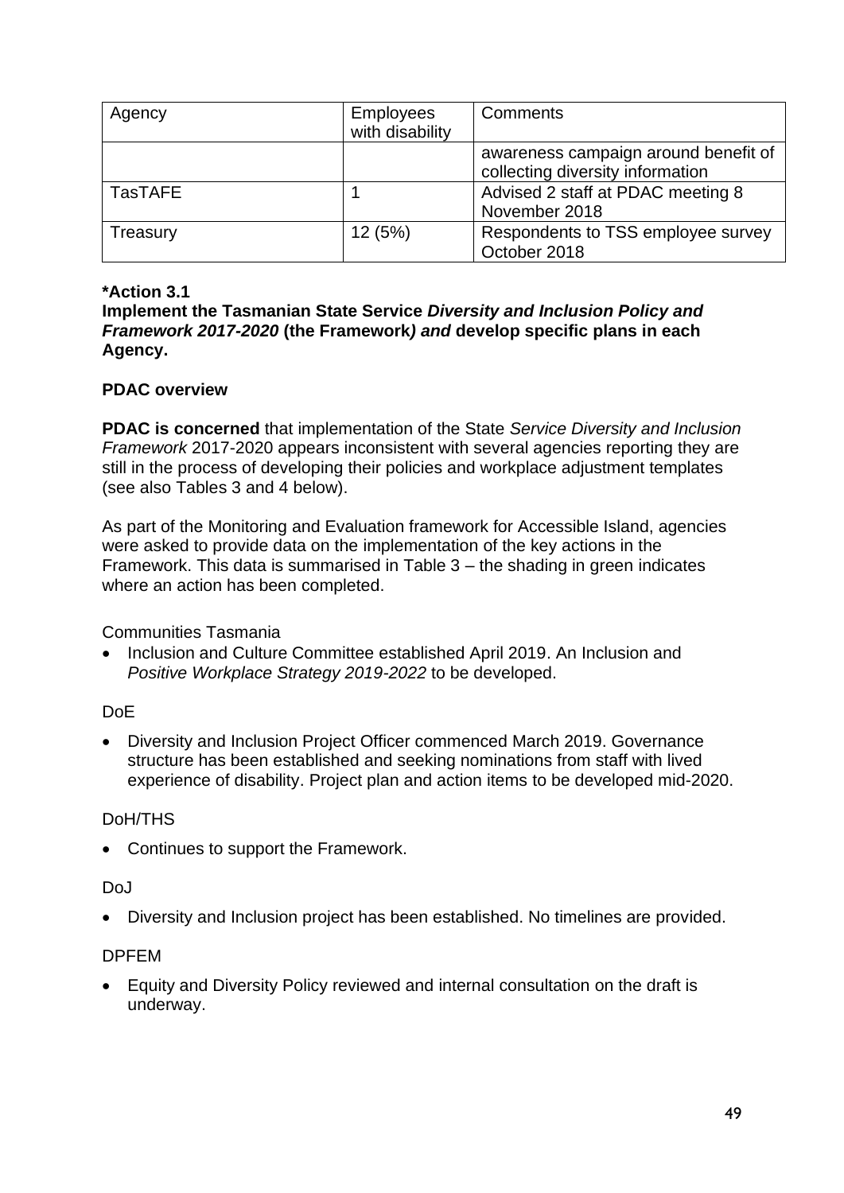| Agency | Employees with disability | Comments |
|---|---|---|
| | | awareness campaign around benefit of collecting diversity information |
| TasTAFE | 1 | Advised 2 staff at PDAC meeting 8 November 2018 |
| Treasury | 12 (5%) | Respondents to TSS employee survey October 2018 |

**\*Action 3.1**
**Implement the Tasmanian State Service *Diversity and Inclusion Policy and Framework 2017-2020* (the Framework*) and* develop specific plans in each Agency.**

**PDAC overview**

**PDAC is concerned** that implementation of the State *Service Diversity and Inclusion Framework* 2017-2020 appears inconsistent with several agencies reporting they are still in the process of developing their policies and workplace adjustment templates (see also Tables 3 and 4 below).

As part of the Monitoring and Evaluation framework for Accessible Island, agencies were asked to provide data on the implementation of the key actions in the Framework. This data is summarised in Table 3 – the shading in green indicates where an action has been completed.

Communities Tasmania

- Inclusion and Culture Committee established April 2019. An Inclusion and *Positive Workplace Strategy 2019-2022* to be developed.

DoE

- Diversity and Inclusion Project Officer commenced March 2019. Governance structure has been established and seeking nominations from staff with lived experience of disability. Project plan and action items to be developed mid-2020.

DoH/THS

- Continues to support the Framework.

DoJ

- Diversity and Inclusion project has been established. No timelines are provided.

DPFEM

- Equity and Diversity Policy reviewed and internal consultation on the draft is underway.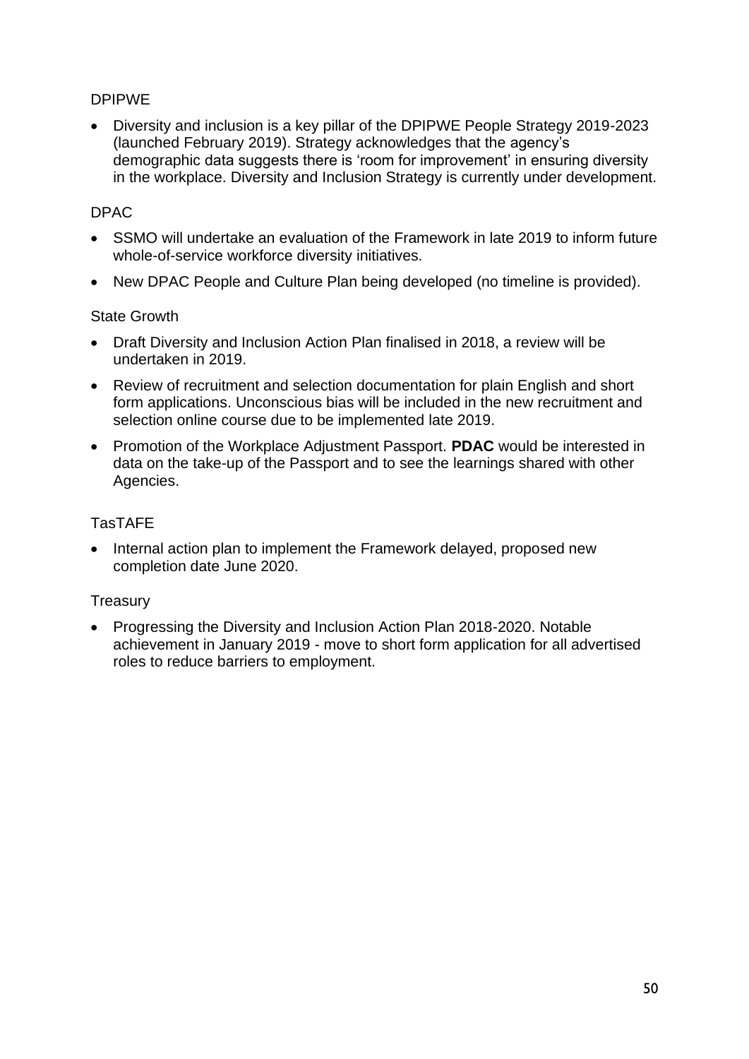DPIPWE

- Diversity and inclusion is a key pillar of the DPIPWE People Strategy 2019-2023 (launched February 2019). Strategy acknowledges that the agency's demographic data suggests there is 'room for improvement' in ensuring diversity in the workplace. Diversity and Inclusion Strategy is currently under development.

DPAC

- SSMO will undertake an evaluation of the Framework in late 2019 to inform future whole-of-service workforce diversity initiatives.
- New DPAC People and Culture Plan being developed (no timeline is provided).

State Growth

- Draft Diversity and Inclusion Action Plan finalised in 2018, a review will be undertaken in 2019.
- Review of recruitment and selection documentation for plain English and short form applications. Unconscious bias will be included in the new recruitment and selection online course due to be implemented late 2019.
- Promotion of the Workplace Adjustment Passport. **PDAC** would be interested in data on the take-up of the Passport and to see the learnings shared with other Agencies.

TasTAFE

- Internal action plan to implement the Framework delayed, proposed new completion date June 2020.

Treasury

- Progressing the Diversity and Inclusion Action Plan 2018-2020. Notable achievement in January 2019 - move to short form application for all advertised roles to reduce barriers to employment.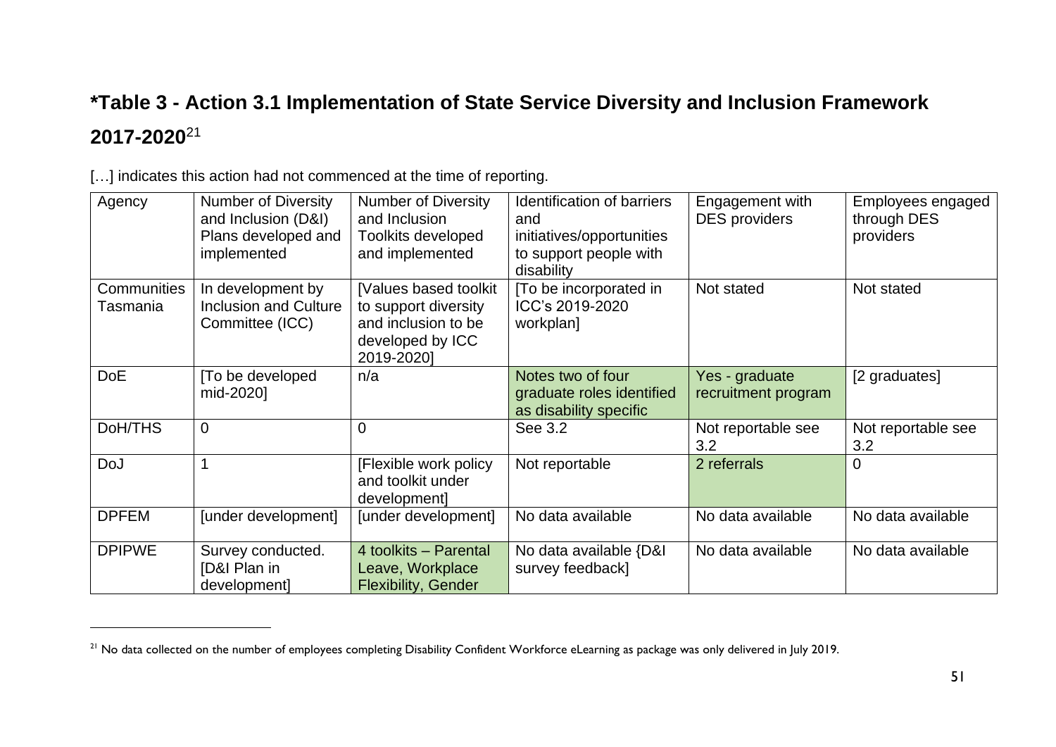# *Table 3 - Action 3.1 Implementation of State Service Diversity and Inclusion Framework 2017-2020[21]

[…] indicates this action had not commenced at the time of reporting.

| Agency | Number of Diversity and Inclusion (D&I) Plans developed and implemented | Number of Diversity and Inclusion Toolkits developed and implemented | Identification of barriers and initiatives/opportunities to support people with disability | Engagement with DES providers | Employees engaged through DES providers |
|---|---|---|---|---|---|
| Communities Tasmania | In development by Inclusion and Culture Committee (ICC) | [Values based toolkit to support diversity and inclusion to be developed by ICC 2019-2020] | [To be incorporated in ICC's 2019-2020 workplan] | Not stated | Not stated |
| DoE | [To be developed mid-2020] | n/a | Notes two of four graduate roles identified as disability specific | Yes - graduate recruitment program | [2 graduates] |
| DoH/THS | 0 | 0 | See 3.2 | Not reportable see 3.2 | Not reportable see 3.2 |
| DoJ | 1 | [Flexible work policy and toolkit under development] | Not reportable | 2 referrals | 0 |
| DPFEM | [under development] | [under development] | No data available | No data available | No data available |
| DPIPWE | Survey conducted. [D&I Plan in development] | 4 toolkits – Parental Leave, Workplace Flexibility, Gender | No data available {D&I survey feedback] | No data available | No data available |

[21] No data collected on the number of employees completing Disability Confident Workforce eLearning as package was only delivered in July 2019.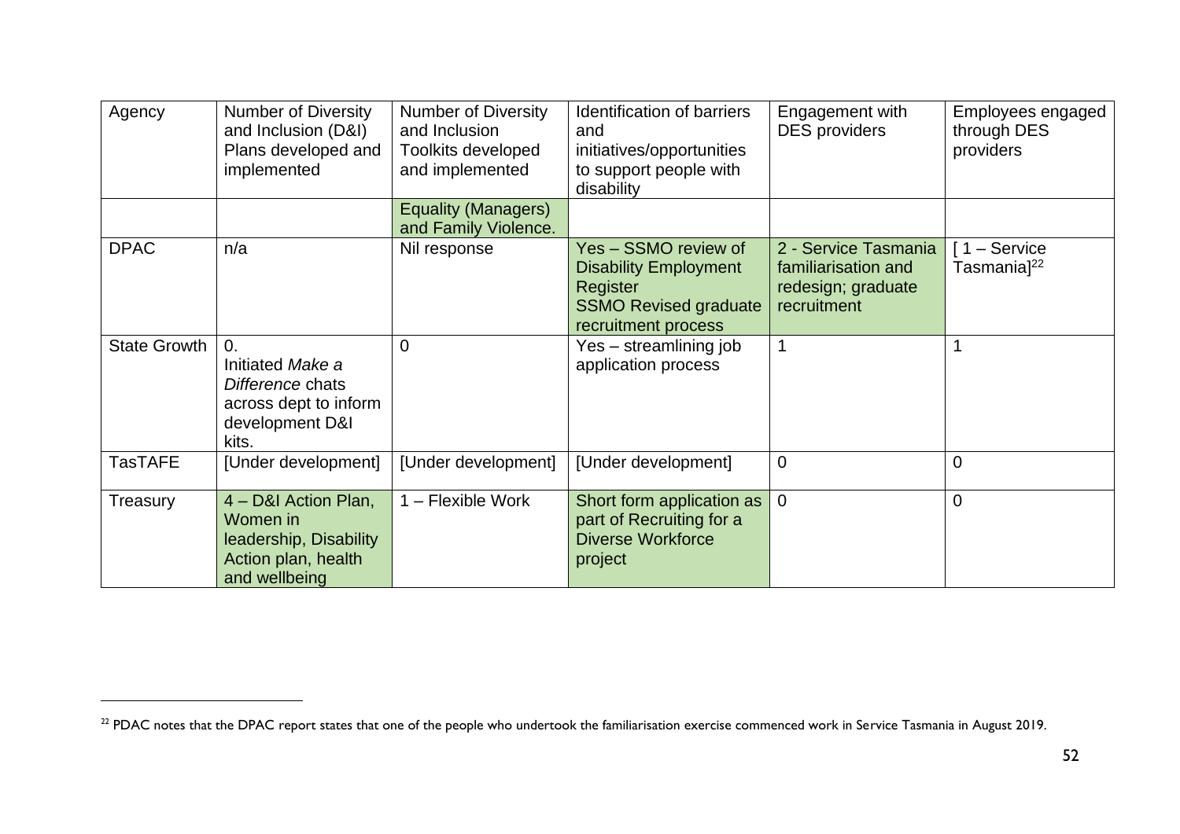| Agency | Number of Diversity and Inclusion (D&I) Plans developed and implemented | Number of Diversity and Inclusion Toolkits developed and implemented | Identification of barriers and initiatives/opportunities to support people with disability | Engagement with DES providers | Employees engaged through DES providers |
|---|---|---|---|---|---|
| | | Equality (Managers) and Family Violence. | | | |
| DPAC | n/a | Nil response | Yes – SSMO review of Disability Employment Register SSMO Revised graduate recruitment process | 2 - Service Tasmania familiarisation and redesign; graduate recruitment | [ 1 – Service Tasmania][22] |
| State Growth | 0. Initiated *Make a Difference* chats across dept to inform development D&I kits. | 0 | Yes – streamlining job application process | 1 | 1 |
| TasTAFE | [Under development] | [Under development] | [Under development] | 0 | 0 |
| Treasury | 4 – D&I Action Plan, Women in leadership, Disability Action plan, health and wellbeing | 1 – Flexible Work | Short form application as part of Recruiting for a Diverse Workforce project | 0 | 0 |

[22] PDAC notes that the DPAC report states that one of the people who undertook the familiarisation exercise commenced work in Service Tasmania in August 2019.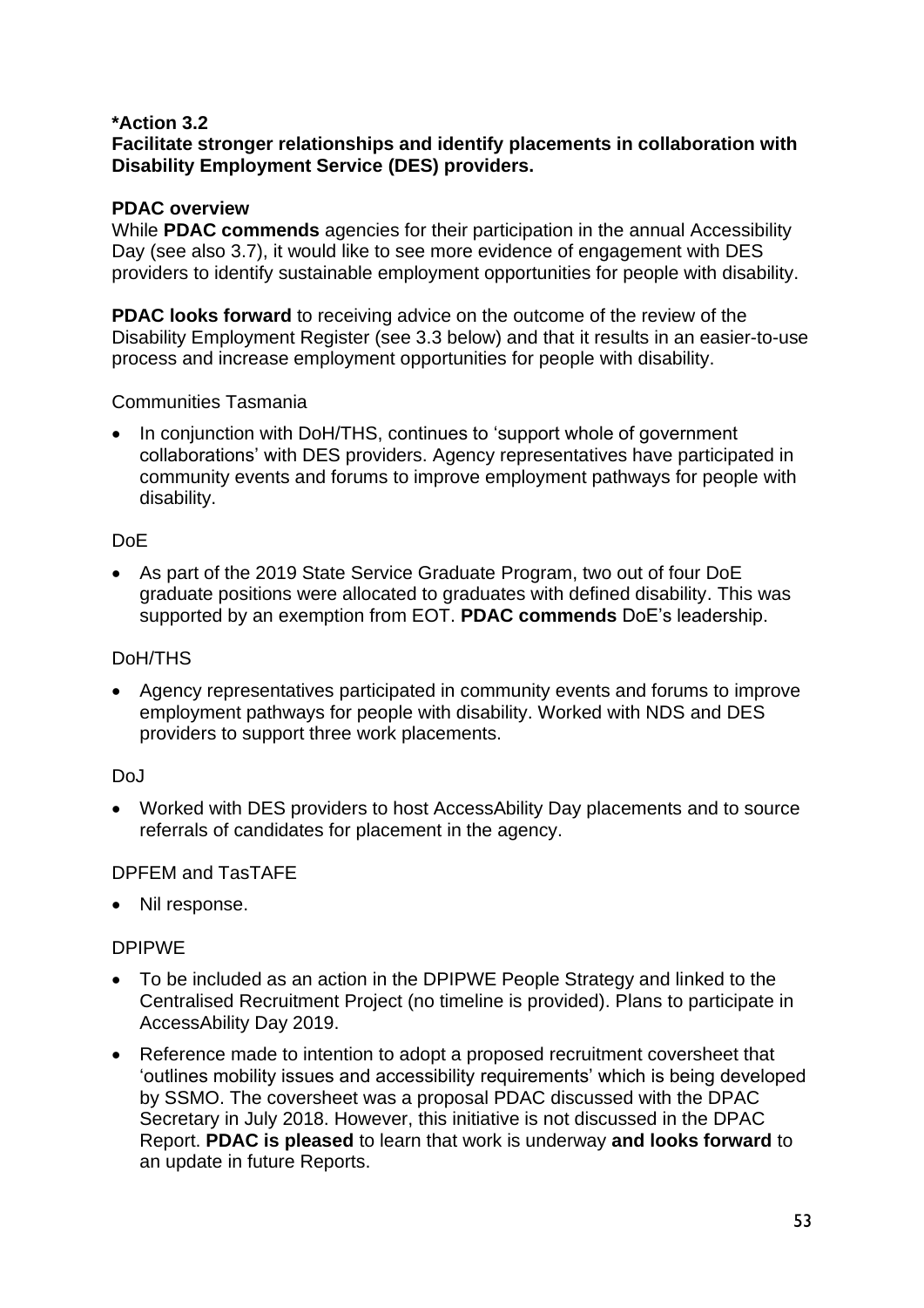**\*Action 3.2**
**Facilitate stronger relationships and identify placements in collaboration with Disability Employment Service (DES) providers.**

**PDAC overview**
While **PDAC commends** agencies for their participation in the annual Accessibility Day (see also 3.7), it would like to see more evidence of engagement with DES providers to identify sustainable employment opportunities for people with disability.

**PDAC looks forward** to receiving advice on the outcome of the review of the Disability Employment Register (see 3.3 below) and that it results in an easier-to-use process and increase employment opportunities for people with disability.

Communities Tasmania

- In conjunction with DoH/THS, continues to 'support whole of government collaborations' with DES providers. Agency representatives have participated in community events and forums to improve employment pathways for people with disability.

DoE

- As part of the 2019 State Service Graduate Program, two out of four DoE graduate positions were allocated to graduates with defined disability. This was supported by an exemption from EOT. **PDAC commends** DoE's leadership.

DoH/THS

- Agency representatives participated in community events and forums to improve employment pathways for people with disability. Worked with NDS and DES providers to support three work placements.

DoJ

- Worked with DES providers to host AccessAbility Day placements and to source referrals of candidates for placement in the agency.

DPFEM and TasTAFE

- Nil response.

DPIPWE

- To be included as an action in the DPIPWE People Strategy and linked to the Centralised Recruitment Project (no timeline is provided). Plans to participate in AccessAbility Day 2019.
- Reference made to intention to adopt a proposed recruitment coversheet that 'outlines mobility issues and accessibility requirements' which is being developed by SSMO. The coversheet was a proposal PDAC discussed with the DPAC Secretary in July 2018. However, this initiative is not discussed in the DPAC Report. **PDAC is pleased** to learn that work is underway **and looks forward** to an update in future Reports.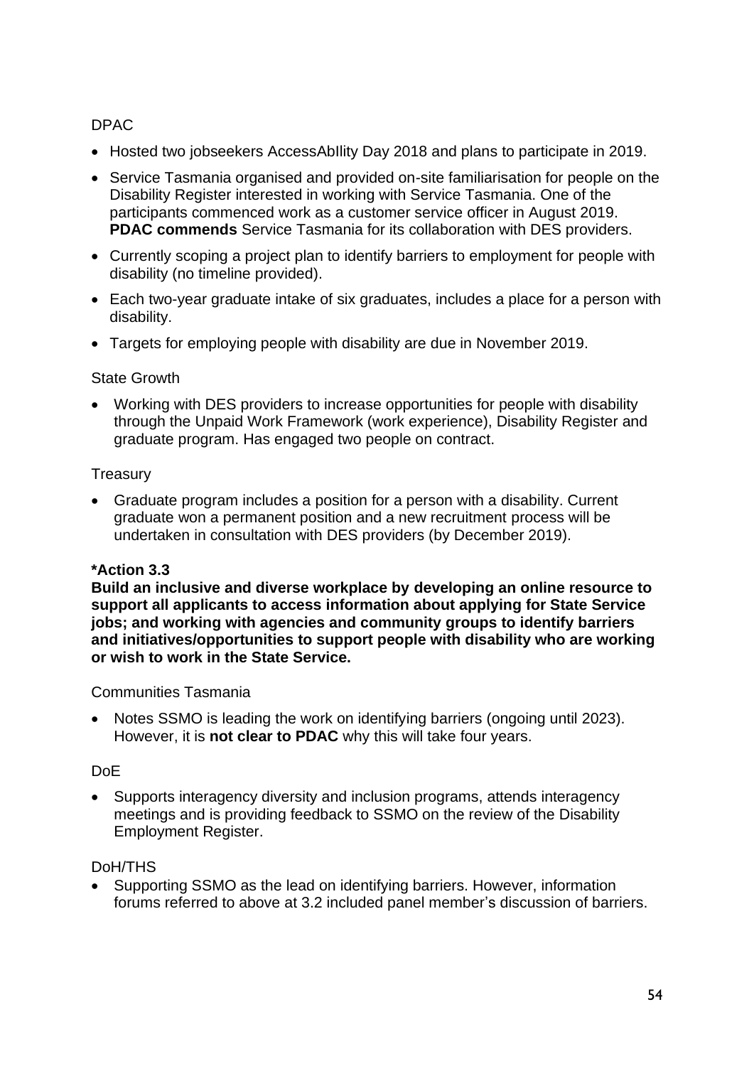DPAC

- Hosted two jobseekers AccessAbIlity Day 2018 and plans to participate in 2019.
- Service Tasmania organised and provided on-site familiarisation for people on the Disability Register interested in working with Service Tasmania. One of the participants commenced work as a customer service officer in August 2019. **PDAC commends** Service Tasmania for its collaboration with DES providers.
- Currently scoping a project plan to identify barriers to employment for people with disability (no timeline provided).
- Each two-year graduate intake of six graduates, includes a place for a person with disability.
- Targets for employing people with disability are due in November 2019.

State Growth

- Working with DES providers to increase opportunities for people with disability through the Unpaid Work Framework (work experience), Disability Register and graduate program. Has engaged two people on contract.

Treasury

- Graduate program includes a position for a person with a disability. Current graduate won a permanent position and a new recruitment process will be undertaken in consultation with DES providers (by December 2019).

**\*Action 3.3**
**Build an inclusive and diverse workplace by developing an online resource to support all applicants to access information about applying for State Service jobs; and working with agencies and community groups to identify barriers and initiatives/opportunities to support people with disability who are working or wish to work in the State Service.**

Communities Tasmania

- Notes SSMO is leading the work on identifying barriers (ongoing until 2023). However, it is **not clear to PDAC** why this will take four years.

DoE

- Supports interagency diversity and inclusion programs, attends interagency meetings and is providing feedback to SSMO on the review of the Disability Employment Register.

DoH/THS

- Supporting SSMO as the lead on identifying barriers. However, information forums referred to above at 3.2 included panel member's discussion of barriers.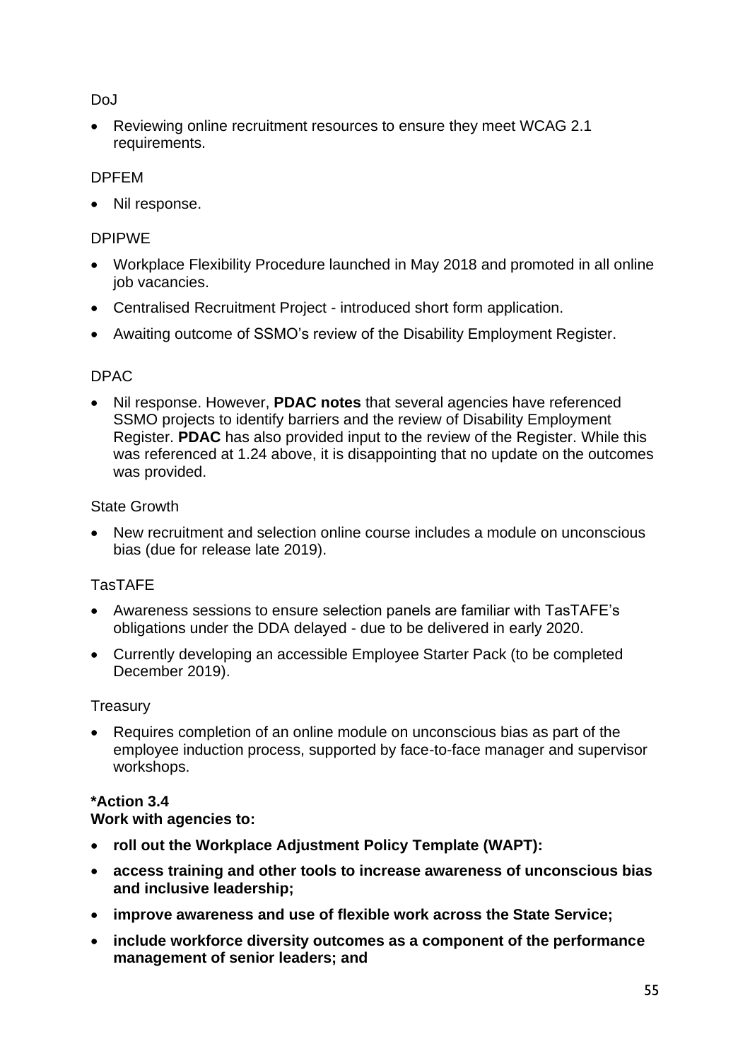DoJ

- Reviewing online recruitment resources to ensure they meet WCAG 2.1 requirements.

DPFEM

- Nil response.

DPIPWE

- Workplace Flexibility Procedure launched in May 2018 and promoted in all online job vacancies.
- Centralised Recruitment Project - introduced short form application.
- Awaiting outcome of SSMO's review of the Disability Employment Register.

DPAC

- Nil response. However, **PDAC notes** that several agencies have referenced SSMO projects to identify barriers and the review of Disability Employment Register. **PDAC** has also provided input to the review of the Register. While this was referenced at 1.24 above, it is disappointing that no update on the outcomes was provided.

State Growth

- New recruitment and selection online course includes a module on unconscious bias (due for release late 2019).

TasTAFE

- Awareness sessions to ensure selection panels are familiar with TasTAFE's obligations under the DDA delayed - due to be delivered in early 2020.
- Currently developing an accessible Employee Starter Pack (to be completed December 2019).

Treasury

- Requires completion of an online module on unconscious bias as part of the employee induction process, supported by face-to-face manager and supervisor workshops.

**\*Action 3.4**
**Work with agencies to:**

- **roll out the Workplace Adjustment Policy Template (WAPT):**
- **access training and other tools to increase awareness of unconscious bias and inclusive leadership;**
- **improve awareness and use of flexible work across the State Service;**
- **include workforce diversity outcomes as a component of the performance management of senior leaders; and**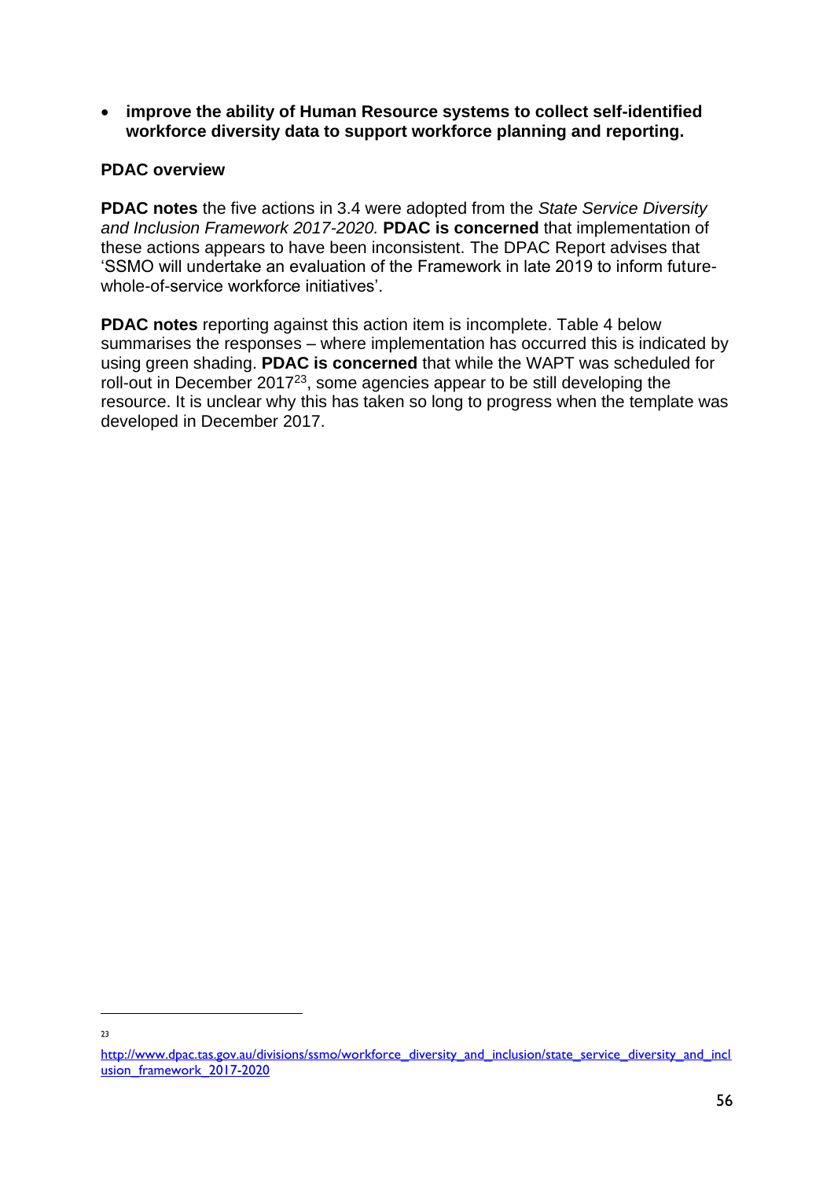- **improve the ability of Human Resource systems to collect self-identified workforce diversity data to support workforce planning and reporting.**

**PDAC overview**

**PDAC notes** the five actions in 3.4 were adopted from the *State Service Diversity and Inclusion Framework 2017-2020.* **PDAC is concerned** that implementation of these actions appears to have been inconsistent. The DPAC Report advises that 'SSMO will undertake an evaluation of the Framework in late 2019 to inform future-whole-of-service workforce initiatives'.

**PDAC notes** reporting against this action item is incomplete. Table 4 below summarises the responses – where implementation has occurred this is indicated by using green shading. **PDAC is concerned** that while the WAPT was scheduled for roll-out in December 2017[23], some agencies appear to be still developing the resource. It is unclear why this has taken so long to progress when the template was developed in December 2017.

---

[23] http://www.dpac.tas.gov.au/divisions/ssmo/workforce_diversity_and_inclusion/state_service_diversity_and_inclusion_framework_2017-2020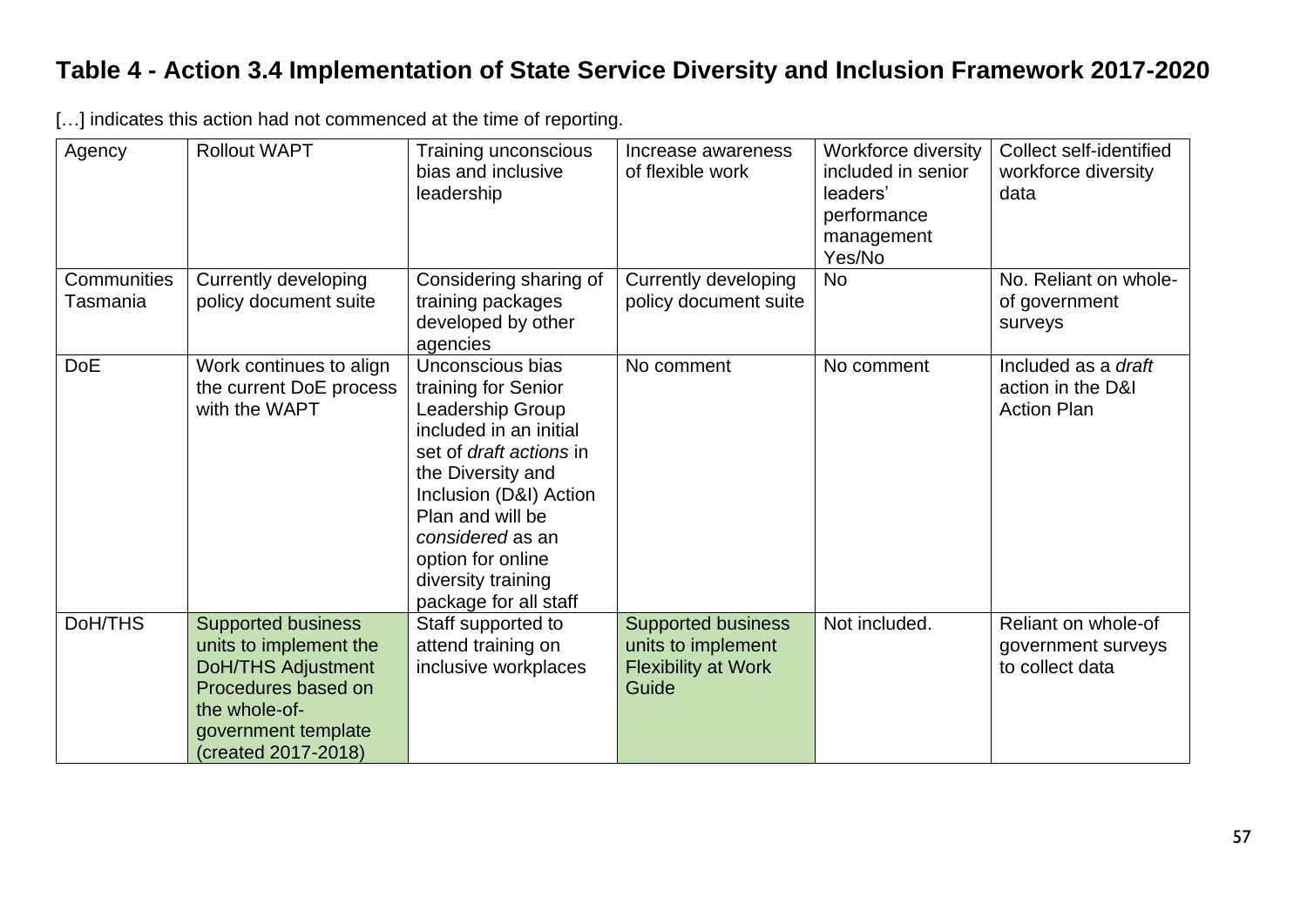# Table 4 - Action 3.4 Implementation of State Service Diversity and Inclusion Framework 2017-2020

[…] indicates this action had not commenced at the time of reporting.

| Agency | Rollout WAPT | Training unconscious bias and inclusive leadership | Increase awareness of flexible work | Workforce diversity included in senior leaders' performance management Yes/No | Collect self-identified workforce diversity data |
|---|---|---|---|---|---|
| Communities Tasmania | Currently developing policy document suite | Considering sharing of training packages developed by other agencies | Currently developing policy document suite | No | No. Reliant on whole-of government surveys |
| DoE | Work continues to align the current DoE process with the WAPT | Unconscious bias training for Senior Leadership Group included in an initial set of *draft actions* in the Diversity and Inclusion (D&I) Action Plan and will be *considered* as an option for online diversity training package for all staff | No comment | No comment | Included as a *draft* action in the D&I Action Plan |
| DoH/THS | Supported business units to implement the DoH/THS Adjustment Procedures based on the whole-of-government template (created 2017-2018) | Staff supported to attend training on inclusive workplaces | Supported business units to implement Flexibility at Work Guide | Not included. | Reliant on whole-of government surveys to collect data |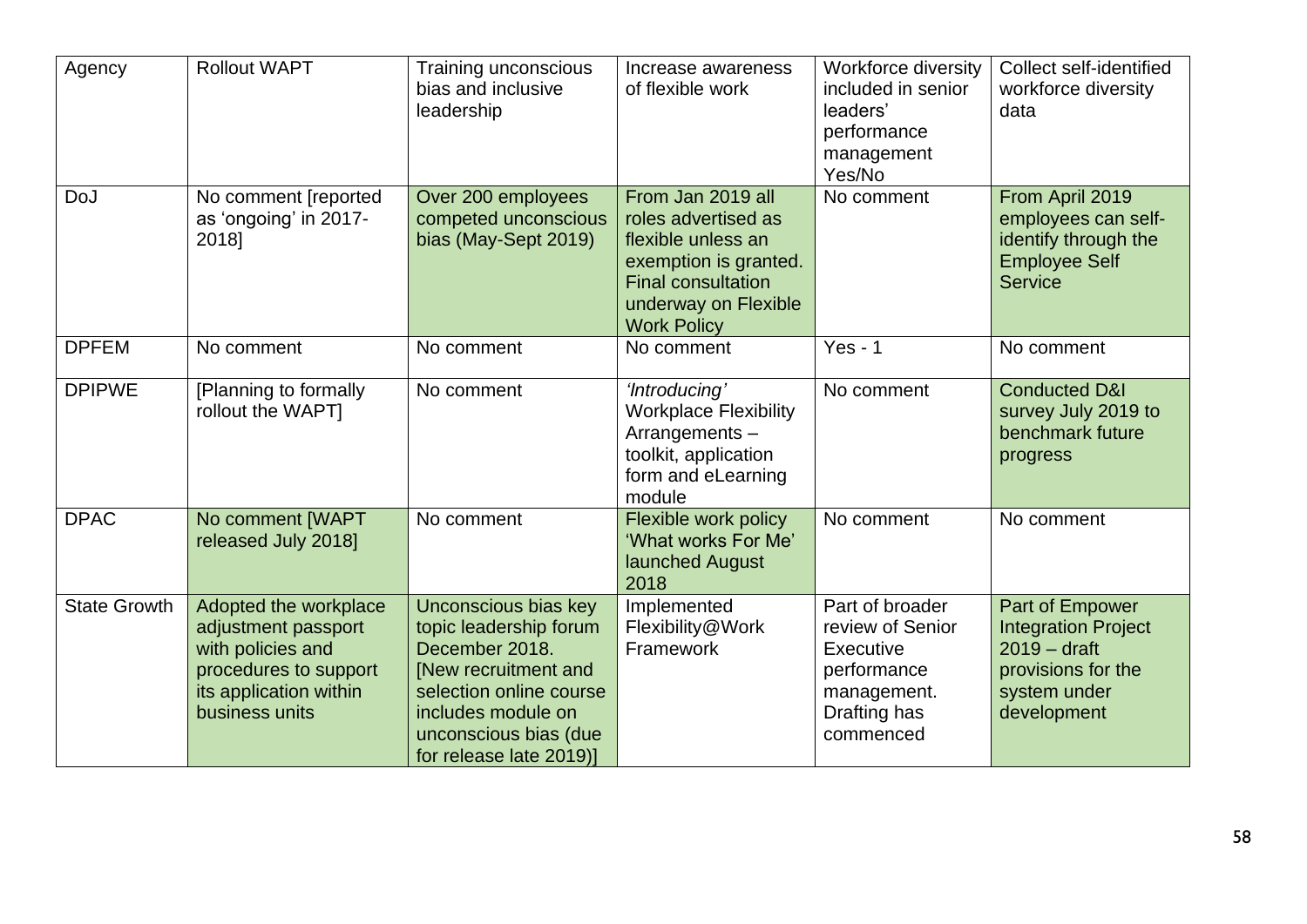| Agency | Rollout WAPT | Training unconscious bias and inclusive leadership | Increase awareness of flexible work | Workforce diversity included in senior leaders' performance management Yes/No | Collect self-identified workforce diversity data |
|---|---|---|---|---|---|
| DoJ | No comment [reported as 'ongoing' in 2017-2018] | Over 200 employees competed unconscious bias (May-Sept 2019) | From Jan 2019 all roles advertised as flexible unless an exemption is granted. Final consultation underway on Flexible Work Policy | No comment | From April 2019 employees can self-identify through the Employee Self Service |
| DPFEM | No comment | No comment | No comment | Yes - 1 | No comment |
| DPIPWE | [Planning to formally rollout the WAPT] | No comment | *'Introducing'* Workplace Flexibility Arrangements – toolkit, application form and eLearning module | No comment | Conducted D&I survey July 2019 to benchmark future progress |
| DPAC | No comment [WAPT released July 2018] | No comment | Flexible work policy 'What works For Me' launched August 2018 | No comment | No comment |
| State Growth | Adopted the workplace adjustment passport with policies and procedures to support its application within business units | Unconscious bias key topic leadership forum December 2018. [New recruitment and selection online course includes module on unconscious bias (due for release late 2019)] | Implemented Flexibility@Work Framework | Part of broader review of Senior Executive performance management. Drafting has commenced | Part of Empower Integration Project 2019 – draft provisions for the system under development |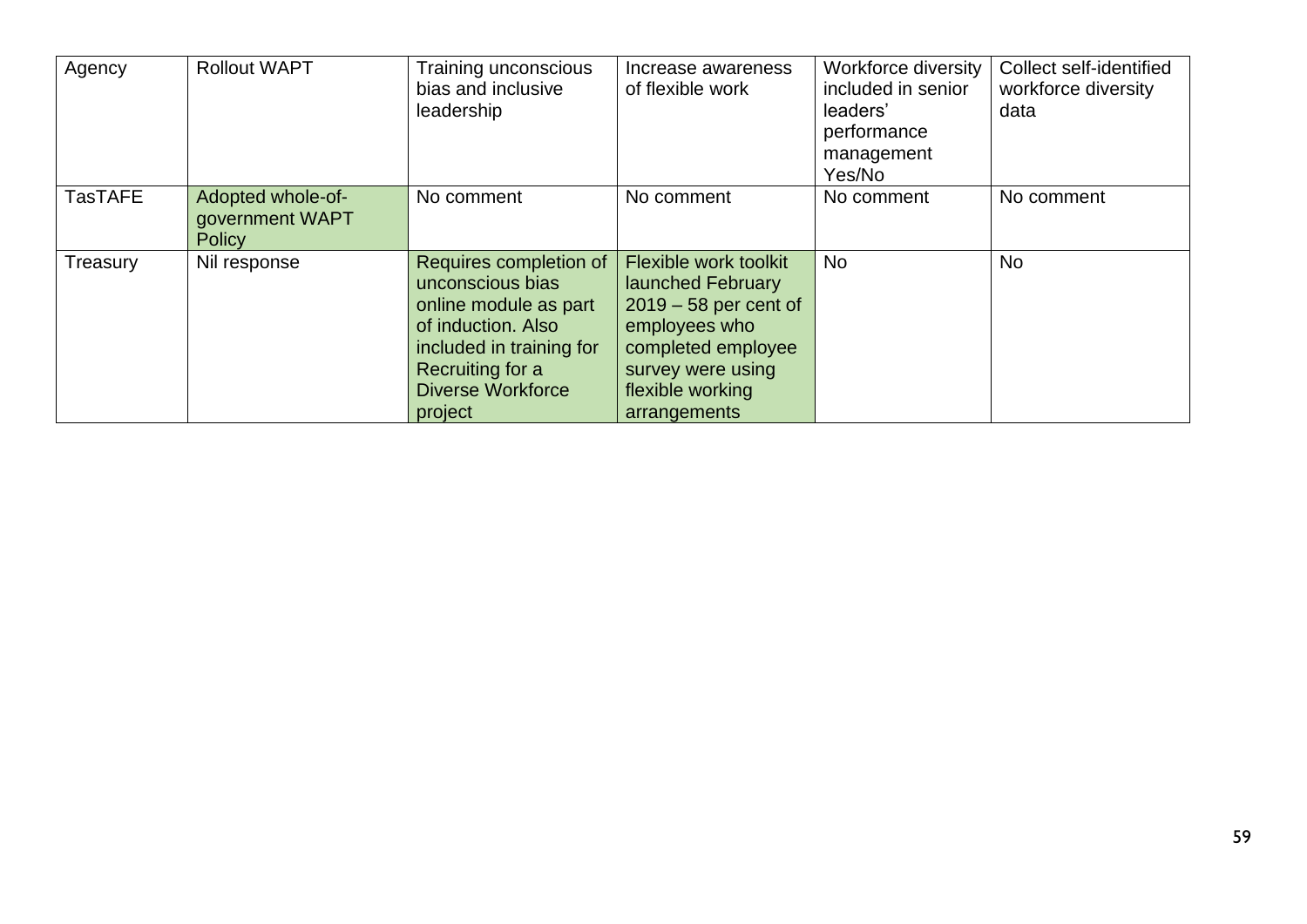| Agency | Rollout WAPT | Training unconscious bias and inclusive leadership | Increase awareness of flexible work | Workforce diversity included in senior leaders' performance management Yes/No | Collect self-identified workforce diversity data |
|---|---|---|---|---|---|
| TasTAFE | Adopted whole-of-government WAPT Policy | No comment | No comment | No comment | No comment |
| Treasury | Nil response | Requires completion of unconscious bias online module as part of induction. Also included in training for Recruiting for a Diverse Workforce project | Flexible work toolkit launched February 2019 – 58 per cent of employees who completed employee survey were using flexible working arrangements | No | No |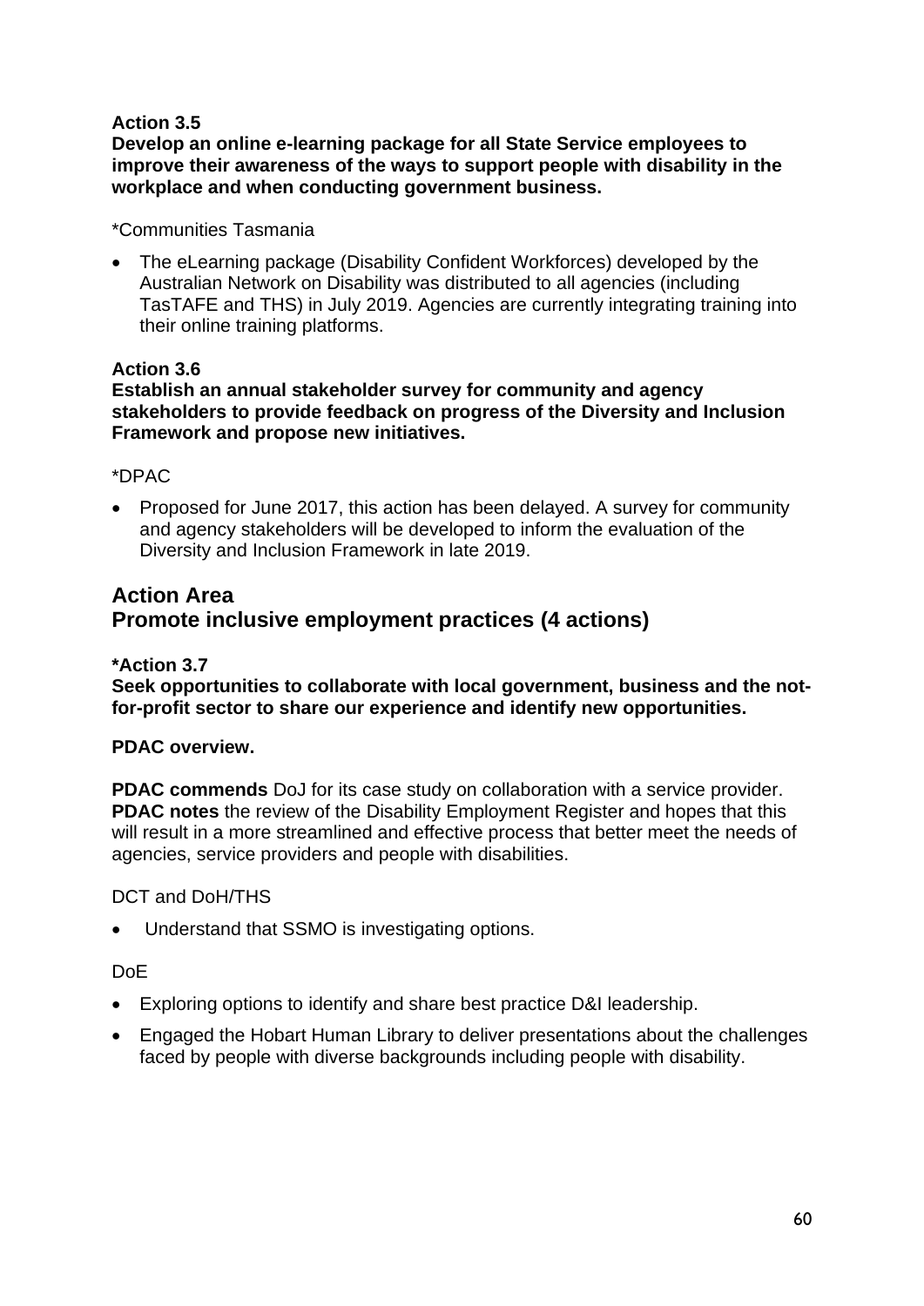**Action 3.5**
**Develop an online e-learning package for all State Service employees to improve their awareness of the ways to support people with disability in the workplace and when conducting government business.**

*Communities Tasmania

- The eLearning package (Disability Confident Workforces) developed by the Australian Network on Disability was distributed to all agencies (including TasTAFE and THS) in July 2019. Agencies are currently integrating training into their online training platforms.

**Action 3.6**
**Establish an annual stakeholder survey for community and agency stakeholders to provide feedback on progress of the Diversity and Inclusion Framework and propose new initiatives.**

*DPAC

- Proposed for June 2017, this action has been delayed. A survey for community and agency stakeholders will be developed to inform the evaluation of the Diversity and Inclusion Framework in late 2019.

## Action Area
## Promote inclusive employment practices (4 actions)

**\*Action 3.7**
**Seek opportunities to collaborate with local government, business and the not-for-profit sector to share our experience and identify new opportunities.**

**PDAC overview.**

**PDAC commends** DoJ for its case study on collaboration with a service provider. **PDAC notes** the review of the Disability Employment Register and hopes that this will result in a more streamlined and effective process that better meet the needs of agencies, service providers and people with disabilities.

DCT and DoH/THS

- Understand that SSMO is investigating options.

DoE

- Exploring options to identify and share best practice D&I leadership.
- Engaged the Hobart Human Library to deliver presentations about the challenges faced by people with diverse backgrounds including people with disability.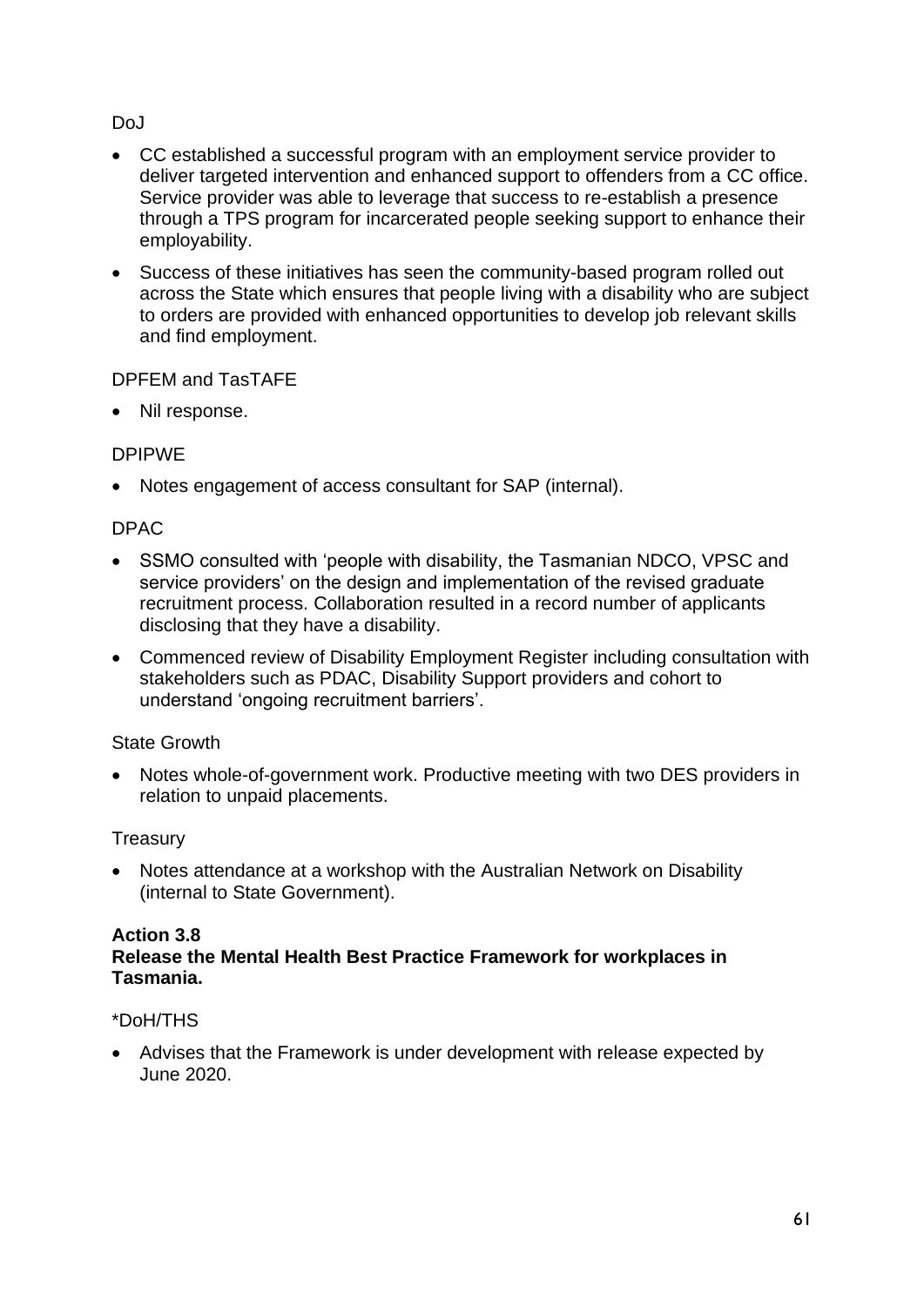DoJ

- CC established a successful program with an employment service provider to deliver targeted intervention and enhanced support to offenders from a CC office. Service provider was able to leverage that success to re-establish a presence through a TPS program for incarcerated people seeking support to enhance their employability.
- Success of these initiatives has seen the community-based program rolled out across the State which ensures that people living with a disability who are subject to orders are provided with enhanced opportunities to develop job relevant skills and find employment.

DPFEM and TasTAFE

- Nil response.

DPIPWE

- Notes engagement of access consultant for SAP (internal).

DPAC

- SSMO consulted with 'people with disability, the Tasmanian NDCO, VPSC and service providers' on the design and implementation of the revised graduate recruitment process. Collaboration resulted in a record number of applicants disclosing that they have a disability.
- Commenced review of Disability Employment Register including consultation with stakeholders such as PDAC, Disability Support providers and cohort to understand 'ongoing recruitment barriers'.

State Growth

- Notes whole-of-government work. Productive meeting with two DES providers in relation to unpaid placements.

Treasury

- Notes attendance at a workshop with the Australian Network on Disability (internal to State Government).

**Action 3.8**
**Release the Mental Health Best Practice Framework for workplaces in Tasmania.**

*DoH/THS

- Advises that the Framework is under development with release expected by June 2020.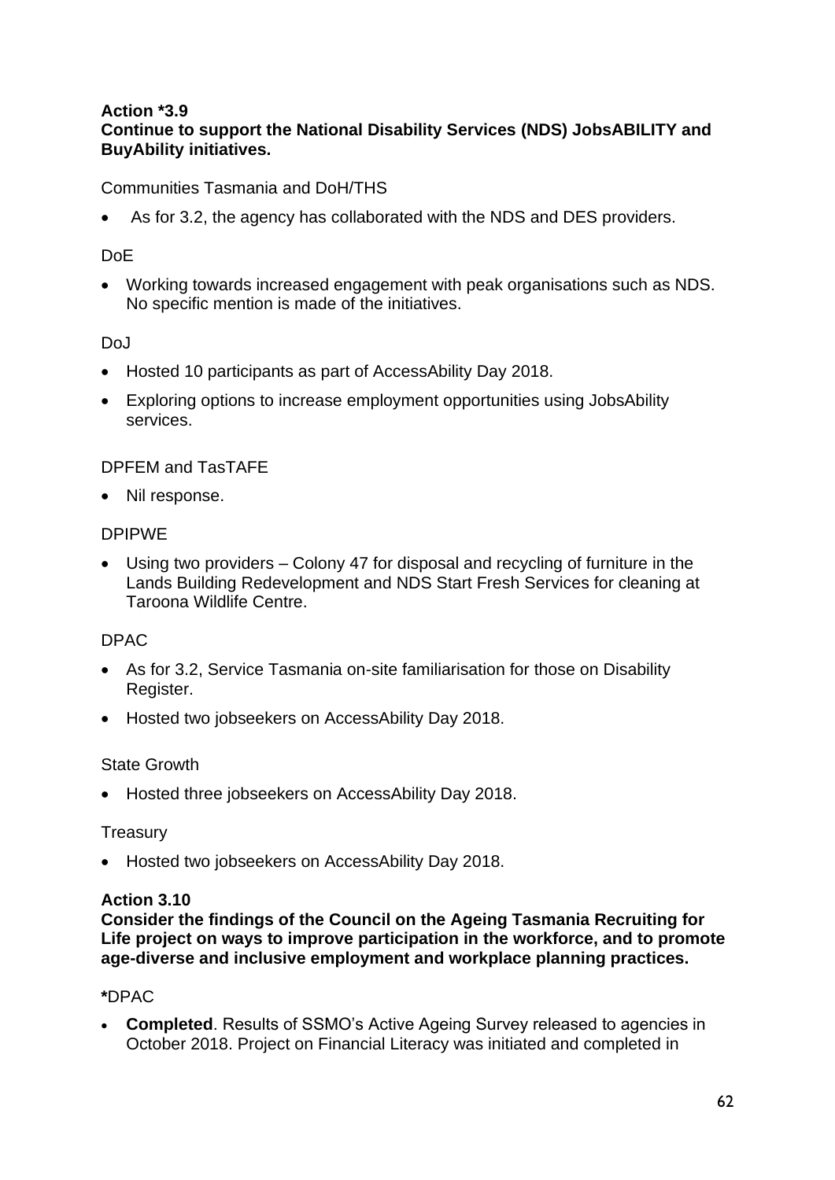**Action *3.9**
**Continue to support the National Disability Services (NDS) JobsABILITY and BuyAbility initiatives.**

Communities Tasmania and DoH/THS

- As for 3.2, the agency has collaborated with the NDS and DES providers.

DoE

- Working towards increased engagement with peak organisations such as NDS. No specific mention is made of the initiatives.

DoJ

- Hosted 10 participants as part of AccessAbility Day 2018.
- Exploring options to increase employment opportunities using JobsAbility services.

DPFEM and TasTAFE

- Nil response.

DPIPWE

- Using two providers – Colony 47 for disposal and recycling of furniture in the Lands Building Redevelopment and NDS Start Fresh Services for cleaning at Taroona Wildlife Centre.

DPAC

- As for 3.2, Service Tasmania on-site familiarisation for those on Disability Register.
- Hosted two jobseekers on AccessAbility Day 2018.

State Growth

- Hosted three jobseekers on AccessAbility Day 2018.

Treasury

- Hosted two jobseekers on AccessAbility Day 2018.

**Action 3.10**
**Consider the findings of the Council on the Ageing Tasmania Recruiting for Life project on ways to improve participation in the workforce, and to promote age-diverse and inclusive employment and workplace planning practices.**

**\***DPAC

- **Completed**. Results of SSMO's Active Ageing Survey released to agencies in October 2018. Project on Financial Literacy was initiated and completed in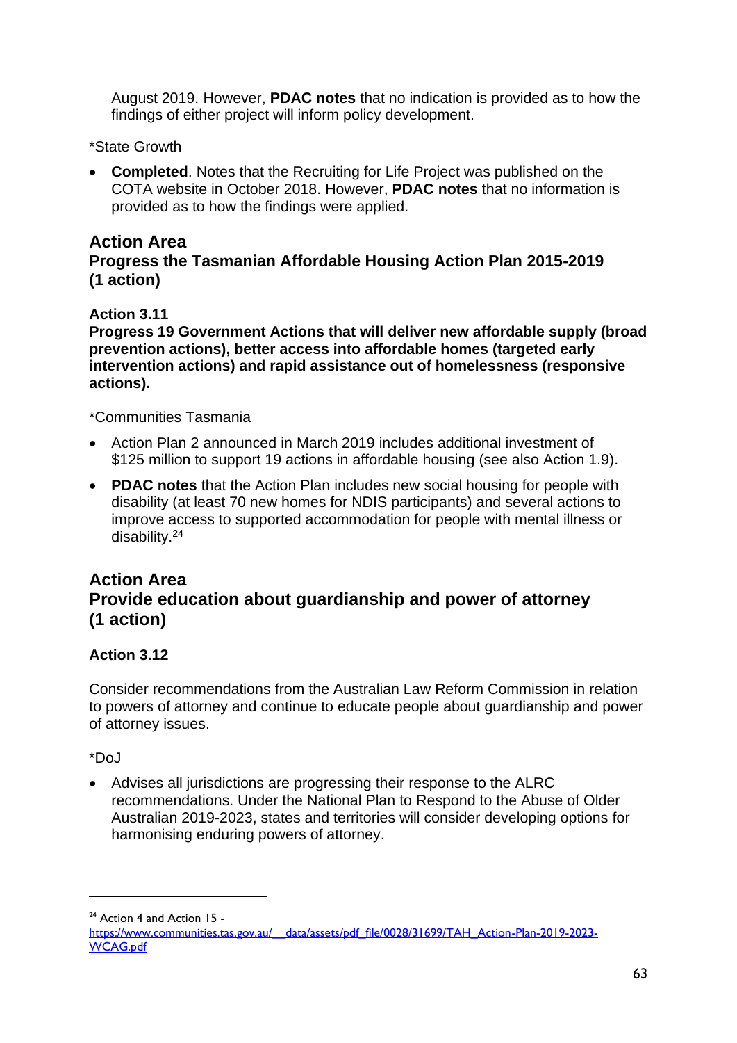August 2019. However, **PDAC notes** that no indication is provided as to how the findings of either project will inform policy development.

*State Growth

- **Completed**. Notes that the Recruiting for Life Project was published on the COTA website in October 2018. However, **PDAC notes** that no information is provided as to how the findings were applied.

## Action Area
### Progress the Tasmanian Affordable Housing Action Plan 2015-2019 (1 action)

**Action 3.11**
**Progress 19 Government Actions that will deliver new affordable supply (broad prevention actions), better access into affordable homes (targeted early intervention actions) and rapid assistance out of homelessness (responsive actions).**

*Communities Tasmania

- Action Plan 2 announced in March 2019 includes additional investment of $125 million to support 19 actions in affordable housing (see also Action 1.9).
- **PDAC notes** that the Action Plan includes new social housing for people with disability (at least 70 new homes for NDIS participants) and several actions to improve access to supported accommodation for people with mental illness or disability.[24]

## Action Area
### Provide education about guardianship and power of attorney (1 action)

**Action 3.12**

Consider recommendations from the Australian Law Reform Commission in relation to powers of attorney and continue to educate people about guardianship and power of attorney issues.

*DoJ

- Advises all jurisdictions are progressing their response to the ALRC recommendations. Under the National Plan to Respond to the Abuse of Older Australian 2019-2023, states and territories will consider developing options for harmonising enduring powers of attorney.

---

[24] Action 4 and Action 15 - https://www.communities.tas.gov.au/__data/assets/pdf_file/0028/31699/TAH_Action-Plan-2019-2023-WCAG.pdf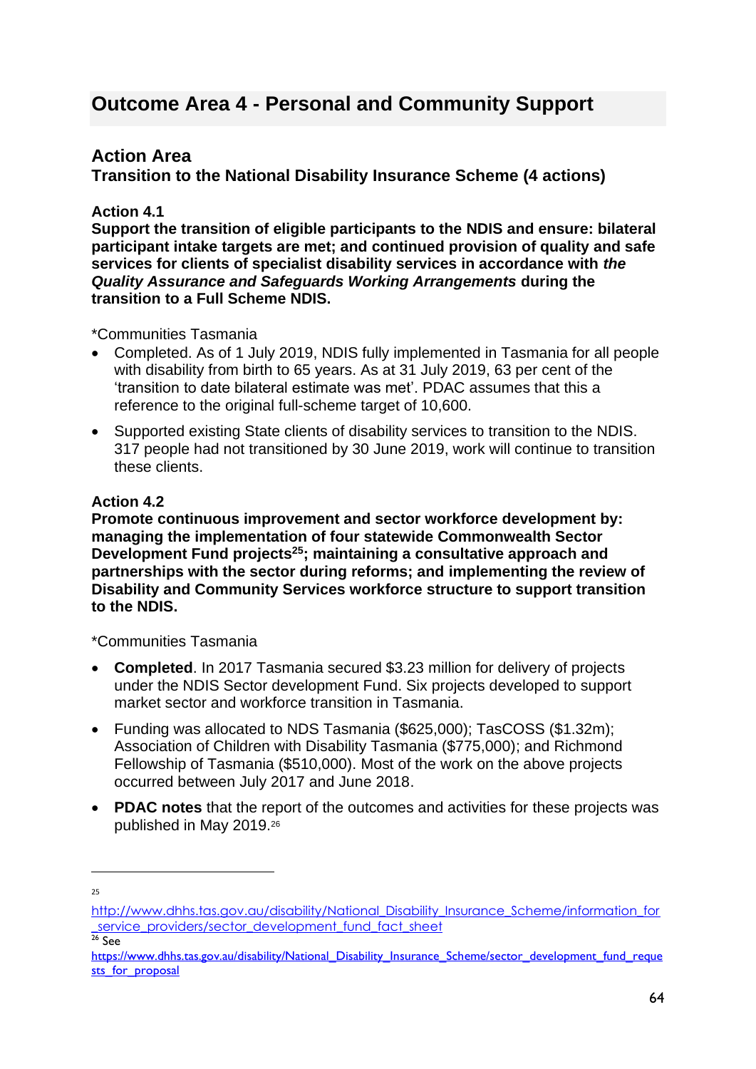## Outcome Area 4 - Personal and Community Support

### Action Area

### Transition to the National Disability Insurance Scheme (4 actions)

**Action 4.1**

**Support the transition of eligible participants to the NDIS and ensure: bilateral participant intake targets are met; and continued provision of quality and safe services for clients of specialist disability services in accordance with *the Quality Assurance and Safeguards Working Arrangements* during the transition to a Full Scheme NDIS.**

*Communities Tasmania

- Completed. As of 1 July 2019, NDIS fully implemented in Tasmania for all people with disability from birth to 65 years. As at 31 July 2019, 63 per cent of the 'transition to date bilateral estimate was met'. PDAC assumes that this a reference to the original full-scheme target of 10,600.
- Supported existing State clients of disability services to transition to the NDIS. 317 people had not transitioned by 30 June 2019, work will continue to transition these clients.

**Action 4.2**

**Promote continuous improvement and sector workforce development by: managing the implementation of four statewide Commonwealth Sector Development Fund projects[25]; maintaining a consultative approach and partnerships with the sector during reforms; and implementing the review of Disability and Community Services workforce structure to support transition to the NDIS.**

*Communities Tasmania

- **Completed**. In 2017 Tasmania secured $3.23 million for delivery of projects under the NDIS Sector development Fund. Six projects developed to support market sector and workforce transition in Tasmania.
- Funding was allocated to NDS Tasmania ($625,000); TasCOSS ($1.32m); Association of Children with Disability Tasmania ($775,000); and Richmond Fellowship of Tasmania ($510,000). Most of the work on the above projects occurred between July 2017 and June 2018.
- **PDAC notes** that the report of the outcomes and activities for these projects was published in May 2019.[26]

---

[25] http://www.dhhs.tas.gov.au/disability/National_Disability_Insurance_Scheme/information_for_service_providers/sector_development_fund_fact_sheet

[26] See https://www.dhhs.tas.gov.au/disability/National_Disability_Insurance_Scheme/sector_development_fund_requests_for_proposal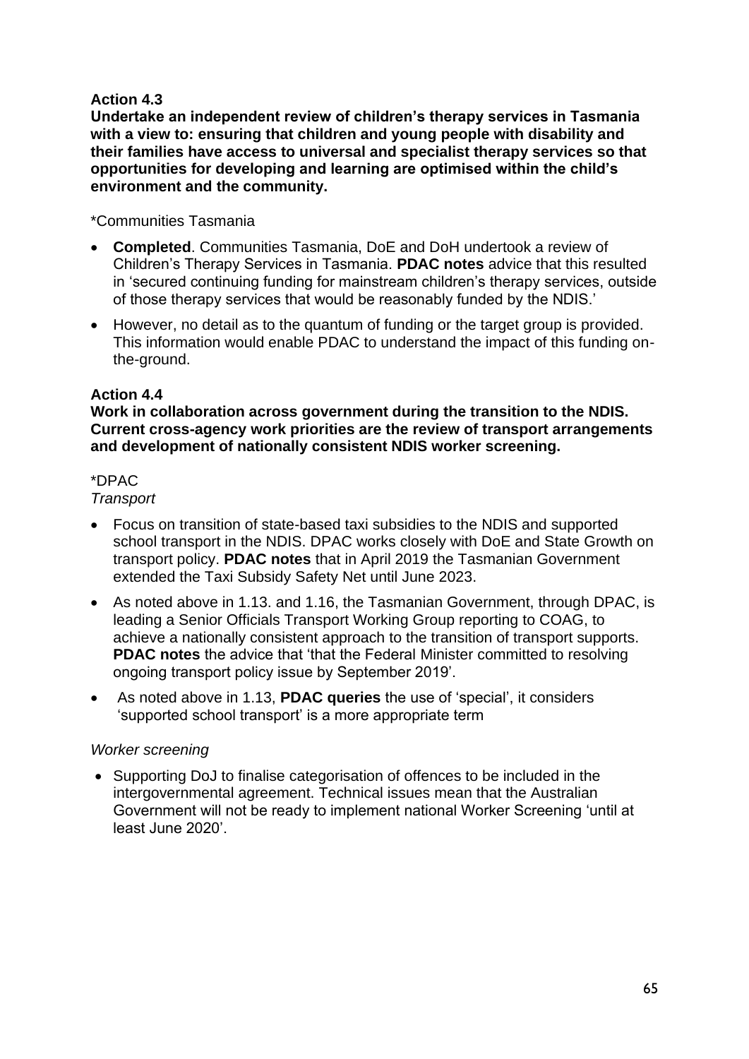**Action 4.3**
**Undertake an independent review of children's therapy services in Tasmania with a view to: ensuring that children and young people with disability and their families have access to universal and specialist therapy services so that opportunities for developing and learning are optimised within the child's environment and the community.**

*Communities Tasmania

- **Completed**. Communities Tasmania, DoE and DoH undertook a review of Children's Therapy Services in Tasmania. **PDAC notes** advice that this resulted in 'secured continuing funding for mainstream children's therapy services, outside of those therapy services that would be reasonably funded by the NDIS.'
- However, no detail as to the quantum of funding or the target group is provided. This information would enable PDAC to understand the impact of this funding on-the-ground.

**Action 4.4**
**Work in collaboration across government during the transition to the NDIS. Current cross-agency work priorities are the review of transport arrangements and development of nationally consistent NDIS worker screening.**

*DPAC
*Transport*

- Focus on transition of state-based taxi subsidies to the NDIS and supported school transport in the NDIS. DPAC works closely with DoE and State Growth on transport policy. **PDAC notes** that in April 2019 the Tasmanian Government extended the Taxi Subsidy Safety Net until June 2023.
- As noted above in 1.13. and 1.16, the Tasmanian Government, through DPAC, is leading a Senior Officials Transport Working Group reporting to COAG, to achieve a nationally consistent approach to the transition of transport supports. **PDAC notes** the advice that 'that the Federal Minister committed to resolving ongoing transport policy issue by September 2019'.
- As noted above in 1.13, **PDAC queries** the use of 'special', it considers 'supported school transport' is a more appropriate term

*Worker screening*

- Supporting DoJ to finalise categorisation of offences to be included in the intergovernmental agreement. Technical issues mean that the Australian Government will not be ready to implement national Worker Screening 'until at least June 2020'.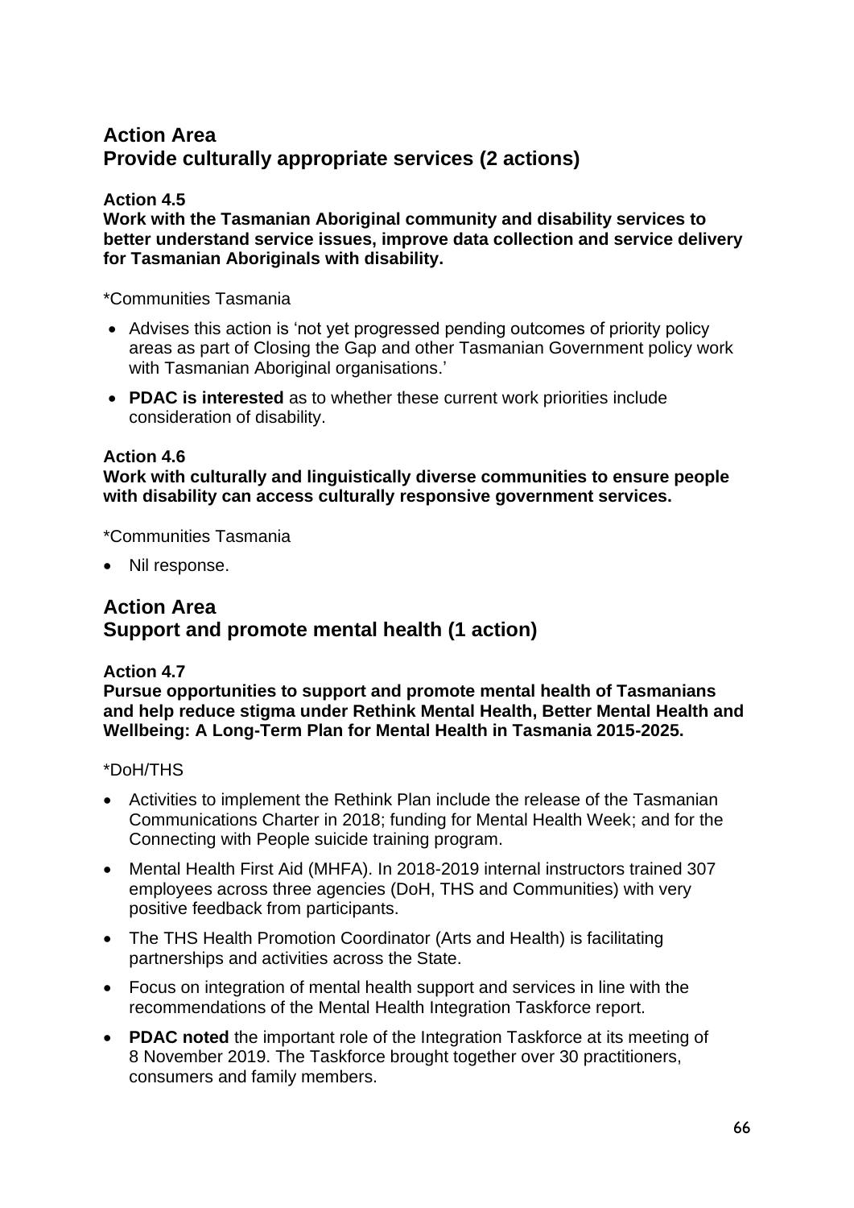## Action Area
## Provide culturally appropriate services (2 actions)

### Action 4.5
**Work with the Tasmanian Aboriginal community and disability services to better understand service issues, improve data collection and service delivery for Tasmanian Aboriginals with disability.**

*Communities Tasmania

- Advises this action is 'not yet progressed pending outcomes of priority policy areas as part of Closing the Gap and other Tasmanian Government policy work with Tasmanian Aboriginal organisations.'
- **PDAC is interested** as to whether these current work priorities include consideration of disability.

### Action 4.6
**Work with culturally and linguistically diverse communities to ensure people with disability can access culturally responsive government services.**

*Communities Tasmania

- Nil response.

## Action Area
## Support and promote mental health (1 action)

### Action 4.7
**Pursue opportunities to support and promote mental health of Tasmanians and help reduce stigma under Rethink Mental Health, Better Mental Health and Wellbeing: A Long-Term Plan for Mental Health in Tasmania 2015-2025.**

*DoH/THS

- Activities to implement the Rethink Plan include the release of the Tasmanian Communications Charter in 2018; funding for Mental Health Week; and for the Connecting with People suicide training program.
- Mental Health First Aid (MHFA). In 2018-2019 internal instructors trained 307 employees across three agencies (DoH, THS and Communities) with very positive feedback from participants.
- The THS Health Promotion Coordinator (Arts and Health) is facilitating partnerships and activities across the State.
- Focus on integration of mental health support and services in line with the recommendations of the Mental Health Integration Taskforce report.
- **PDAC noted** the important role of the Integration Taskforce at its meeting of 8 November 2019. The Taskforce brought together over 30 practitioners, consumers and family members.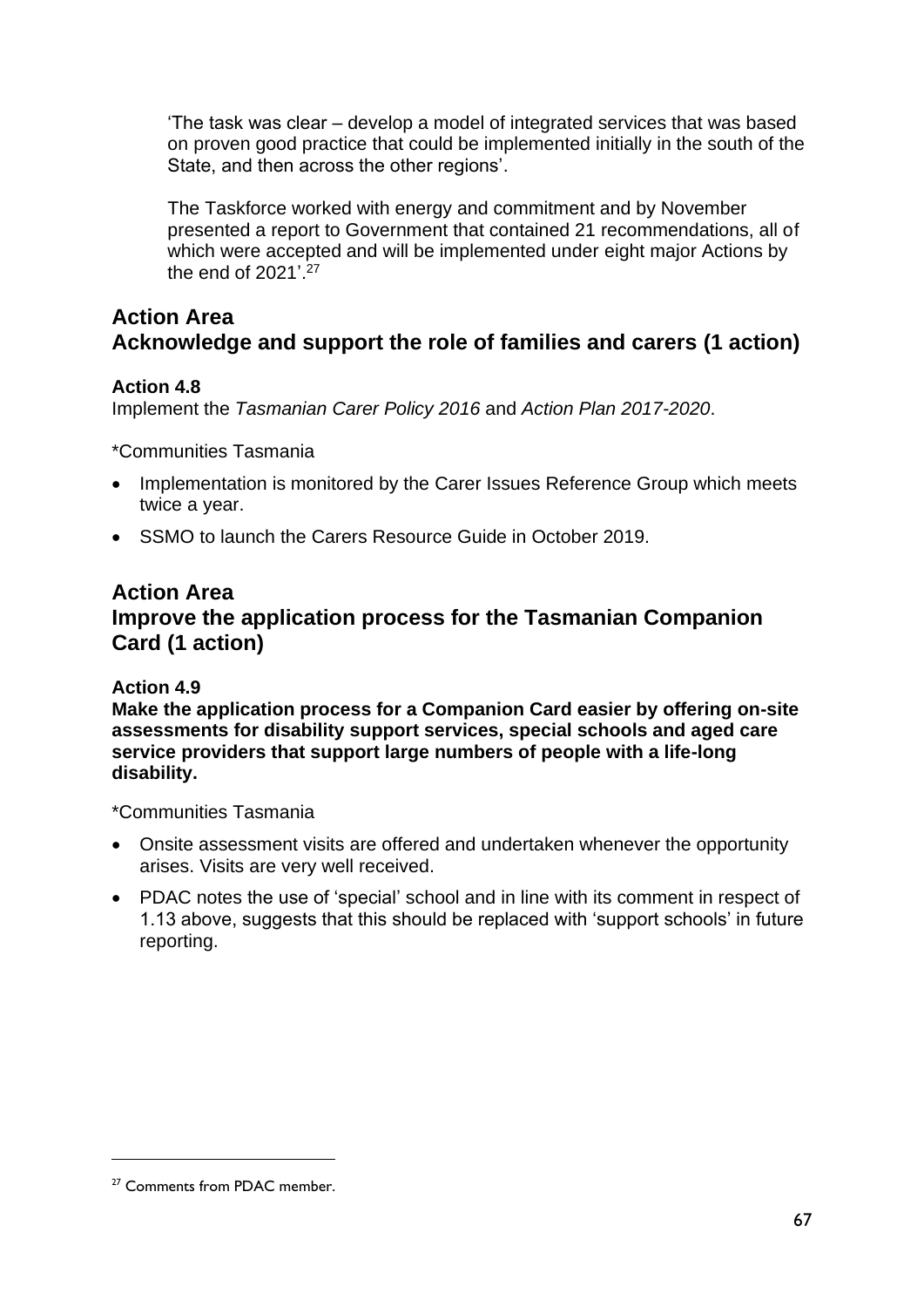'The task was clear – develop a model of integrated services that was based on proven good practice that could be implemented initially in the south of the State, and then across the other regions'.

The Taskforce worked with energy and commitment and by November presented a report to Government that contained 21 recommendations, all of which were accepted and will be implemented under eight major Actions by the end of 2021'.[27]

## Action Area
## Acknowledge and support the role of families and carers (1 action)

**Action 4.8**
Implement the *Tasmanian Carer Policy 2016* and *Action Plan 2017-2020*.

*Communities Tasmania

- Implementation is monitored by the Carer Issues Reference Group which meets twice a year.
- SSMO to launch the Carers Resource Guide in October 2019.

## Action Area
## Improve the application process for the Tasmanian Companion Card (1 action)

**Action 4.9**
**Make the application process for a Companion Card easier by offering on-site assessments for disability support services, special schools and aged care service providers that support large numbers of people with a life-long disability.**

*Communities Tasmania

- Onsite assessment visits are offered and undertaken whenever the opportunity arises. Visits are very well received.
- PDAC notes the use of 'special' school and in line with its comment in respect of 1.13 above, suggests that this should be replaced with 'support schools' in future reporting.

[27] Comments from PDAC member.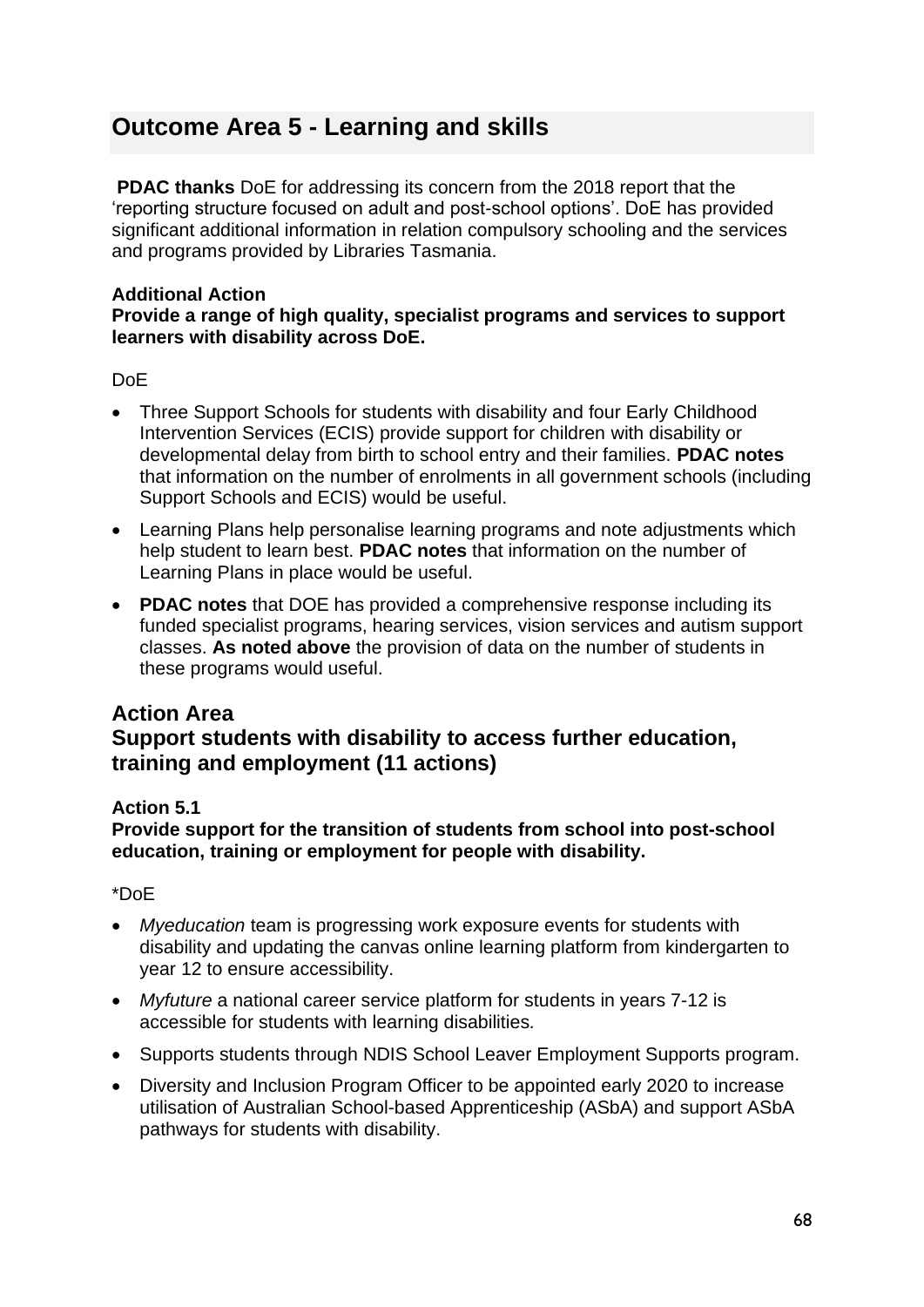## Outcome Area 5 - Learning and skills

**PDAC thanks** DoE for addressing its concern from the 2018 report that the 'reporting structure focused on adult and post-school options'. DoE has provided significant additional information in relation compulsory schooling and the services and programs provided by Libraries Tasmania.

**Additional Action**
**Provide a range of high quality, specialist programs and services to support learners with disability across DoE.**

DoE

- Three Support Schools for students with disability and four Early Childhood Intervention Services (ECIS) provide support for children with disability or developmental delay from birth to school entry and their families. **PDAC notes** that information on the number of enrolments in all government schools (including Support Schools and ECIS) would be useful.
- Learning Plans help personalise learning programs and note adjustments which help student to learn best. **PDAC notes** that information on the number of Learning Plans in place would be useful.
- **PDAC notes** that DOE has provided a comprehensive response including its funded specialist programs, hearing services, vision services and autism support classes. **As noted above** the provision of data on the number of students in these programs would useful.

### Action Area
### Support students with disability to access further education, training and employment (11 actions)

**Action 5.1**
**Provide support for the transition of students from school into post-school education, training or employment for people with disability.**

*DoE

- *Myeducation* team is progressing work exposure events for students with disability and updating the canvas online learning platform from kindergarten to year 12 to ensure accessibility.
- *Myfuture* a national career service platform for students in years 7-12 is accessible for students with learning disabilities.
- Supports students through NDIS School Leaver Employment Supports program.
- Diversity and Inclusion Program Officer to be appointed early 2020 to increase utilisation of Australian School-based Apprenticeship (ASbA) and support ASbA pathways for students with disability.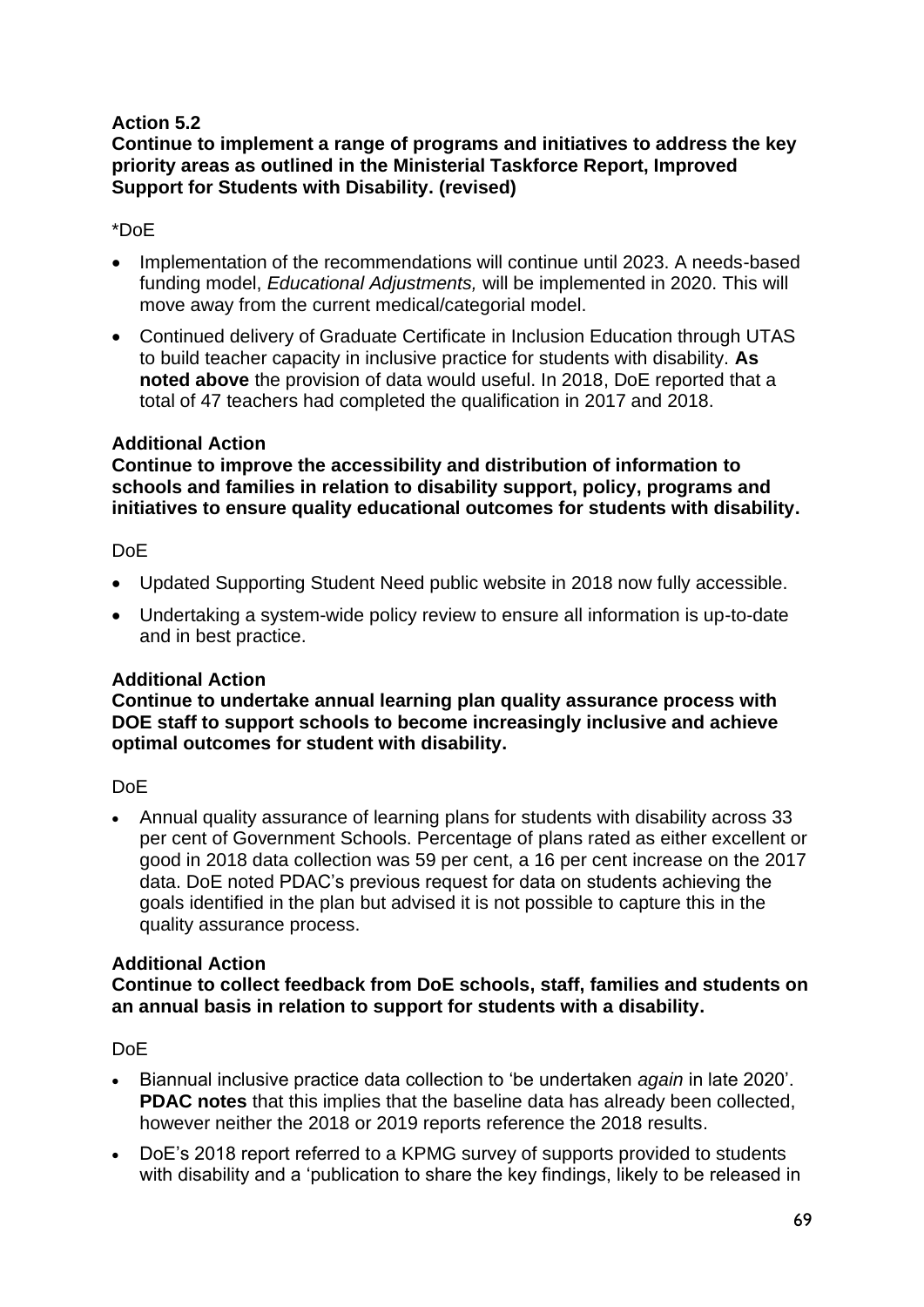**Action 5.2**
**Continue to implement a range of programs and initiatives to address the key priority areas as outlined in the Ministerial Taskforce Report, Improved Support for Students with Disability. (revised)**

*DoE

- Implementation of the recommendations will continue until 2023. A needs-based funding model, *Educational Adjustments,* will be implemented in 2020. This will move away from the current medical/categorial model.
- Continued delivery of Graduate Certificate in Inclusion Education through UTAS to build teacher capacity in inclusive practice for students with disability. **As noted above** the provision of data would useful. In 2018, DoE reported that a total of 47 teachers had completed the qualification in 2017 and 2018.

**Additional Action**
**Continue to improve the accessibility and distribution of information to schools and families in relation to disability support, policy, programs and initiatives to ensure quality educational outcomes for students with disability.**

DoE

- Updated Supporting Student Need public website in 2018 now fully accessible.
- Undertaking a system-wide policy review to ensure all information is up-to-date and in best practice.

**Additional Action**
**Continue to undertake annual learning plan quality assurance process with DOE staff to support schools to become increasingly inclusive and achieve optimal outcomes for student with disability.**

DoE

- Annual quality assurance of learning plans for students with disability across 33 per cent of Government Schools. Percentage of plans rated as either excellent or good in 2018 data collection was 59 per cent, a 16 per cent increase on the 2017 data. DoE noted PDAC's previous request for data on students achieving the goals identified in the plan but advised it is not possible to capture this in the quality assurance process.

**Additional Action**
**Continue to collect feedback from DoE schools, staff, families and students on an annual basis in relation to support for students with a disability.**

DoE

- Biannual inclusive practice data collection to 'be undertaken *again* in late 2020'. **PDAC notes** that this implies that the baseline data has already been collected, however neither the 2018 or 2019 reports reference the 2018 results.
- DoE's 2018 report referred to a KPMG survey of supports provided to students with disability and a 'publication to share the key findings, likely to be released in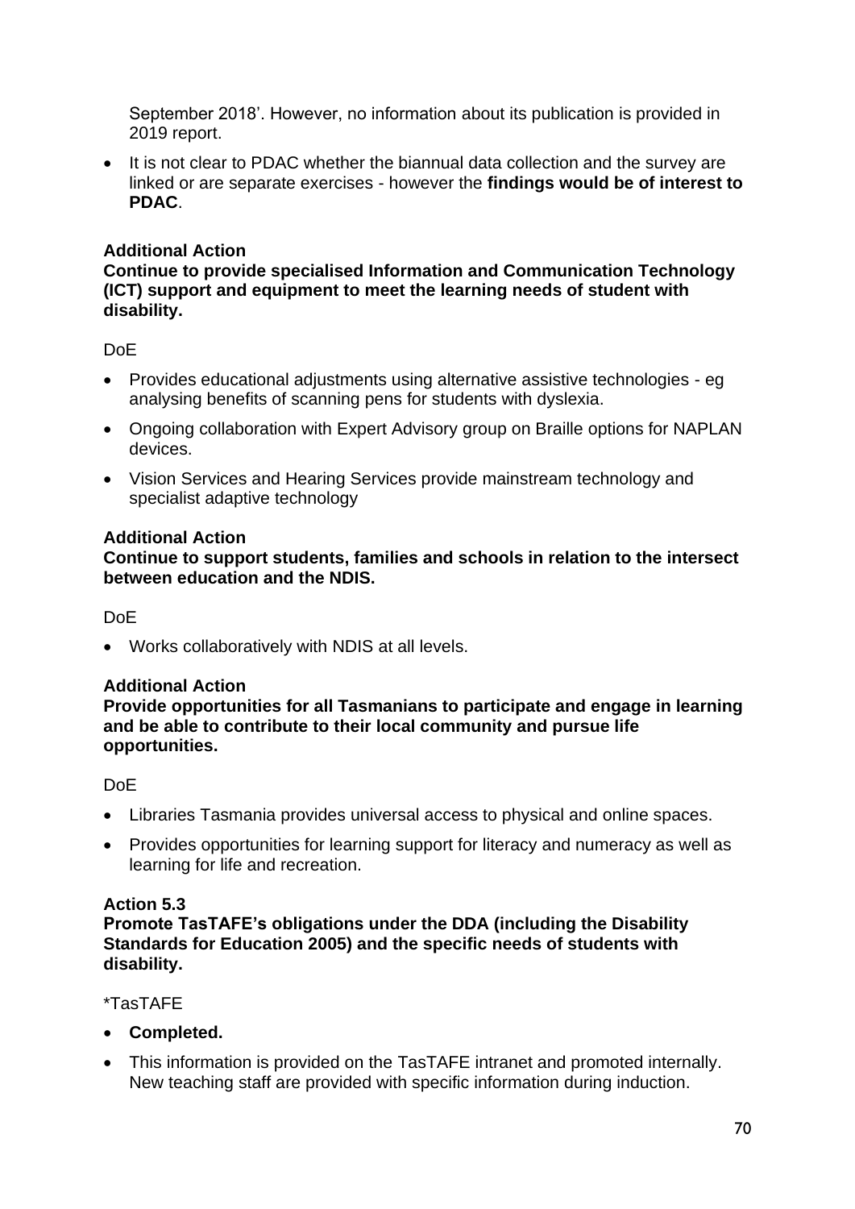September 2018'. However, no information about its publication is provided in 2019 report.

- It is not clear to PDAC whether the biannual data collection and the survey are linked or are separate exercises - however the **findings would be of interest to PDAC**.

**Additional Action**
**Continue to provide specialised Information and Communication Technology (ICT) support and equipment to meet the learning needs of student with disability.**

DoE

- Provides educational adjustments using alternative assistive technologies - eg analysing benefits of scanning pens for students with dyslexia.
- Ongoing collaboration with Expert Advisory group on Braille options for NAPLAN devices.
- Vision Services and Hearing Services provide mainstream technology and specialist adaptive technology

**Additional Action**
**Continue to support students, families and schools in relation to the intersect between education and the NDIS.**

DoE

- Works collaboratively with NDIS at all levels.

**Additional Action**
**Provide opportunities for all Tasmanians to participate and engage in learning and be able to contribute to their local community and pursue life opportunities.**

DoE

- Libraries Tasmania provides universal access to physical and online spaces.
- Provides opportunities for learning support for literacy and numeracy as well as learning for life and recreation.

**Action 5.3**
**Promote TasTAFE's obligations under the DDA (including the Disability Standards for Education 2005) and the specific needs of students with disability.**

*TasTAFE

- **Completed.**
- This information is provided on the TasTAFE intranet and promoted internally. New teaching staff are provided with specific information during induction.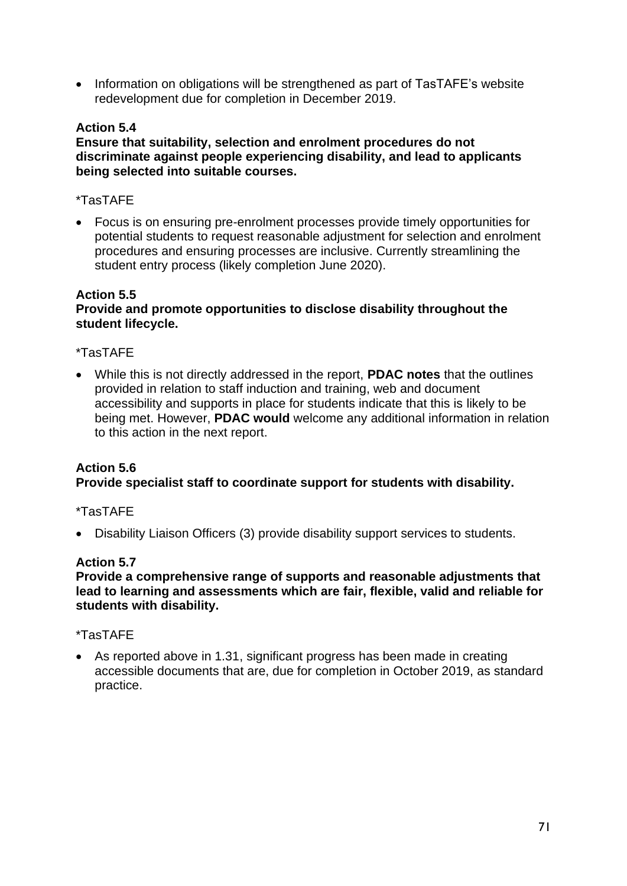- Information on obligations will be strengthened as part of TasTAFE's website redevelopment due for completion in December 2019.

**Action 5.4**
**Ensure that suitability, selection and enrolment procedures do not discriminate against people experiencing disability, and lead to applicants being selected into suitable courses.**

*TasTAFE

- Focus is on ensuring pre-enrolment processes provide timely opportunities for potential students to request reasonable adjustment for selection and enrolment procedures and ensuring processes are inclusive. Currently streamlining the student entry process (likely completion June 2020).

**Action 5.5**
**Provide and promote opportunities to disclose disability throughout the student lifecycle.**

*TasTAFE

- While this is not directly addressed in the report, **PDAC notes** that the outlines provided in relation to staff induction and training, web and document accessibility and supports in place for students indicate that this is likely to be being met. However, **PDAC would** welcome any additional information in relation to this action in the next report.

**Action 5.6**
**Provide specialist staff to coordinate support for students with disability.**

*TasTAFE

- Disability Liaison Officers (3) provide disability support services to students.

**Action 5.7**
**Provide a comprehensive range of supports and reasonable adjustments that lead to learning and assessments which are fair, flexible, valid and reliable for students with disability.**

*TasTAFE

- As reported above in 1.31, significant progress has been made in creating accessible documents that are, due for completion in October 2019, as standard practice.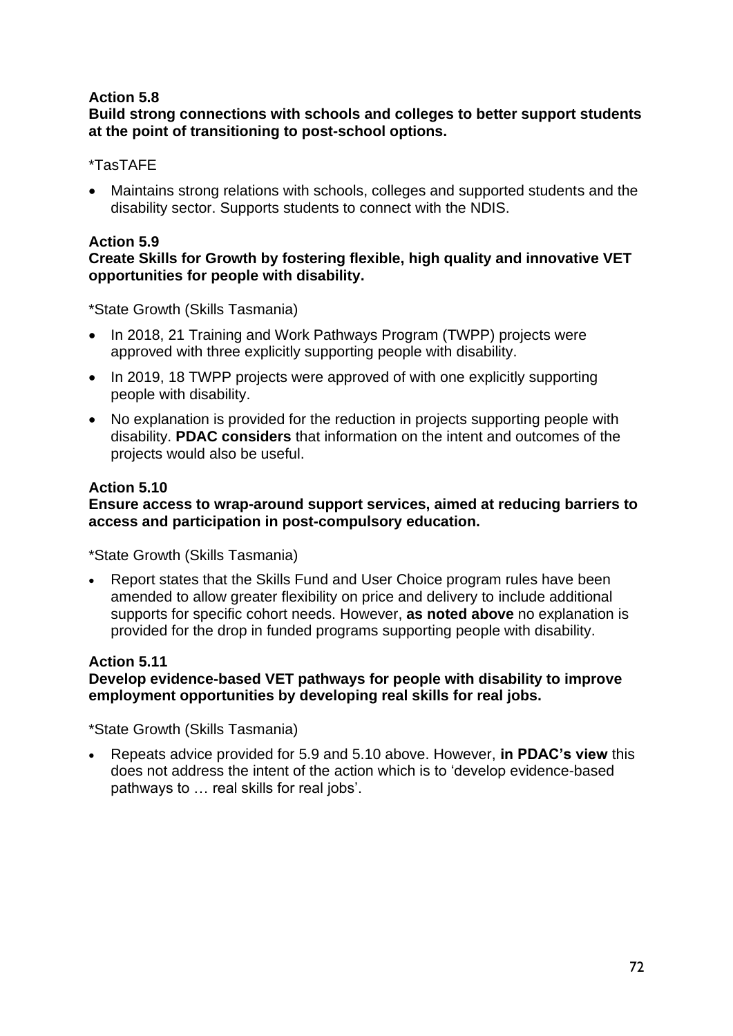**Action 5.8**
**Build strong connections with schools and colleges to better support students at the point of transitioning to post-school options.**

*TasTAFE

- Maintains strong relations with schools, colleges and supported students and the disability sector. Supports students to connect with the NDIS.

**Action 5.9**
**Create Skills for Growth by fostering flexible, high quality and innovative VET opportunities for people with disability.**

*State Growth (Skills Tasmania)

- In 2018, 21 Training and Work Pathways Program (TWPP) projects were approved with three explicitly supporting people with disability.
- In 2019, 18 TWPP projects were approved of with one explicitly supporting people with disability.
- No explanation is provided for the reduction in projects supporting people with disability. **PDAC considers** that information on the intent and outcomes of the projects would also be useful.

**Action 5.10**
**Ensure access to wrap-around support services, aimed at reducing barriers to access and participation in post-compulsory education.**

*State Growth (Skills Tasmania)

- Report states that the Skills Fund and User Choice program rules have been amended to allow greater flexibility on price and delivery to include additional supports for specific cohort needs. However, **as noted above** no explanation is provided for the drop in funded programs supporting people with disability.

**Action 5.11**
**Develop evidence-based VET pathways for people with disability to improve employment opportunities by developing real skills for real jobs.**

*State Growth (Skills Tasmania)

- Repeats advice provided for 5.9 and 5.10 above. However, **in PDAC's view** this does not address the intent of the action which is to 'develop evidence-based pathways to … real skills for real jobs'.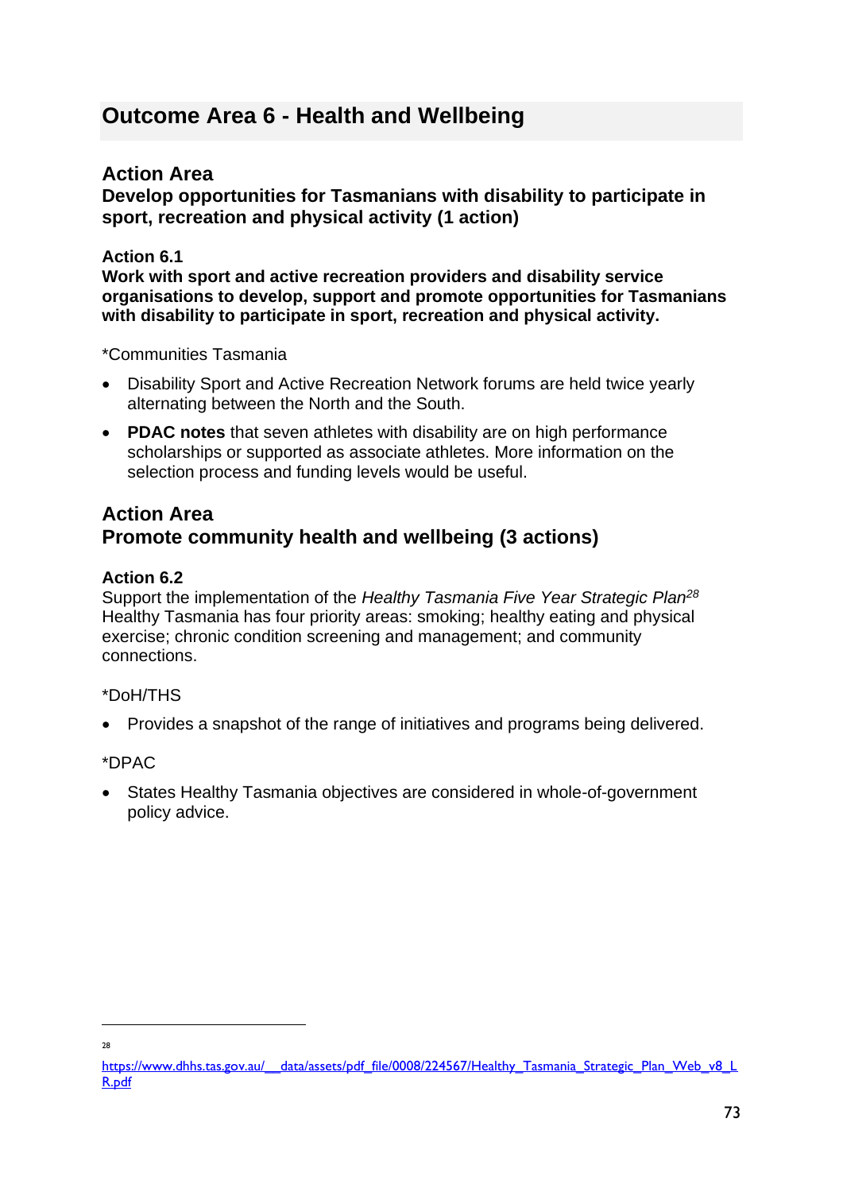## Outcome Area 6 - Health and Wellbeing

### Action Area

### Develop opportunities for Tasmanians with disability to participate in sport, recreation and physical activity (1 action)

**Action 6.1**

**Work with sport and active recreation providers and disability service organisations to develop, support and promote opportunities for Tasmanians with disability to participate in sport, recreation and physical activity.**

*Communities Tasmania

- Disability Sport and Active Recreation Network forums are held twice yearly alternating between the North and the South.
- **PDAC notes** that seven athletes with disability are on high performance scholarships or supported as associate athletes. More information on the selection process and funding levels would be useful.

### Action Area

### Promote community health and wellbeing (3 actions)

**Action 6.2**

Support the implementation of the *Healthy Tasmania Five Year Strategic Plan*[28]
Healthy Tasmania has four priority areas: smoking; healthy eating and physical exercise; chronic condition screening and management; and community connections.

*DoH/THS

- Provides a snapshot of the range of initiatives and programs being delivered.

*DPAC

- States Healthy Tasmania objectives are considered in whole-of-government policy advice.

---

[28] https://www.dhhs.tas.gov.au/__data/assets/pdf_file/0008/224567/Healthy_Tasmania_Strategic_Plan_Web_v8_LR.pdf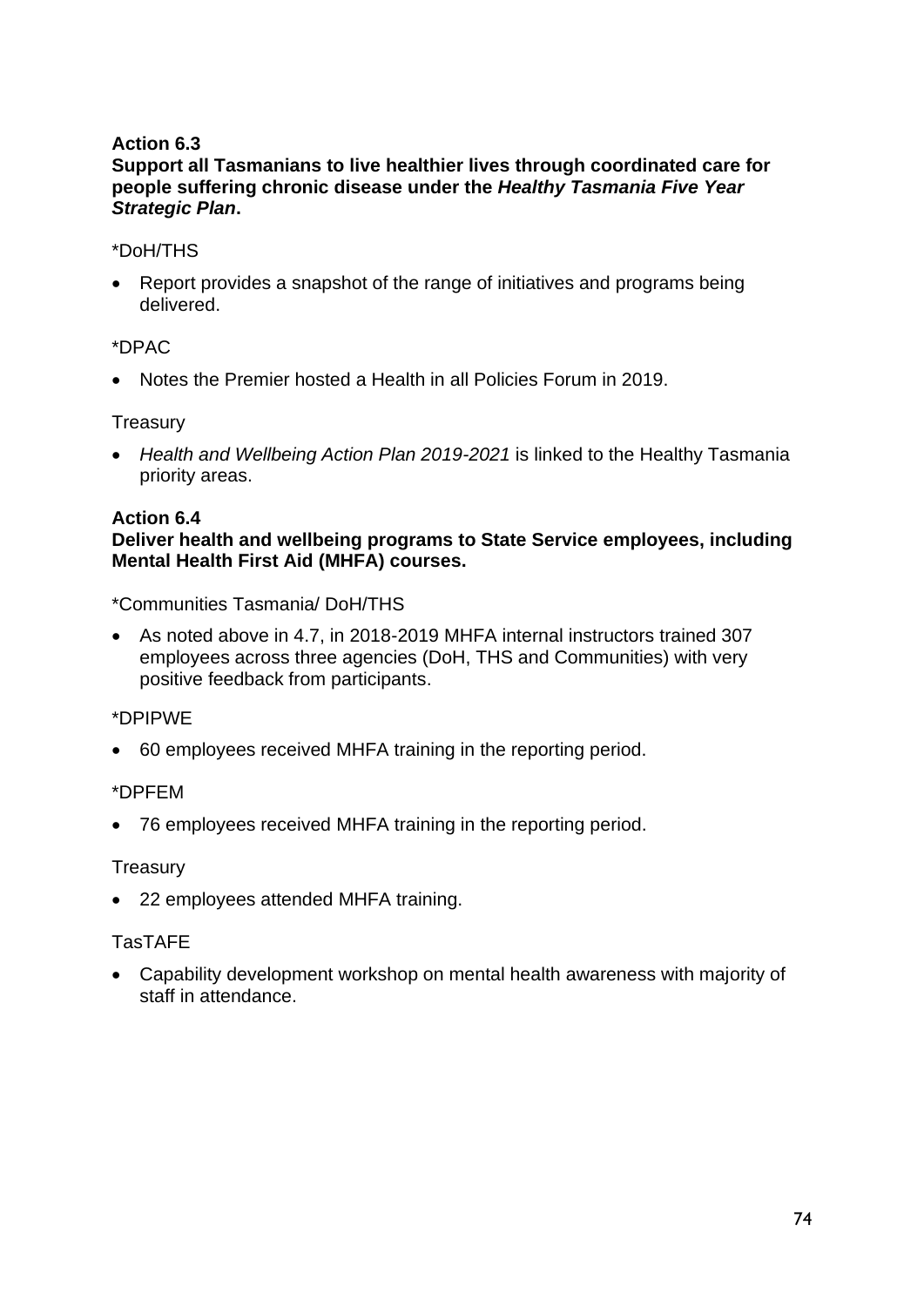**Action 6.3**
**Support all Tasmanians to live healthier lives through coordinated care for people suffering chronic disease under the *Healthy Tasmania Five Year Strategic Plan*.**

*DoH/THS

- Report provides a snapshot of the range of initiatives and programs being delivered.

*DPAC

- Notes the Premier hosted a Health in all Policies Forum in 2019.

Treasury

- *Health and Wellbeing Action Plan 2019-2021* is linked to the Healthy Tasmania priority areas.

**Action 6.4**
**Deliver health and wellbeing programs to State Service employees, including Mental Health First Aid (MHFA) courses.**

*Communities Tasmania/ DoH/THS

- As noted above in 4.7, in 2018-2019 MHFA internal instructors trained 307 employees across three agencies (DoH, THS and Communities) with very positive feedback from participants.

*DPIPWE

- 60 employees received MHFA training in the reporting period.

*DPFEM

- 76 employees received MHFA training in the reporting period.

Treasury

- 22 employees attended MHFA training.

TasTAFE

- Capability development workshop on mental health awareness with majority of staff in attendance.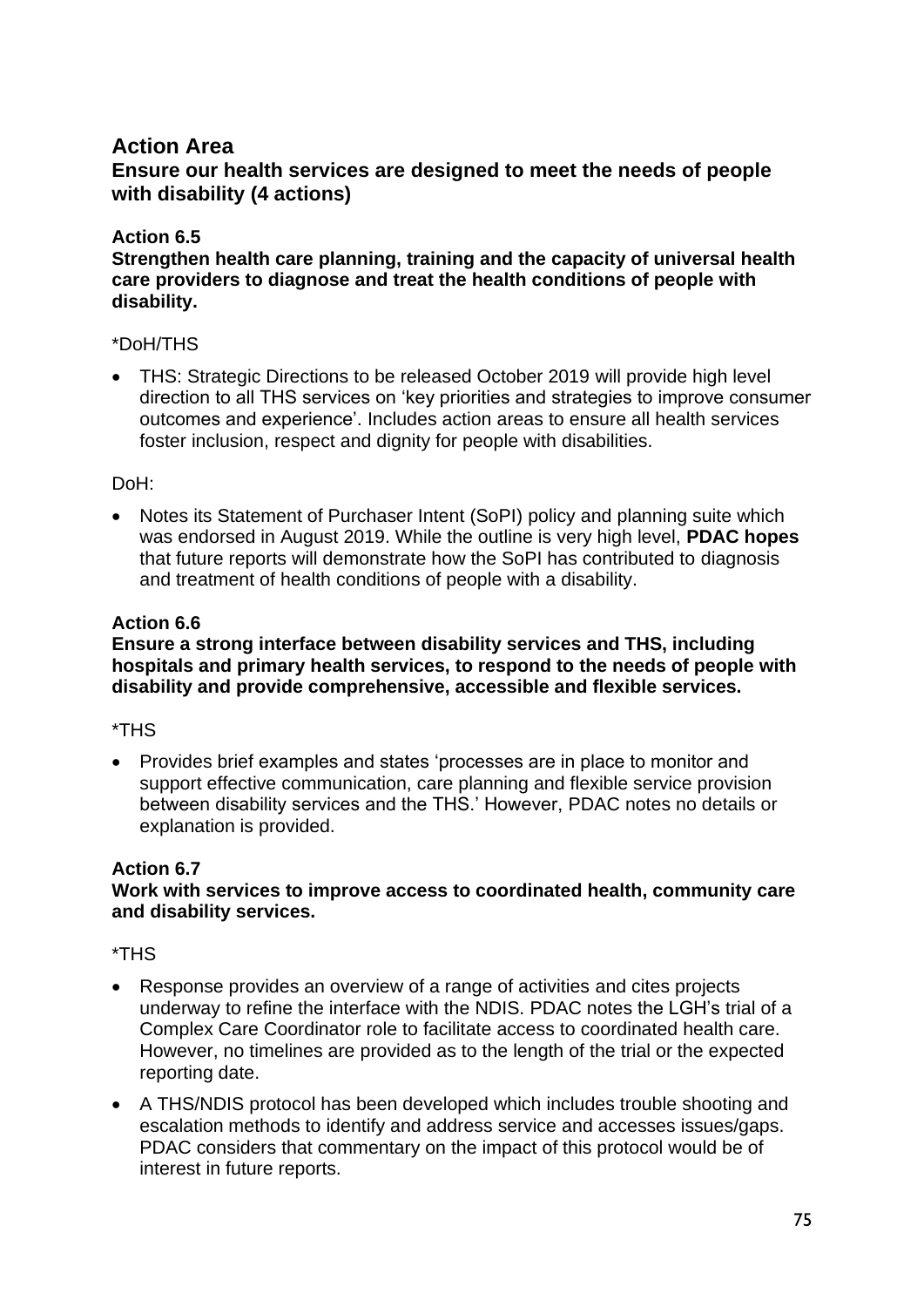## Action Area

### Ensure our health services are designed to meet the needs of people with disability (4 actions)

**Action 6.5**
**Strengthen health care planning, training and the capacity of universal health care providers to diagnose and treat the health conditions of people with disability.**

*DoH/THS

- THS: Strategic Directions to be released October 2019 will provide high level direction to all THS services on 'key priorities and strategies to improve consumer outcomes and experience'. Includes action areas to ensure all health services foster inclusion, respect and dignity for people with disabilities.

DoH:

- Notes its Statement of Purchaser Intent (SoPI) policy and planning suite which was endorsed in August 2019. While the outline is very high level, **PDAC hopes** that future reports will demonstrate how the SoPI has contributed to diagnosis and treatment of health conditions of people with a disability.

**Action 6.6**
**Ensure a strong interface between disability services and THS, including hospitals and primary health services, to respond to the needs of people with disability and provide comprehensive, accessible and flexible services.**

*THS

- Provides brief examples and states 'processes are in place to monitor and support effective communication, care planning and flexible service provision between disability services and the THS.' However, PDAC notes no details or explanation is provided.

**Action 6.7**
**Work with services to improve access to coordinated health, community care and disability services.**

*THS

- Response provides an overview of a range of activities and cites projects underway to refine the interface with the NDIS. PDAC notes the LGH's trial of a Complex Care Coordinator role to facilitate access to coordinated health care. However, no timelines are provided as to the length of the trial or the expected reporting date.
- A THS/NDIS protocol has been developed which includes trouble shooting and escalation methods to identify and address service and accesses issues/gaps. PDAC considers that commentary on the impact of this protocol would be of interest in future reports.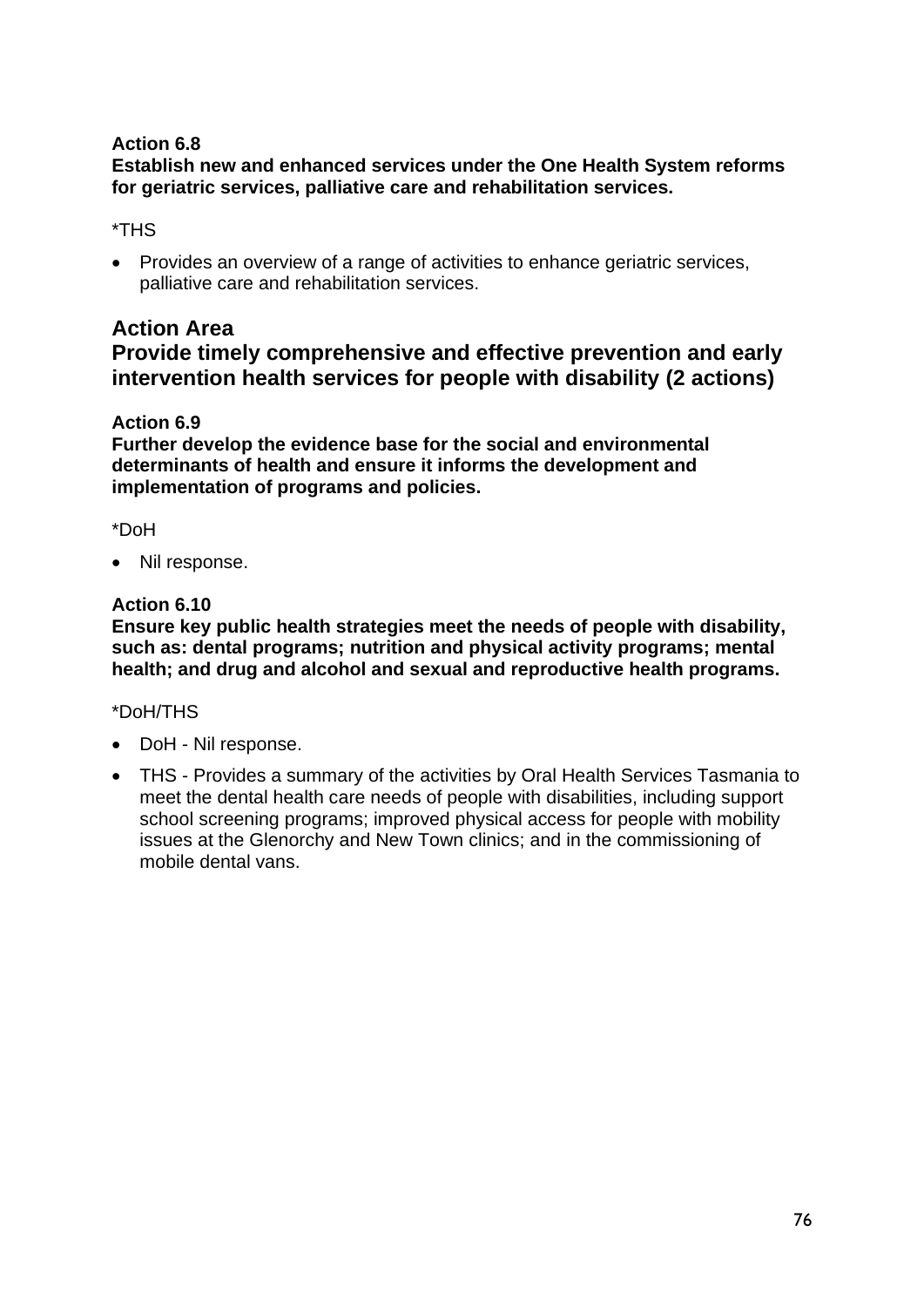**Action 6.8**
**Establish new and enhanced services under the One Health System reforms for geriatric services, palliative care and rehabilitation services.**

*THS

- Provides an overview of a range of activities to enhance geriatric services, palliative care and rehabilitation services.

## Action Area
## Provide timely comprehensive and effective prevention and early intervention health services for people with disability (2 actions)

**Action 6.9**
**Further develop the evidence base for the social and environmental determinants of health and ensure it informs the development and implementation of programs and policies.**

*DoH

- Nil response.

**Action 6.10**
**Ensure key public health strategies meet the needs of people with disability, such as: dental programs; nutrition and physical activity programs; mental health; and drug and alcohol and sexual and reproductive health programs.**

*DoH/THS

- DoH - Nil response.
- THS - Provides a summary of the activities by Oral Health Services Tasmania to meet the dental health care needs of people with disabilities, including support school screening programs; improved physical access for people with mobility issues at the Glenorchy and New Town clinics; and in the commissioning of mobile dental vans.